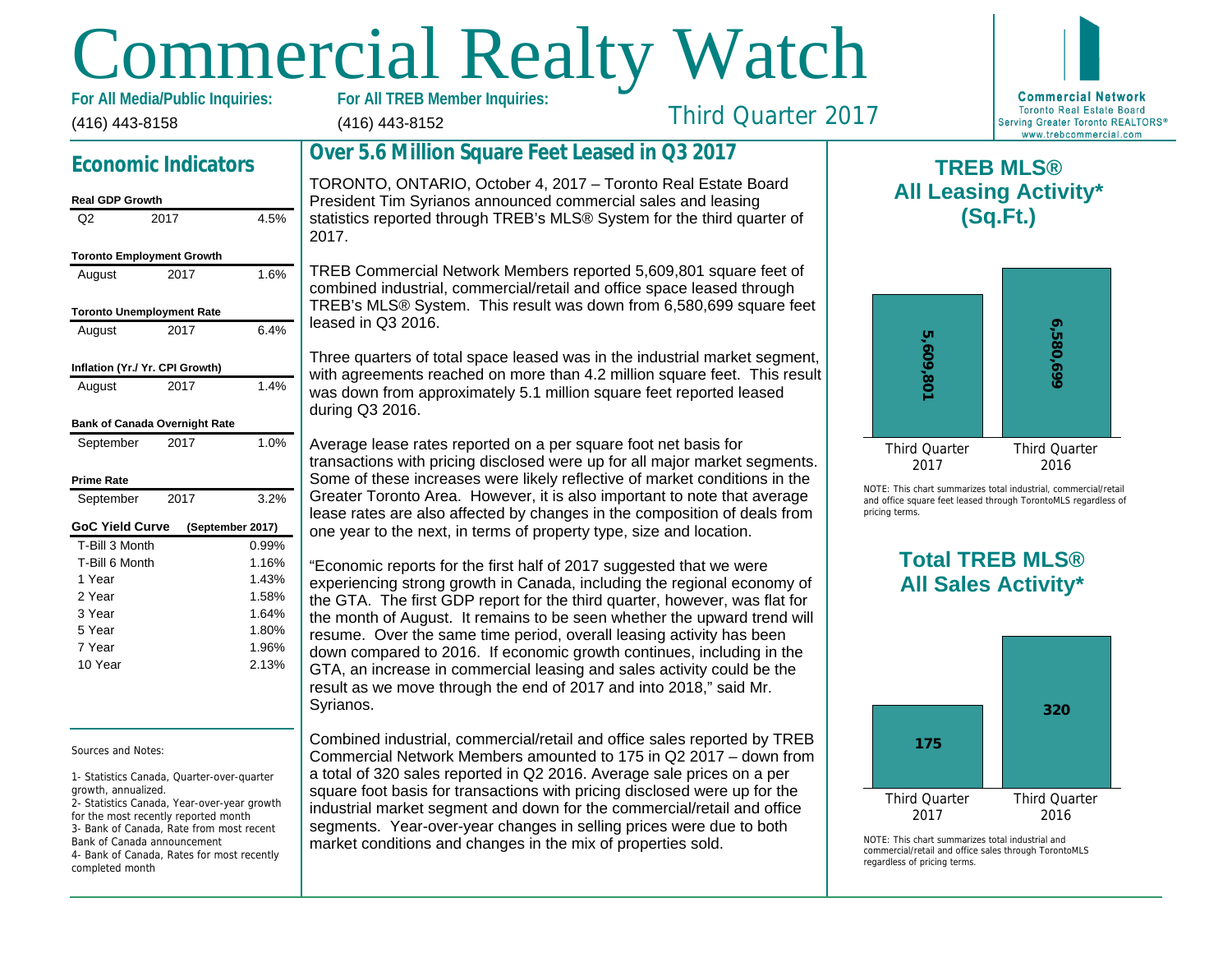# Commercial Realty Watch

**For All Media/Public Inquiries:**
(416) 443-8158

**For All TREB Member Inquiries:**
(416) 443-8152

Third Quarter 2017

**Commercial Network**
Toronto Real Estate Board
Serving Greater Toronto REALTORS®
www.trebcommercial.com

## Economic Indicators

**Real GDP Growth**

| Q2 | 2017 | 4.5% |
|---|---|---|

**Toronto Employment Growth**

| August | 2017 | 1.6% |
|---|---|---|

**Toronto Unemployment Rate**

| August | 2017 | 6.4% |
|---|---|---|

**Inflation (Yr./ Yr. CPI Growth)**

| August | 2017 | 1.4% |
|---|---|---|

**Bank of Canada Overnight Rate**

| September | 2017 | 1.0% |
|---|---|---|

**Prime Rate**

| September | 2017 | 3.2% |
|---|---|---|

**GoC Yield Curve (September 2017)**

| Term | Rate |
|---|---|
| T-Bill 3 Month | 0.99% |
| T-Bill 6 Month | 1.16% |
| 1 Year | 1.43% |
| 2 Year | 1.58% |
| 3 Year | 1.64% |
| 5 Year | 1.80% |
| 7 Year | 1.96% |
| 10 Year | 2.13% |

Sources and Notes:

1- Statistics Canada, Quarter-over-quarter growth, annualized.
2- Statistics Canada, Year-over-year growth for the most recently reported month
3- Bank of Canada, Rate from most recent Bank of Canada announcement
4- Bank of Canada, Rates for most recently completed month

## Over 5.6 Million Square Feet Leased in Q3 2017

TORONTO, ONTARIO, October 4, 2017 – Toronto Real Estate Board President Tim Syrianos announced commercial sales and leasing statistics reported through TREB's MLS® System for the third quarter of 2017.

TREB Commercial Network Members reported 5,609,801 square feet of combined industrial, commercial/retail and office space leased through TREB's MLS® System. This result was down from 6,580,699 square feet leased in Q3 2016.

Three quarters of total space leased was in the industrial market segment, with agreements reached on more than 4.2 million square feet. This result was down from approximately 5.1 million square feet reported leased during Q3 2016.

Average lease rates reported on a per square foot net basis for transactions with pricing disclosed were up for all major market segments. Some of these increases were likely reflective of market conditions in the Greater Toronto Area. However, it is also important to note that average lease rates are also affected by changes in the composition of deals from one year to the next, in terms of property type, size and location.

"Economic reports for the first half of 2017 suggested that we were experiencing strong growth in Canada, including the regional economy of the GTA. The first GDP report for the third quarter, however, was flat for the month of August. It remains to be seen whether the upward trend will resume. Over the same time period, overall leasing activity has been down compared to 2016. If economic growth continues, including in the GTA, an increase in commercial leasing and sales activity could be the result as we move through the end of 2017 and into 2018," said Mr. Syrianos.

Combined industrial, commercial/retail and office sales reported by TREB Commercial Network Members amounted to 175 in Q2 2017 – down from a total of 320 sales reported in Q2 2016. Average sale prices on a per square foot basis for transactions with pricing disclosed were up for the industrial market segment and down for the commercial/retail and office segments. Year-over-year changes in selling prices were due to both market conditions and changes in the mix of properties sold.

## TREB MLS® All Leasing Activity* (Sq.Ft.)

| Third Quarter 2017 | Third Quarter 2016 |
|---|---|
| 5,609,801 | 6,580,699 |

NOTE: This chart summarizes total industrial, commercial/retail and office square feet leased through TorontoMLS regardless of pricing terms.

## Total TREB MLS® All Sales Activity*

| Third Quarter 2017 | Third Quarter 2016 |
|---|---|
| 175 | 320 |

NOTE: This chart summarizes total industrial and commercial/retail and office sales through TorontoMLS regardless of pricing terms.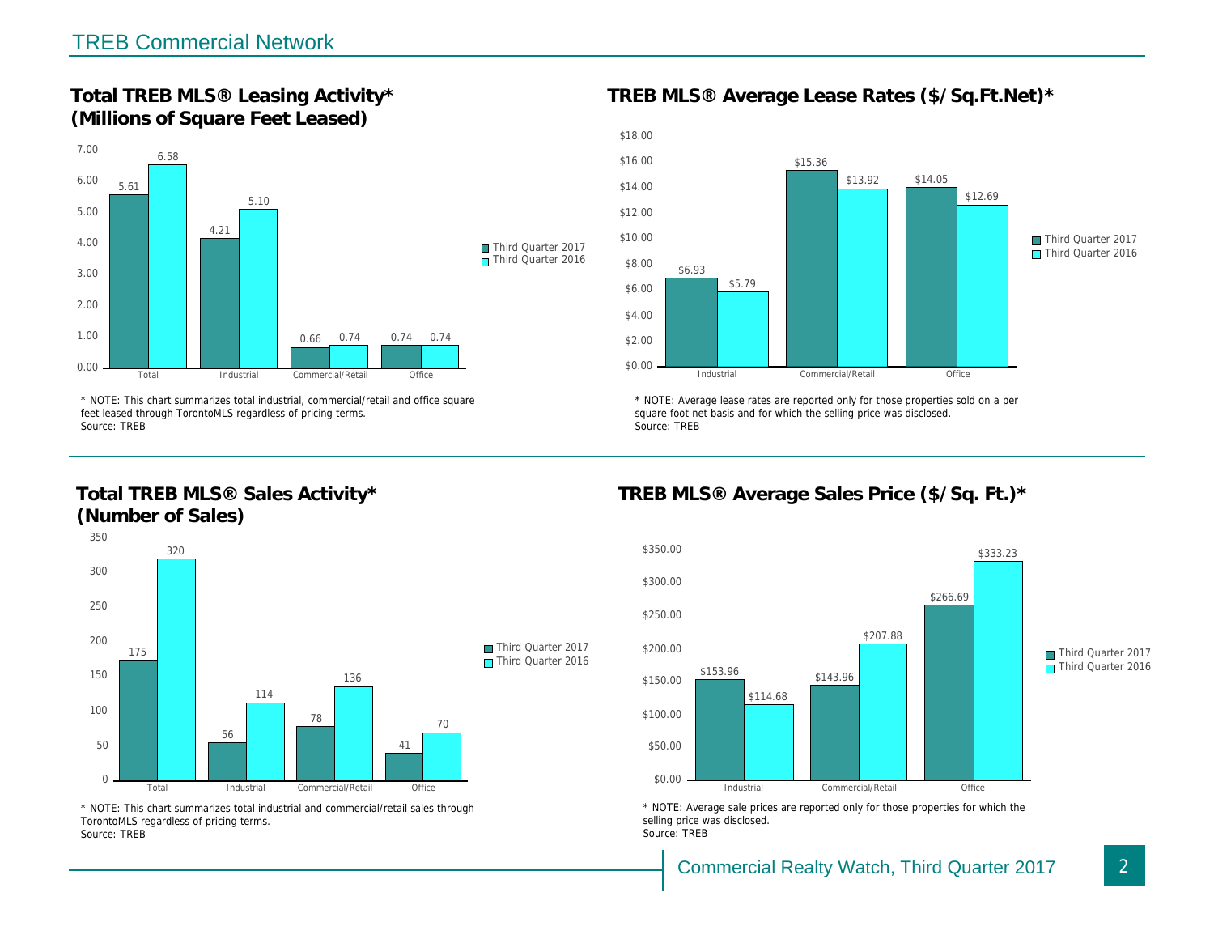## Total TREB MLS® Leasing Activity* (Millions of Square Feet Leased)

| | Third Quarter 2017 | Third Quarter 2016 |
|---|---|---|
| Total | 5.61 | 6.58 |
| Industrial | 4.21 | 5.10 |
| Commercial/Retail | 0.66 | 0.74 |
| Office | 0.74 | 0.74 |

* NOTE: This chart summarizes total industrial, commercial/retail and office square feet leased through TorontoMLS regardless of pricing terms.
Source: TREB

## TREB MLS® Average Lease Rates ($/Sq.Ft.Net)*

| | Third Quarter 2017 | Third Quarter 2016 |
|---|---|---|
| Industrial | $6.93 | $5.79 |
| Commercial/Retail | $15.36 | $13.92 |
| Office | $14.05 | $12.69 |

* NOTE: Average lease rates are reported only for those properties sold on a per square foot net basis and for which the selling price was disclosed.
Source: TREB

## Total TREB MLS® Sales Activity* (Number of Sales)

| | Third Quarter 2017 | Third Quarter 2016 |
|---|---|---|
| Total | 175 | 320 |
| Industrial | 56 | 114 |
| Commercial/Retail | 78 | 136 |
| Office | 41 | 70 |

* NOTE: This chart summarizes total industrial and commercial/retail sales through TorontoMLS regardless of pricing terms.
Source: TREB

## TREB MLS® Average Sales Price ($/Sq. Ft.)*

| | Third Quarter 2017 | Third Quarter 2016 |
|---|---|---|
| Industrial | $153.96 | $114.68 |
| Commercial/Retail | $143.96 | $207.88 |
| Office | $266.69 | $333.23 |

* NOTE: Average sale prices are reported only for those properties for which the selling price was disclosed.
Source: TREB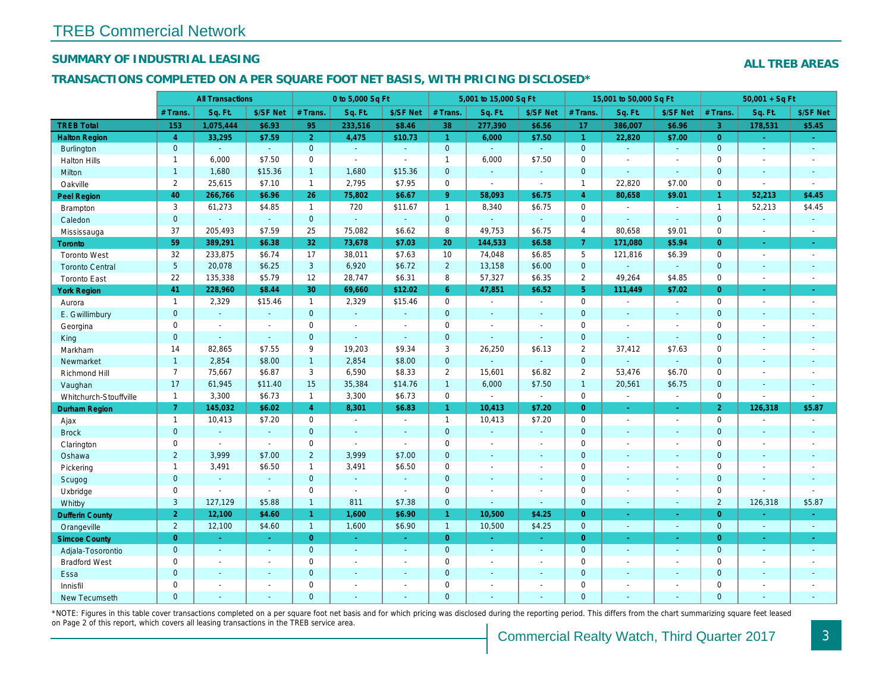# TREB Commercial Network

## SUMMARY OF INDUSTRIAL LEASING

**ALL TREB AREAS**

### TRANSACTIONS COMPLETED ON A PER SQUARE FOOT NET BASIS, WITH PRICING DISCLOSED*

| | All Transactions | | | 0 to 5,000 Sq Ft | | | 5,001 to 15,000 Sq Ft | | | 15,001 to 50,000 Sq Ft | | | 50,001 + Sq Ft | | |
|---|---|---|---|---|---|---|---|---|---|---|---|---|---|---|---|
| | # Trans. | Sq. Ft. | $/SF Net | # Trans. | Sq. Ft. | $/SF Net | # Trans. | Sq. Ft. | $/SF Net | # Trans. | Sq. Ft. | $/SF Net | # Trans. | Sq. Ft. | $/SF Net |
| **TREB Total** | **153** | **1,075,444** | **$6.93** | **95** | **233,516** | **$8.46** | **38** | **277,390** | **$6.56** | **17** | **386,007** | **$6.96** | **3** | **178,531** | **$5.45** |
| **Halton Region** | **4** | **33,295** | **$7.59** | **2** | **4,475** | **$10.73** | **1** | **6,000** | **$7.50** | **1** | **22,820** | **$7.00** | **0** | **-** | **-** |
| Burlington | 0 | - | - | 0 | - | - | 0 | - | - | 0 | - | - | 0 | - | - |
| Halton Hills | 1 | 6,000 | $7.50 | 0 | - | - | 1 | 6,000 | $7.50 | 0 | - | - | 0 | - | - |
| Milton | 1 | 1,680 | $15.36 | 1 | 1,680 | $15.36 | 0 | - | - | 0 | - | - | 0 | - | - |
| Oakville | 2 | 25,615 | $7.10 | 1 | 2,795 | $7.95 | 0 | - | - | 1 | 22,820 | $7.00 | 0 | - | - |
| **Peel Region** | **40** | **266,766** | **$6.96** | **26** | **75,802** | **$6.67** | **9** | **58,093** | **$6.75** | **4** | **80,658** | **$9.01** | **1** | **52,213** | **$4.45** |
| Brampton | 3 | 61,273 | $4.85 | 1 | 720 | $11.67 | 1 | 8,340 | $6.75 | 0 | - | - | 1 | 52,213 | $4.45 |
| Caledon | 0 | - | - | 0 | - | - | 0 | - | - | 0 | - | - | 0 | - | - |
| Mississauga | 37 | 205,493 | $7.59 | 25 | 75,082 | $6.62 | 8 | 49,753 | $6.75 | 4 | 80,658 | $9.01 | 0 | - | - |
| **Toronto** | **59** | **389,291** | **$6.38** | **32** | **73,678** | **$7.03** | **20** | **144,533** | **$6.58** | **7** | **171,080** | **$5.94** | **0** | **-** | **-** |
| Toronto West | 32 | 233,875 | $6.74 | 17 | 38,011 | $7.63 | 10 | 74,048 | $6.85 | 5 | 121,816 | $6.39 | 0 | - | - |
| Toronto Central | 5 | 20,078 | $6.25 | 3 | 6,920 | $6.72 | 2 | 13,158 | $6.00 | 0 | - | - | 0 | - | - |
| Toronto East | 22 | 135,338 | $5.79 | 12 | 28,747 | $6.31 | 8 | 57,327 | $6.35 | 2 | 49,264 | $4.85 | 0 | - | - |
| **York Region** | **41** | **228,960** | **$8.44** | **30** | **69,660** | **$12.02** | **6** | **47,851** | **$6.52** | **5** | **111,449** | **$7.02** | **0** | **-** | **-** |
| Aurora | 1 | 2,329 | $15.46 | 1 | 2,329 | $15.46 | 0 | - | - | 0 | - | - | 0 | - | - |
| E. Gwillimbury | 0 | - | - | 0 | - | - | 0 | - | - | 0 | - | - | 0 | - | - |
| Georgina | 0 | - | - | 0 | - | - | 0 | - | - | 0 | - | - | 0 | - | - |
| King | 0 | - | - | 0 | - | - | 0 | - | - | 0 | - | - | 0 | - | - |
| Markham | 14 | 82,865 | $7.55 | 9 | 19,203 | $9.34 | 3 | 26,250 | $6.13 | 2 | 37,412 | $7.63 | 0 | - | - |
| Newmarket | 1 | 2,854 | $8.00 | 1 | 2,854 | $8.00 | 0 | - | - | 0 | - | - | 0 | - | - |
| Richmond Hill | 7 | 75,667 | $6.87 | 3 | 6,590 | $8.33 | 2 | 15,601 | $6.82 | 2 | 53,476 | $6.70 | 0 | - | - |
| Vaughan | 17 | 61,945 | $11.40 | 15 | 35,384 | $14.76 | 1 | 6,000 | $7.50 | 1 | 20,561 | $6.75 | 0 | - | - |
| Whitchurch-Stouffville | 1 | 3,300 | $6.73 | 1 | 3,300 | $6.73 | 0 | - | - | 0 | - | - | 0 | - | - |
| **Durham Region** | **7** | **145,032** | **$6.02** | **4** | **8,301** | **$6.83** | **1** | **10,413** | **$7.20** | **0** | **-** | **-** | **2** | **126,318** | **$5.87** |
| Ajax | 1 | 10,413 | $7.20 | 0 | - | - | 1 | 10,413 | $7.20 | 0 | - | - | 0 | - | - |
| Brock | 0 | - | - | 0 | - | - | 0 | - | - | 0 | - | - | 0 | - | - |
| Clarington | 0 | - | - | 0 | - | - | 0 | - | - | 0 | - | - | 0 | - | - |
| Oshawa | 2 | 3,999 | $7.00 | 2 | 3,999 | $7.00 | 0 | - | - | 0 | - | - | 0 | - | - |
| Pickering | 1 | 3,491 | $6.50 | 1 | 3,491 | $6.50 | 0 | - | - | 0 | - | - | 0 | - | - |
| Scugog | 0 | - | - | 0 | - | - | 0 | - | - | 0 | - | - | 0 | - | - |
| Uxbridge | 0 | - | - | 0 | - | - | 0 | - | - | 0 | - | - | 0 | - | - |
| Whitby | 3 | 127,129 | $5.88 | 1 | 811 | $7.38 | 0 | - | - | 0 | - | - | 2 | 126,318 | $5.87 |
| **Dufferin County** | **2** | **12,100** | **$4.60** | **1** | **1,600** | **$6.90** | **1** | **10,500** | **$4.25** | **0** | **-** | **-** | **0** | **-** | **-** |
| Orangeville | 2 | 12,100 | $4.60 | 1 | 1,600 | $6.90 | 1 | 10,500 | $4.25 | 0 | - | - | 0 | - | - |
| **Simcoe County** | **0** | **-** | **-** | **0** | **-** | **-** | **0** | **-** | **-** | **0** | **-** | **-** | **0** | **-** | **-** |
| Adjala-Tosorontio | 0 | - | - | 0 | - | - | 0 | - | - | 0 | - | - | 0 | - | - |
| Bradford West | 0 | - | - | 0 | - | - | 0 | - | - | 0 | - | - | 0 | - | - |
| Essa | 0 | - | - | 0 | - | - | 0 | - | - | 0 | - | - | 0 | - | - |
| Innisfil | 0 | - | - | 0 | - | - | 0 | - | - | 0 | - | - | 0 | - | - |
| New Tecumseth | 0 | - | - | 0 | - | - | 0 | - | - | 0 | - | - | 0 | - | - |

*NOTE: Figures in this table cover transactions completed on a per square foot net basis and for which pricing was disclosed during the reporting period. This differs from the chart summarizing square feet leased on Page 2 of this report, which covers all leasing transactions in the TREB service area.

Commercial Realty Watch, Third Quarter 2017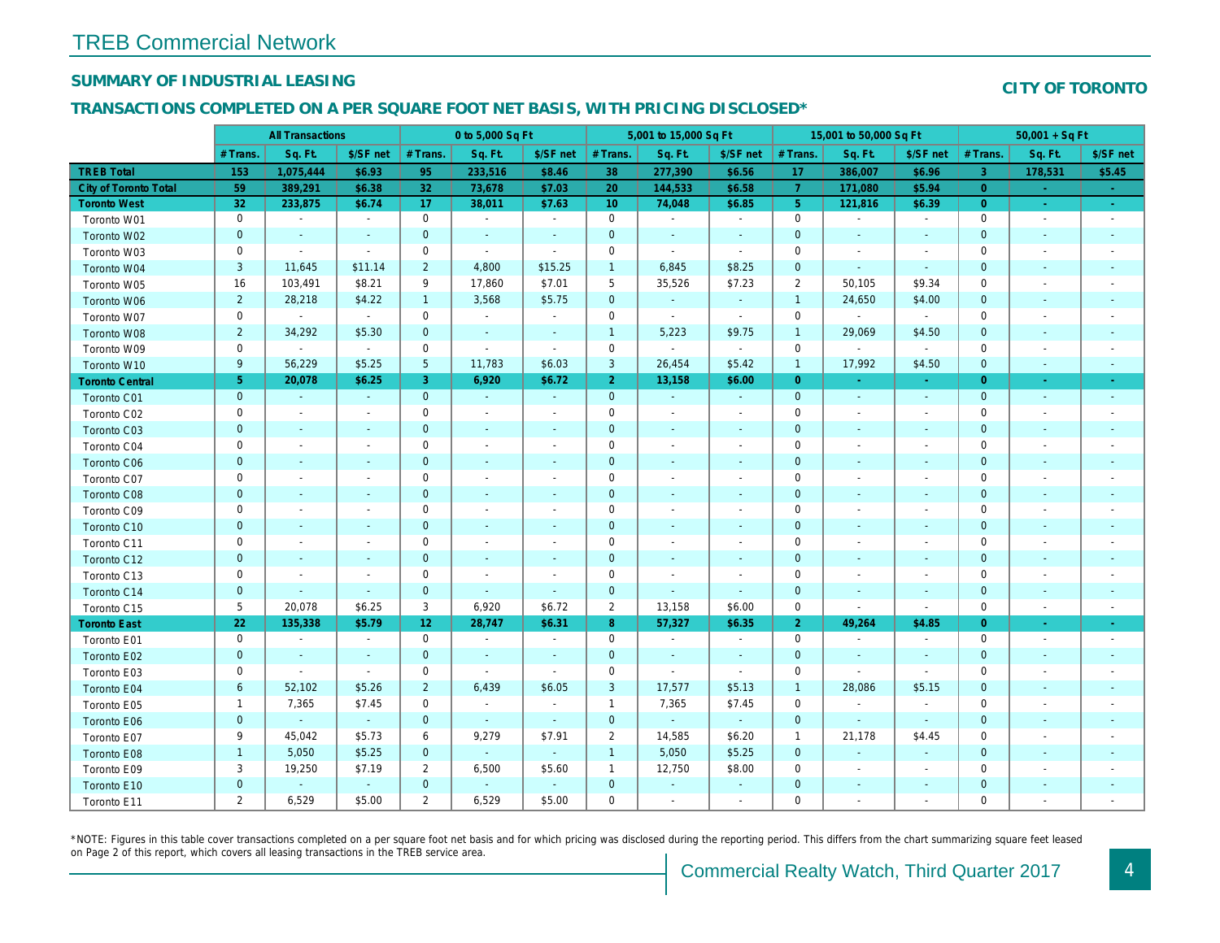# TREB Commercial Network

## SUMMARY OF INDUSTRIAL LEASING

## CITY OF TORONTO

### TRANSACTIONS COMPLETED ON A PER SQUARE FOOT NET BASIS, WITH PRICING DISCLOSED*

| | All Transactions | | | 0 to 5,000 Sq Ft | | | 5,001 to 15,000 Sq Ft | | | 15,001 to 50,000 Sq Ft | | | 50,001 + Sq Ft | | |
|---|---|---|---|---|---|---|---|---|---|---|---|---|---|---|---|
| | # Trans. | Sq. Ft. | $/SF net | # Trans. | Sq. Ft. | $/SF net | # Trans. | Sq. Ft. | $/SF net | # Trans. | Sq. Ft. | $/SF net | # Trans. | Sq. Ft. | $/SF net |
| **TREB Total** | **153** | **1,075,444** | **$6.93** | **95** | **233,516** | **$8.46** | **38** | **277,390** | **$6.56** | **17** | **386,007** | **$6.96** | **3** | **178,531** | **$5.45** |
| **City of Toronto Total** | **59** | **389,291** | **$6.38** | **32** | **73,678** | **$7.03** | **20** | **144,533** | **$6.58** | **7** | **171,080** | **$5.94** | **0** | **-** | **-** |
| **Toronto West** | **32** | **233,875** | **$6.74** | **17** | **38,011** | **$7.63** | **10** | **74,048** | **$6.85** | **5** | **121,816** | **$6.39** | **0** | **-** | **-** |
| Toronto W01 | 0 | - | - | 0 | - | - | 0 | - | - | 0 | - | - | 0 | - | - |
| Toronto W02 | 0 | - | - | 0 | - | - | 0 | - | - | 0 | - | - | 0 | - | - |
| Toronto W03 | 0 | - | - | 0 | - | - | 0 | - | - | 0 | - | - | 0 | - | - |
| Toronto W04 | 3 | 11,645 | $11.14 | 2 | 4,800 | $15.25 | 1 | 6,845 | $8.25 | 0 | - | - | 0 | - | - |
| Toronto W05 | 16 | 103,491 | $8.21 | 9 | 17,860 | $7.01 | 5 | 35,526 | $7.23 | 2 | 50,105 | $9.34 | 0 | - | - |
| Toronto W06 | 2 | 28,218 | $4.22 | 1 | 3,568 | $5.75 | 0 | - | - | 1 | 24,650 | $4.00 | 0 | - | - |
| Toronto W07 | 0 | - | - | 0 | - | - | 0 | - | - | 0 | - | - | 0 | - | - |
| Toronto W08 | 2 | 34,292 | $5.30 | 0 | - | - | 1 | 5,223 | $9.75 | 1 | 29,069 | $4.50 | 0 | - | - |
| Toronto W09 | 0 | - | - | 0 | - | - | 0 | - | - | 0 | - | - | 0 | - | - |
| Toronto W10 | 9 | 56,229 | $5.25 | 5 | 11,783 | $6.03 | 3 | 26,454 | $5.42 | 1 | 17,992 | $4.50 | 0 | - | - |
| **Toronto Central** | **5** | **20,078** | **$6.25** | **3** | **6,920** | **$6.72** | **2** | **13,158** | **$6.00** | **0** | **-** | **-** | **0** | **-** | **-** |
| Toronto C01 | 0 | - | - | 0 | - | - | 0 | - | - | 0 | - | - | 0 | - | - |
| Toronto C02 | 0 | - | - | 0 | - | - | 0 | - | - | 0 | - | - | 0 | - | - |
| Toronto C03 | 0 | - | - | 0 | - | - | 0 | - | - | 0 | - | - | 0 | - | - |
| Toronto C04 | 0 | - | - | 0 | - | - | 0 | - | - | 0 | - | - | 0 | - | - |
| Toronto C06 | 0 | - | - | 0 | - | - | 0 | - | - | 0 | - | - | 0 | - | - |
| Toronto C07 | 0 | - | - | 0 | - | - | 0 | - | - | 0 | - | - | 0 | - | - |
| Toronto C08 | 0 | - | - | 0 | - | - | 0 | - | - | 0 | - | - | 0 | - | - |
| Toronto C09 | 0 | - | - | 0 | - | - | 0 | - | - | 0 | - | - | 0 | - | - |
| Toronto C10 | 0 | - | - | 0 | - | - | 0 | - | - | 0 | - | - | 0 | - | - |
| Toronto C11 | 0 | - | - | 0 | - | - | 0 | - | - | 0 | - | - | 0 | - | - |
| Toronto C12 | 0 | - | - | 0 | - | - | 0 | - | - | 0 | - | - | 0 | - | - |
| Toronto C13 | 0 | - | - | 0 | - | - | 0 | - | - | 0 | - | - | 0 | - | - |
| Toronto C14 | 0 | - | - | 0 | - | - | 0 | - | - | 0 | - | - | 0 | - | - |
| Toronto C15 | 5 | 20,078 | $6.25 | 3 | 6,920 | $6.72 | 2 | 13,158 | $6.00 | 0 | - | - | 0 | - | - |
| **Toronto East** | **22** | **135,338** | **$5.79** | **12** | **28,747** | **$6.31** | **8** | **57,327** | **$6.35** | **2** | **49,264** | **$4.85** | **0** | **-** | **-** |
| Toronto E01 | 0 | - | - | 0 | - | - | 0 | - | - | 0 | - | - | 0 | - | - |
| Toronto E02 | 0 | - | - | 0 | - | - | 0 | - | - | 0 | - | - | 0 | - | - |
| Toronto E03 | 0 | - | - | 0 | - | - | 0 | - | - | 0 | - | - | 0 | - | - |
| Toronto E04 | 6 | 52,102 | $5.26 | 2 | 6,439 | $6.05 | 3 | 17,577 | $5.13 | 1 | 28,086 | $5.15 | 0 | - | - |
| Toronto E05 | 1 | 7,365 | $7.45 | 0 | - | - | 1 | 7,365 | $7.45 | 0 | - | - | 0 | - | - |
| Toronto E06 | 0 | - | - | 0 | - | - | 0 | - | - | 0 | - | - | 0 | - | - |
| Toronto E07 | 9 | 45,042 | $5.73 | 6 | 9,279 | $7.91 | 2 | 14,585 | $6.20 | 1 | 21,178 | $4.45 | 0 | - | - |
| Toronto E08 | 1 | 5,050 | $5.25 | 0 | - | - | 1 | 5,050 | $5.25 | 0 | - | - | 0 | - | - |
| Toronto E09 | 3 | 19,250 | $7.19 | 2 | 6,500 | $5.60 | 1 | 12,750 | $8.00 | 0 | - | - | 0 | - | - |
| Toronto E10 | 0 | - | - | 0 | - | - | 0 | - | - | 0 | - | - | 0 | - | - |
| Toronto E11 | 2 | 6,529 | $5.00 | 2 | 6,529 | $5.00 | 0 | - | - | 0 | - | - | 0 | - | - |

*NOTE: Figures in this table cover transactions completed on a per square foot net basis and for which pricing was disclosed during the reporting period. This differs from the chart summarizing square feet leased on Page 2 of this report, which covers all leasing transactions in the TREB service area.

Commercial Realty Watch, Third Quarter 2017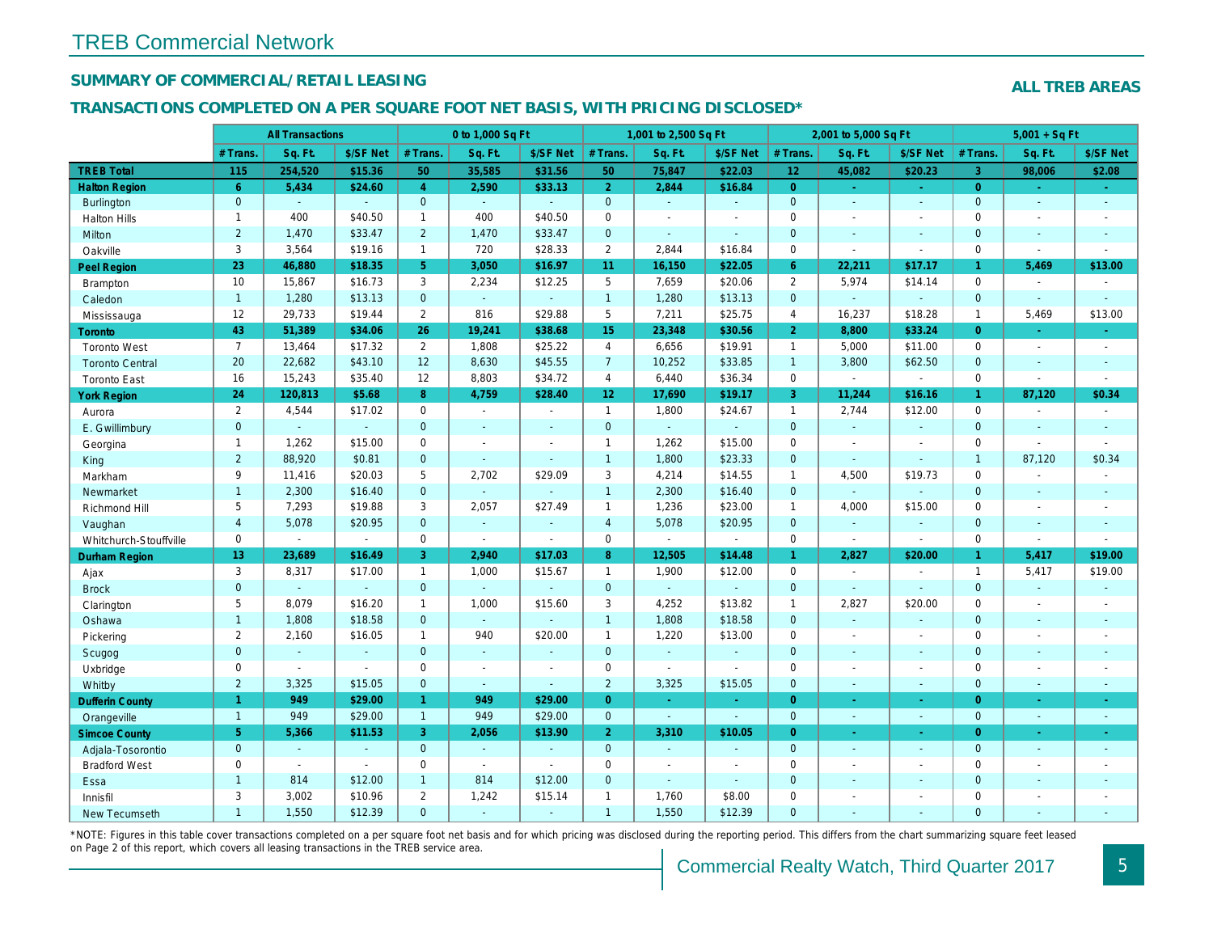## TREB Commercial Network

### SUMMARY OF COMMERCIAL/RETAIL LEASING

**ALL TREB AREAS**

### TRANSACTIONS COMPLETED ON A PER SQUARE FOOT NET BASIS, WITH PRICING DISCLOSED*

| | All Transactions | | | 0 to 1,000 Sq Ft | | | 1,001 to 2,500 Sq Ft | | | 2,001 to 5,000 Sq Ft | | | 5,001 + Sq Ft | | |
|---|---|---|---|---|---|---|---|---|---|---|---|---|---|---|---|
| | # Trans. | Sq. Ft. | $/SF Net | # Trans. | Sq. Ft. | $/SF Net | # Trans. | Sq. Ft. | $/SF Net | # Trans. | Sq. Ft. | $/SF Net | # Trans. | Sq. Ft. | $/SF Net |
| **TREB Total** | **115** | **254,520** | **$15.36** | **50** | **35,585** | **$31.56** | **50** | **75,847** | **$22.03** | **12** | **45,082** | **$20.23** | **3** | **98,006** | **$2.08** |
| **Halton Region** | **6** | **5,434** | **$24.60** | **4** | **2,590** | **$33.13** | **2** | **2,844** | **$16.84** | **0** | **-** | **-** | **0** | **-** | **-** |
| Burlington | 0 | - | - | 0 | - | - | 0 | - | - | 0 | - | - | 0 | - | - |
| Halton Hills | 1 | 400 | $40.50 | 1 | 400 | $40.50 | 0 | - | - | 0 | - | - | 0 | - | - |
| Milton | 2 | 1,470 | $33.47 | 2 | 1,470 | $33.47 | 0 | - | - | 0 | - | - | 0 | - | - |
| Oakville | 3 | 3,564 | $19.16 | 1 | 720 | $28.33 | 2 | 2,844 | $16.84 | 0 | - | - | 0 | - | - |
| **Peel Region** | **23** | **46,880** | **$18.35** | **5** | **3,050** | **$16.97** | **11** | **16,150** | **$22.05** | **6** | **22,211** | **$17.17** | **1** | **5,469** | **$13.00** |
| Brampton | 10 | 15,867 | $16.73 | 3 | 2,234 | $12.25 | 5 | 7,659 | $20.06 | 2 | 5,974 | $14.14 | 0 | - | - |
| Caledon | 1 | 1,280 | $13.13 | 0 | - | - | 1 | 1,280 | $13.13 | 0 | - | - | 0 | - | - |
| Mississauga | 12 | 29,733 | $19.44 | 2 | 816 | $29.88 | 5 | 7,211 | $25.75 | 4 | 16,237 | $18.28 | 1 | 5,469 | $13.00 |
| **Toronto** | **43** | **51,389** | **$34.06** | **26** | **19,241** | **$38.68** | **15** | **23,348** | **$30.56** | **2** | **8,800** | **$33.24** | **0** | **-** | **-** |
| Toronto West | 7 | 13,464 | $17.32 | 2 | 1,808 | $25.22 | 4 | 6,656 | $19.91 | 1 | 5,000 | $11.00 | 0 | - | - |
| Toronto Central | 20 | 22,682 | $43.10 | 12 | 8,630 | $45.55 | 7 | 10,252 | $33.85 | 1 | 3,800 | $62.50 | 0 | - | - |
| Toronto East | 16 | 15,243 | $35.40 | 12 | 8,803 | $34.72 | 4 | 6,440 | $36.34 | 0 | - | - | 0 | - | - |
| **York Region** | **24** | **120,813** | **$5.68** | **8** | **4,759** | **$28.40** | **12** | **17,690** | **$19.17** | **3** | **11,244** | **$16.16** | **1** | **87,120** | **$0.34** |
| Aurora | 2 | 4,544 | $17.02 | 0 | - | - | 1 | 1,800 | $24.67 | 1 | 2,744 | $12.00 | 0 | - | - |
| E. Gwillimbury | 0 | - | - | 0 | - | - | 0 | - | - | 0 | - | - | 0 | - | - |
| Georgina | 1 | 1,262 | $15.00 | 0 | - | - | 1 | 1,262 | $15.00 | 0 | - | - | 0 | - | - |
| King | 2 | 88,920 | $0.81 | 0 | - | - | 1 | 1,800 | $23.33 | 0 | - | - | 1 | 87,120 | $0.34 |
| Markham | 9 | 11,416 | $20.03 | 5 | 2,702 | $29.09 | 3 | 4,214 | $14.55 | 1 | 4,500 | $19.73 | 0 | - | - |
| Newmarket | 1 | 2,300 | $16.40 | 0 | - | - | 1 | 2,300 | $16.40 | 0 | - | - | 0 | - | - |
| Richmond Hill | 5 | 7,293 | $19.88 | 3 | 2,057 | $27.49 | 1 | 1,236 | $23.00 | 1 | 4,000 | $15.00 | 0 | - | - |
| Vaughan | 4 | 5,078 | $20.95 | 0 | - | - | 4 | 5,078 | $20.95 | 0 | - | - | 0 | - | - |
| Whitchurch-Stouffville | 0 | - | - | 0 | - | - | 0 | - | - | 0 | - | - | 0 | - | - |
| **Durham Region** | **13** | **23,689** | **$16.49** | **3** | **2,940** | **$17.03** | **8** | **12,505** | **$14.48** | **1** | **2,827** | **$20.00** | **1** | **5,417** | **$19.00** |
| Ajax | 3 | 8,317 | $17.00 | 1 | 1,000 | $15.67 | 1 | 1,900 | $12.00 | 0 | - | - | 1 | 5,417 | $19.00 |
| Brock | 0 | - | - | 0 | - | - | 0 | - | - | 0 | - | - | 0 | - | - |
| Clarington | 5 | 8,079 | $16.20 | 1 | 1,000 | $15.60 | 3 | 4,252 | $13.82 | 1 | 2,827 | $20.00 | 0 | - | - |
| Oshawa | 1 | 1,808 | $18.58 | 0 | - | - | 1 | 1,808 | $18.58 | 0 | - | - | 0 | - | - |
| Pickering | 2 | 2,160 | $16.05 | 1 | 940 | $20.00 | 1 | 1,220 | $13.00 | 0 | - | - | 0 | - | - |
| Scugog | 0 | - | - | 0 | - | - | 0 | - | - | 0 | - | - | 0 | - | - |
| Uxbridge | 0 | - | - | 0 | - | - | 0 | - | - | 0 | - | - | 0 | - | - |
| Whitby | 2 | 3,325 | $15.05 | 0 | - | - | 2 | 3,325 | $15.05 | 0 | - | - | 0 | - | - |
| **Dufferin County** | **1** | **949** | **$29.00** | **1** | **949** | **$29.00** | **0** | **-** | **-** | **0** | **-** | **-** | **0** | **-** | **-** |
| Orangeville | 1 | 949 | $29.00 | 1 | 949 | $29.00 | 0 | - | - | 0 | - | - | 0 | - | - |
| **Simcoe County** | **5** | **5,366** | **$11.53** | **3** | **2,056** | **$13.90** | **2** | **3,310** | **$10.05** | **0** | **-** | **-** | **0** | **-** | **-** |
| Adjala-Tosorontio | 0 | - | - | 0 | - | - | 0 | - | - | 0 | - | - | 0 | - | - |
| Bradford West | 0 | - | - | 0 | - | - | 0 | - | - | 0 | - | - | 0 | - | - |
| Essa | 1 | 814 | $12.00 | 1 | 814 | $12.00 | 0 | - | - | 0 | - | - | 0 | - | - |
| Innisfil | 3 | 3,002 | $10.96 | 2 | 1,242 | $15.14 | 1 | 1,760 | $8.00 | 0 | - | - | 0 | - | - |
| New Tecumseth | 1 | 1,550 | $12.39 | 0 | - | - | 1 | 1,550 | $12.39 | 0 | - | - | 0 | - | - |

*NOTE: Figures in this table cover transactions completed on a per square foot net basis and for which pricing was disclosed during the reporting period. This differs from the chart summarizing square feet leased on Page 2 of this report, which covers all leasing transactions in the TREB service area.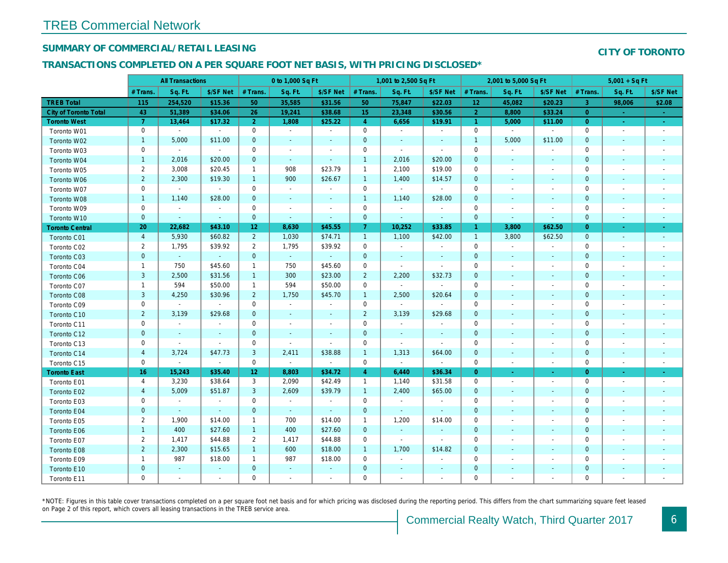# TREB Commercial Network

## SUMMARY OF COMMERCIAL/RETAIL LEASING

## CITY OF TORONTO

## TRANSACTIONS COMPLETED ON A PER SQUARE FOOT NET BASIS, WITH PRICING DISCLOSED*

| | All Transactions | | | 0 to 1,000 Sq Ft | | | 1,001 to 2,500 Sq Ft | | | 2,001 to 5,000 Sq Ft | | | 5,001 + Sq Ft | | |
|---|---|---|---|---|---|---|---|---|---|---|---|---|---|---|---|
| | # Trans. | Sq. Ft. | $/SF Net | # Trans. | Sq. Ft. | $/SF Net | # Trans. | Sq. Ft. | $/SF Net | # Trans. | Sq. Ft. | $/SF Net | # Trans. | Sq. Ft. | $/SF Net |
| **TREB Total** | **115** | **254,520** | **$15.36** | **50** | **35,585** | **$31.56** | **50** | **75,847** | **$22.03** | **12** | **45,082** | **$20.23** | **3** | **98,006** | **$2.08** |
| **City of Toronto Total** | **43** | **51,389** | **$34.06** | **26** | **19,241** | **$38.68** | **15** | **23,348** | **$30.56** | **2** | **8,800** | **$33.24** | **0** | **-** | **-** |
| **Toronto West** | **7** | **13,464** | **$17.32** | **2** | **1,808** | **$25.22** | **4** | **6,656** | **$19.91** | **1** | **5,000** | **$11.00** | **0** | **-** | **-** |
| Toronto W01 | 0 | - | - | 0 | - | - | 0 | - | - | 0 | - | - | 0 | - | - |
| Toronto W02 | 1 | 5,000 | $11.00 | 0 | - | - | 0 | - | - | 1 | 5,000 | $11.00 | 0 | - | - |
| Toronto W03 | 0 | - | - | 0 | - | - | 0 | - | - | 0 | - | - | 0 | - | - |
| Toronto W04 | 1 | 2,016 | $20.00 | 0 | - | - | 1 | 2,016 | $20.00 | 0 | - | - | 0 | - | - |
| Toronto W05 | 2 | 3,008 | $20.45 | 1 | 908 | $23.79 | 1 | 2,100 | $19.00 | 0 | - | - | 0 | - | - |
| Toronto W06 | 2 | 2,300 | $19.30 | 1 | 900 | $26.67 | 1 | 1,400 | $14.57 | 0 | - | - | 0 | - | - |
| Toronto W07 | 0 | - | - | 0 | - | - | 0 | - | - | 0 | - | - | 0 | - | - |
| Toronto W08 | 1 | 1,140 | $28.00 | 0 | - | - | 1 | 1,140 | $28.00 | 0 | - | - | 0 | - | - |
| Toronto W09 | 0 | - | - | 0 | - | - | 0 | - | - | 0 | - | - | 0 | - | - |
| Toronto W10 | 0 | - | - | 0 | - | - | 0 | - | - | 0 | - | - | 0 | - | - |
| **Toronto Central** | **20** | **22,682** | **$43.10** | **12** | **8,630** | **$45.55** | **7** | **10,252** | **$33.85** | **1** | **3,800** | **$62.50** | **0** | **-** | **-** |
| Toronto C01 | 4 | 5,930 | $60.82 | 2 | 1,030 | $74.71 | 1 | 1,100 | $42.00 | 1 | 3,800 | $62.50 | 0 | - | - |
| Toronto C02 | 2 | 1,795 | $39.92 | 2 | 1,795 | $39.92 | 0 | - | - | 0 | - | - | 0 | - | - |
| Toronto C03 | 0 | - | - | 0 | - | - | 0 | - | - | 0 | - | - | 0 | - | - |
| Toronto C04 | 1 | 750 | $45.60 | 1 | 750 | $45.60 | 0 | - | - | 0 | - | - | 0 | - | - |
| Toronto C06 | 3 | 2,500 | $31.56 | 1 | 300 | $23.00 | 2 | 2,200 | $32.73 | 0 | - | - | 0 | - | - |
| Toronto C07 | 1 | 594 | $50.00 | 1 | 594 | $50.00 | 0 | - | - | 0 | - | - | 0 | - | - |
| Toronto C08 | 3 | 4,250 | $30.96 | 2 | 1,750 | $45.70 | 1 | 2,500 | $20.64 | 0 | - | - | 0 | - | - |
| Toronto C09 | 0 | - | - | 0 | - | - | 0 | - | - | 0 | - | - | 0 | - | - |
| Toronto C10 | 2 | 3,139 | $29.68 | 0 | - | - | 2 | 3,139 | $29.68 | 0 | - | - | 0 | - | - |
| Toronto C11 | 0 | - | - | 0 | - | - | 0 | - | - | 0 | - | - | 0 | - | - |
| Toronto C12 | 0 | - | - | 0 | - | - | 0 | - | - | 0 | - | - | 0 | - | - |
| Toronto C13 | 0 | - | - | 0 | - | - | 0 | - | - | 0 | - | - | 0 | - | - |
| Toronto C14 | 4 | 3,724 | $47.73 | 3 | 2,411 | $38.88 | 1 | 1,313 | $64.00 | 0 | - | - | 0 | - | - |
| Toronto C15 | 0 | - | - | 0 | - | - | 0 | - | - | 0 | - | - | 0 | - | - |
| **Toronto East** | **16** | **15,243** | **$35.40** | **12** | **8,803** | **$34.72** | **4** | **6,440** | **$36.34** | **0** | **-** | **-** | **0** | **-** | **-** |
| Toronto E01 | 4 | 3,230 | $38.64 | 3 | 2,090 | $42.49 | 1 | 1,140 | $31.58 | 0 | - | - | 0 | - | - |
| Toronto E02 | 4 | 5,009 | $51.87 | 3 | 2,609 | $39.79 | 1 | 2,400 | $65.00 | 0 | - | - | 0 | - | - |
| Toronto E03 | 0 | - | - | 0 | - | - | 0 | - | - | 0 | - | - | 0 | - | - |
| Toronto E04 | 0 | - | - | 0 | - | - | 0 | - | - | 0 | - | - | 0 | - | - |
| Toronto E05 | 2 | 1,900 | $14.00 | 1 | 700 | $14.00 | 1 | 1,200 | $14.00 | 0 | - | - | 0 | - | - |
| Toronto E06 | 1 | 400 | $27.60 | 1 | 400 | $27.60 | 0 | - | - | 0 | - | - | 0 | - | - |
| Toronto E07 | 2 | 1,417 | $44.88 | 2 | 1,417 | $44.88 | 0 | - | - | 0 | - | - | 0 | - | - |
| Toronto E08 | 2 | 2,300 | $15.65 | 1 | 600 | $18.00 | 1 | 1,700 | $14.82 | 0 | - | - | 0 | - | - |
| Toronto E09 | 1 | 987 | $18.00 | 1 | 987 | $18.00 | 0 | - | - | 0 | - | - | 0 | - | - |
| Toronto E10 | 0 | - | - | 0 | - | - | 0 | - | - | 0 | - | - | 0 | - | - |
| Toronto E11 | 0 | - | - | 0 | - | - | 0 | - | - | 0 | - | - | 0 | - | - |

*NOTE: Figures in this table cover transactions completed on a per square foot net basis and for which pricing was disclosed during the reporting period. This differs from the chart summarizing square feet leased on Page 2 of this report, which covers all leasing transactions in the TREB service area.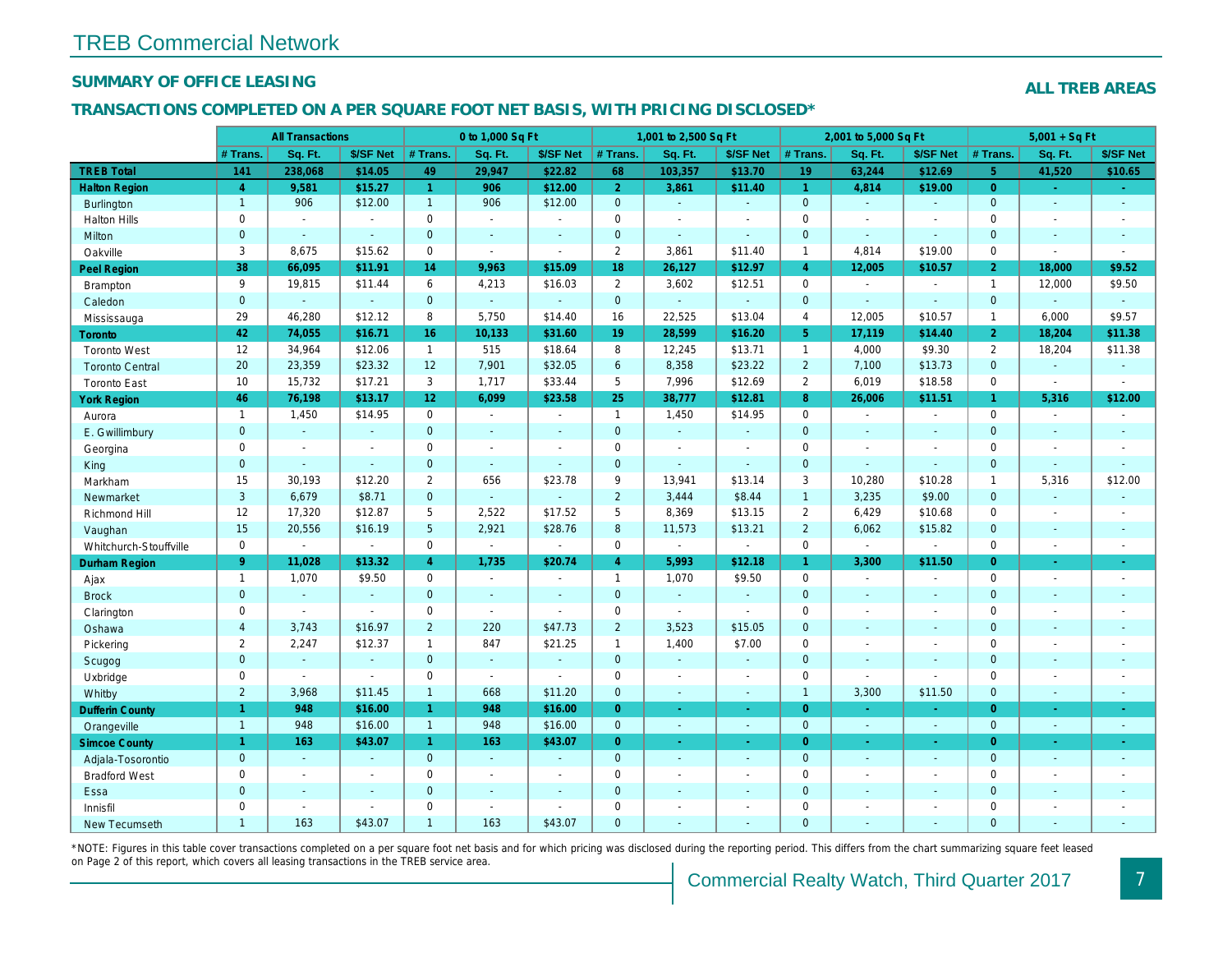# TREB Commercial Network

## SUMMARY OF OFFICE LEASING

**ALL TREB AREAS**

### TRANSACTIONS COMPLETED ON A PER SQUARE FOOT NET BASIS, WITH PRICING DISCLOSED*

| | All Transactions | | | 0 to 1,000 Sq Ft | | | 1,001 to 2,500 Sq Ft | | | 2,001 to 5,000 Sq Ft | | | 5,001 + Sq Ft | | |
|---|---|---|---|---|---|---|---|---|---|---|---|---|---|---|---|
| | # Trans. | Sq. Ft. | $/SF Net | # Trans. | Sq. Ft. | $/SF Net | # Trans. | Sq. Ft. | $/SF Net | # Trans. | Sq. Ft. | $/SF Net | # Trans. | Sq. Ft. | $/SF Net |
| **TREB Total** | **141** | **238,068** | **$14.05** | **49** | **29,947** | **$22.82** | **68** | **103,357** | **$13.70** | **19** | **63,244** | **$12.69** | **5** | **41,520** | **$10.65** |
| **Halton Region** | **4** | **9,581** | **$15.27** | **1** | **906** | **$12.00** | **2** | **3,861** | **$11.40** | **1** | **4,814** | **$19.00** | **0** | **-** | **-** |
| Burlington | 1 | 906 | $12.00 | 1 | 906 | $12.00 | 0 | - | - | 0 | - | - | 0 | - | - |
| Halton Hills | 0 | - | - | 0 | - | - | 0 | - | - | 0 | - | - | 0 | - | - |
| Milton | 0 | - | - | 0 | - | - | 0 | - | - | 0 | - | - | 0 | - | - |
| Oakville | 3 | 8,675 | $15.62 | 0 | - | - | 2 | 3,861 | $11.40 | 1 | 4,814 | $19.00 | 0 | - | - |
| **Peel Region** | **38** | **66,095** | **$11.91** | **14** | **9,963** | **$15.09** | **18** | **26,127** | **$12.97** | **4** | **12,005** | **$10.57** | **2** | **18,000** | **$9.52** |
| Brampton | 9 | 19,815 | $11.44 | 6 | 4,213 | $16.03 | 2 | 3,602 | $12.51 | 0 | - | - | 1 | 12,000 | $9.50 |
| Caledon | 0 | - | - | 0 | - | - | 0 | - | - | 0 | - | - | 0 | - | - |
| Mississauga | 29 | 46,280 | $12.12 | 8 | 5,750 | $14.40 | 16 | 22,525 | $13.04 | 4 | 12,005 | $10.57 | 1 | 6,000 | $9.57 |
| **Toronto** | **42** | **74,055** | **$16.71** | **16** | **10,133** | **$31.60** | **19** | **28,599** | **$16.20** | **5** | **17,119** | **$14.40** | **2** | **18,204** | **$11.38** |
| Toronto West | 12 | 34,964 | $12.06 | 1 | 515 | $18.64 | 8 | 12,245 | $13.71 | 1 | 4,000 | $9.30 | 2 | 18,204 | $11.38 |
| Toronto Central | 20 | 23,359 | $23.32 | 12 | 7,901 | $32.05 | 6 | 8,358 | $23.22 | 2 | 7,100 | $13.73 | 0 | - | - |
| Toronto East | 10 | 15,732 | $17.21 | 3 | 1,717 | $33.44 | 5 | 7,996 | $12.69 | 2 | 6,019 | $18.58 | 0 | - | - |
| **York Region** | **46** | **76,198** | **$13.17** | **12** | **6,099** | **$23.58** | **25** | **38,777** | **$12.81** | **8** | **26,006** | **$11.51** | **1** | **5,316** | **$12.00** |
| Aurora | 1 | 1,450 | $14.95 | 0 | - | - | 1 | 1,450 | $14.95 | 0 | - | - | 0 | - | - |
| E. Gwillimbury | 0 | - | - | 0 | - | - | 0 | - | - | 0 | - | - | 0 | - | - |
| Georgina | 0 | - | - | 0 | - | - | 0 | - | - | 0 | - | - | 0 | - | - |
| King | 0 | - | - | 0 | - | - | 0 | - | - | 0 | - | - | 0 | - | - |
| Markham | 15 | 30,193 | $12.20 | 2 | 656 | $23.78 | 9 | 13,941 | $13.14 | 3 | 10,280 | $10.28 | 1 | 5,316 | $12.00 |
| Newmarket | 3 | 6,679 | $8.71 | 0 | - | - | 2 | 3,444 | $8.44 | 1 | 3,235 | $9.00 | 0 | - | - |
| Richmond Hill | 12 | 17,320 | $12.87 | 5 | 2,522 | $17.52 | 5 | 8,369 | $13.15 | 2 | 6,429 | $10.68 | 0 | - | - |
| Vaughan | 15 | 20,556 | $16.19 | 5 | 2,921 | $28.76 | 8 | 11,573 | $13.21 | 2 | 6,062 | $15.82 | 0 | - | - |
| Whitchurch-Stouffville | 0 | - | - | 0 | - | - | 0 | - | - | 0 | - | - | 0 | - | - |
| **Durham Region** | **9** | **11,028** | **$13.32** | **4** | **1,735** | **$20.74** | **4** | **5,993** | **$12.18** | **1** | **3,300** | **$11.50** | **0** | **-** | **-** |
| Ajax | 1 | 1,070 | $9.50 | 0 | - | - | 1 | 1,070 | $9.50 | 0 | - | - | 0 | - | - |
| Brock | 0 | - | - | 0 | - | - | 0 | - | - | 0 | - | - | 0 | - | - |
| Clarington | 0 | - | - | 0 | - | - | 0 | - | - | 0 | - | - | 0 | - | - |
| Oshawa | 4 | 3,743 | $16.97 | 2 | 220 | $47.73 | 2 | 3,523 | $15.05 | 0 | - | - | 0 | - | - |
| Pickering | 2 | 2,247 | $12.37 | 1 | 847 | $21.25 | 1 | 1,400 | $7.00 | 0 | - | - | 0 | - | - |
| Scugog | 0 | - | - | 0 | - | - | 0 | - | - | 0 | - | - | 0 | - | - |
| Uxbridge | 0 | - | - | 0 | - | - | 0 | - | - | 0 | - | - | 0 | - | - |
| Whitby | 2 | 3,968 | $11.45 | 1 | 668 | $11.20 | 0 | - | - | 1 | 3,300 | $11.50 | 0 | - | - |
| **Dufferin County** | **1** | **948** | **$16.00** | **1** | **948** | **$16.00** | **0** | **-** | **-** | **0** | **-** | **-** | **0** | **-** | **-** |
| Orangeville | 1 | 948 | $16.00 | 1 | 948 | $16.00 | 0 | - | - | 0 | - | - | 0 | - | - |
| **Simcoe County** | **1** | **163** | **$43.07** | **1** | **163** | **$43.07** | **0** | **-** | **-** | **0** | **-** | **-** | **0** | **-** | **-** |
| Adjala-Tosorontio | 0 | - | - | 0 | - | - | 0 | - | - | 0 | - | - | 0 | - | - |
| Bradford West | 0 | - | - | 0 | - | - | 0 | - | - | 0 | - | - | 0 | - | - |
| Essa | 0 | - | - | 0 | - | - | 0 | - | - | 0 | - | - | 0 | - | - |
| Innisfil | 0 | - | - | 0 | - | - | 0 | - | - | 0 | - | - | 0 | - | - |
| New Tecumseth | 1 | 163 | $43.07 | 1 | 163 | $43.07 | 0 | - | - | 0 | - | - | 0 | - | - |

*NOTE: Figures in this table cover transactions completed on a per square foot net basis and for which pricing was disclosed during the reporting period. This differs from the chart summarizing square feet leased on Page 2 of this report, which covers all leasing transactions in the TREB service area.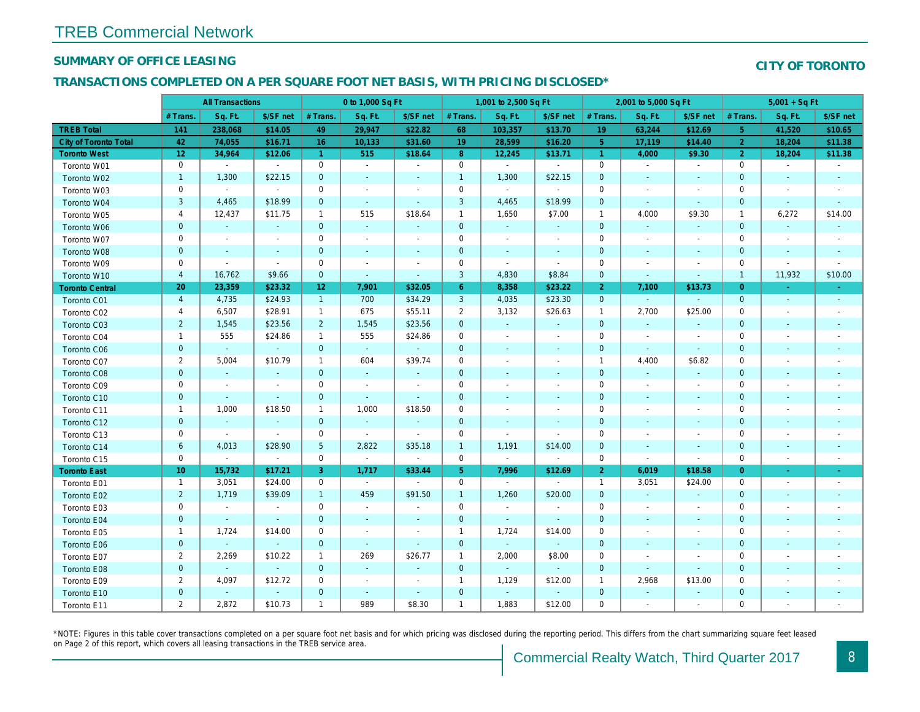# TREB Commercial Network

## SUMMARY OF OFFICE LEASING

## CITY OF TORONTO

### TRANSACTIONS COMPLETED ON A PER SQUARE FOOT NET BASIS, WITH PRICING DISCLOSED*

| | All Transactions | | | 0 to 1,000 Sq Ft | | | 1,001 to 2,500 Sq Ft | | | 2,001 to 5,000 Sq Ft | | | 5,001 + Sq Ft | | |
|---|---|---|---|---|---|---|---|---|---|---|---|---|---|---|---|
| | # Trans. | Sq. Ft. | $/SF net | # Trans. | Sq. Ft. | $/SF net | # Trans. | Sq. Ft. | $/SF net | # Trans. | Sq. Ft. | $/SF net | # Trans. | Sq. Ft. | $/SF net |
| **TREB Total** | **141** | **238,068** | **$14.05** | **49** | **29,947** | **$22.82** | **68** | **103,357** | **$13.70** | **19** | **63,244** | **$12.69** | **5** | **41,520** | **$10.65** |
| **City of Toronto Total** | **42** | **74,055** | **$16.71** | **16** | **10,133** | **$31.60** | **19** | **28,599** | **$16.20** | **5** | **17,119** | **$14.40** | **2** | **18,204** | **$11.38** |
| **Toronto West** | **12** | **34,964** | **$12.06** | **1** | **515** | **$18.64** | **8** | **12,245** | **$13.71** | **1** | **4,000** | **$9.30** | **2** | **18,204** | **$11.38** |
| Toronto W01 | 0 | - | - | 0 | - | - | 0 | - | - | 0 | - | - | 0 | - | - |
| Toronto W02 | 1 | 1,300 | $22.15 | 0 | - | - | 1 | 1,300 | $22.15 | 0 | - | - | 0 | - | - |
| Toronto W03 | 0 | - | - | 0 | - | - | 0 | - | - | 0 | - | - | 0 | - | - |
| Toronto W04 | 3 | 4,465 | $18.99 | 0 | - | - | 3 | 4,465 | $18.99 | 0 | - | - | 0 | - | - |
| Toronto W05 | 4 | 12,437 | $11.75 | 1 | 515 | $18.64 | 1 | 1,650 | $7.00 | 1 | 4,000 | $9.30 | 1 | 6,272 | $14.00 |
| Toronto W06 | 0 | - | - | 0 | - | - | 0 | - | - | 0 | - | - | 0 | - | - |
| Toronto W07 | 0 | - | - | 0 | - | - | 0 | - | - | 0 | - | - | 0 | - | - |
| Toronto W08 | 0 | - | - | 0 | - | - | 0 | - | - | 0 | - | - | 0 | - | - |
| Toronto W09 | 0 | - | - | 0 | - | - | 0 | - | - | 0 | - | - | 0 | - | - |
| Toronto W10 | 4 | 16,762 | $9.66 | 0 | - | - | 3 | 4,830 | $8.84 | 0 | - | - | 1 | 11,932 | $10.00 |
| **Toronto Central** | **20** | **23,359** | **$23.32** | **12** | **7,901** | **$32.05** | **6** | **8,358** | **$23.22** | **2** | **7,100** | **$13.73** | **0** | **-** | **-** |
| Toronto C01 | 4 | 4,735 | $24.93 | 1 | 700 | $34.29 | 3 | 4,035 | $23.30 | 0 | - | - | 0 | - | - |
| Toronto C02 | 4 | 6,507 | $28.91 | 1 | 675 | $55.11 | 2 | 3,132 | $26.63 | 1 | 2,700 | $25.00 | 0 | - | - |
| Toronto C03 | 2 | 1,545 | $23.56 | 2 | 1,545 | $23.56 | 0 | - | - | 0 | - | - | 0 | - | - |
| Toronto C04 | 1 | 555 | $24.86 | 1 | 555 | $24.86 | 0 | - | - | 0 | - | - | 0 | - | - |
| Toronto C06 | 0 | - | - | 0 | - | - | 0 | - | - | 0 | - | - | 0 | - | - |
| Toronto C07 | 2 | 5,004 | $10.79 | 1 | 604 | $39.74 | 0 | - | - | 1 | 4,400 | $6.82 | 0 | - | - |
| Toronto C08 | 0 | - | - | 0 | - | - | 0 | - | - | 0 | - | - | 0 | - | - |
| Toronto C09 | 0 | - | - | 0 | - | - | 0 | - | - | 0 | - | - | 0 | - | - |
| Toronto C10 | 0 | - | - | 0 | - | - | 0 | - | - | 0 | - | - | 0 | - | - |
| Toronto C11 | 1 | 1,000 | $18.50 | 1 | 1,000 | $18.50 | 0 | - | - | 0 | - | - | 0 | - | - |
| Toronto C12 | 0 | - | - | 0 | - | - | 0 | - | - | 0 | - | - | 0 | - | - |
| Toronto C13 | 0 | - | - | 0 | - | - | 0 | - | - | 0 | - | - | 0 | - | - |
| Toronto C14 | 6 | 4,013 | $28.90 | 5 | 2,822 | $35.18 | 1 | 1,191 | $14.00 | 0 | - | - | 0 | - | - |
| Toronto C15 | 0 | - | - | 0 | - | - | 0 | - | - | 0 | - | - | 0 | - | - |
| **Toronto East** | **10** | **15,732** | **$17.21** | **3** | **1,717** | **$33.44** | **5** | **7,996** | **$12.69** | **2** | **6,019** | **$18.58** | **0** | **-** | **-** |
| Toronto E01 | 1 | 3,051 | $24.00 | 0 | - | - | 0 | - | - | 1 | 3,051 | $24.00 | 0 | - | - |
| Toronto E02 | 2 | 1,719 | $39.09 | 1 | 459 | $91.50 | 1 | 1,260 | $20.00 | 0 | - | - | 0 | - | - |
| Toronto E03 | 0 | - | - | 0 | - | - | 0 | - | - | 0 | - | - | 0 | - | - |
| Toronto E04 | 0 | - | - | 0 | - | - | 0 | - | - | 0 | - | - | 0 | - | - |
| Toronto E05 | 1 | 1,724 | $14.00 | 0 | - | - | 1 | 1,724 | $14.00 | 0 | - | - | 0 | - | - |
| Toronto E06 | 0 | - | - | 0 | - | - | 0 | - | - | 0 | - | - | 0 | - | - |
| Toronto E07 | 2 | 2,269 | $10.22 | 1 | 269 | $26.77 | 1 | 2,000 | $8.00 | 0 | - | - | 0 | - | - |
| Toronto E08 | 0 | - | - | 0 | - | - | 0 | - | - | 0 | - | - | 0 | - | - |
| Toronto E09 | 2 | 4,097 | $12.72 | 0 | - | - | 1 | 1,129 | $12.00 | 1 | 2,968 | $13.00 | 0 | - | - |
| Toronto E10 | 0 | - | - | 0 | - | - | 0 | - | - | 0 | - | - | 0 | - | - |
| Toronto E11 | 2 | 2,872 | $10.73 | 1 | 989 | $8.30 | 1 | 1,883 | $12.00 | 0 | - | - | 0 | - | - |

*NOTE: Figures in this table cover transactions completed on a per square foot net basis and for which pricing was disclosed during the reporting period. This differs from the chart summarizing square feet leased on Page 2 of this report, which covers all leasing transactions in the TREB service area.

Commercial Realty Watch, Third Quarter 2017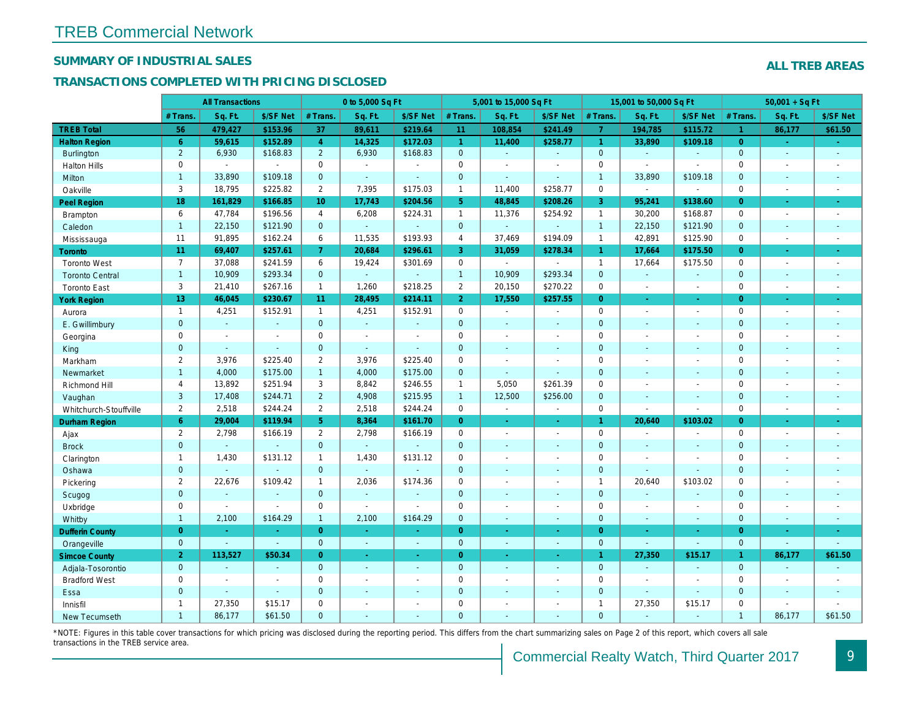# TREB Commercial Network

## SUMMARY OF INDUSTRIAL SALES

**ALL TREB AREAS**

### TRANSACTIONS COMPLETED WITH PRICING DISCLOSED

| | All Transactions | | | 0 to 5,000 Sq Ft | | | 5,001 to 15,000 Sq Ft | | | 15,001 to 50,000 Sq Ft | | | 50,001 + Sq Ft | | |
|---|---|---|---|---|---|---|---|---|---|---|---|---|---|---|---|
| | # Trans. | Sq. Ft. | $/SF Net | # Trans. | Sq. Ft. | $/SF Net | # Trans. | Sq. Ft. | $/SF Net | # Trans. | Sq. Ft. | $/SF Net | # Trans. | Sq. Ft. | $/SF Net |
| **TREB Total** | **56** | **479,427** | **$153.96** | **37** | **89,611** | **$219.64** | **11** | **108,854** | **$241.49** | **7** | **194,785** | **$115.72** | **1** | **86,177** | **$61.50** |
| **Halton Region** | **6** | **59,615** | **$152.89** | **4** | **14,325** | **$172.03** | **1** | **11,400** | **$258.77** | **1** | **33,890** | **$109.18** | **0** | **-** | **-** |
| Burlington | 2 | 6,930 | $168.83 | 2 | 6,930 | $168.83 | 0 | - | - | 0 | - | - | 0 | - | - |
| Halton Hills | 0 | - | - | 0 | - | - | 0 | - | - | 0 | - | - | 0 | - | - |
| Milton | 1 | 33,890 | $109.18 | 0 | - | - | 0 | - | - | 1 | 33,890 | $109.18 | 0 | - | - |
| Oakville | 3 | 18,795 | $225.82 | 2 | 7,395 | $175.03 | 1 | 11,400 | $258.77 | 0 | - | - | 0 | - | - |
| **Peel Region** | **18** | **161,829** | **$166.85** | **10** | **17,743** | **$204.56** | **5** | **48,845** | **$208.26** | **3** | **95,241** | **$138.60** | **0** | **-** | **-** |
| Brampton | 6 | 47,784 | $196.56 | 4 | 6,208 | $224.31 | 1 | 11,376 | $254.92 | 1 | 30,200 | $168.87 | 0 | - | - |
| Caledon | 1 | 22,150 | $121.90 | 0 | - | - | 0 | - | - | 1 | 22,150 | $121.90 | 0 | - | - |
| Mississauga | 11 | 91,895 | $162.24 | 6 | 11,535 | $193.93 | 4 | 37,469 | $194.09 | 1 | 42,891 | $125.90 | 0 | - | - |
| **Toronto** | **11** | **69,407** | **$257.61** | **7** | **20,684** | **$296.61** | **3** | **31,059** | **$278.34** | **1** | **17,664** | **$175.50** | **0** | **-** | **-** |
| Toronto West | 7 | 37,088 | $241.59 | 6 | 19,424 | $301.69 | 0 | - | - | 1 | 17,664 | $175.50 | 0 | - | - |
| Toronto Central | 1 | 10,909 | $293.34 | 0 | - | - | 1 | 10,909 | $293.34 | 0 | - | - | 0 | - | - |
| Toronto East | 3 | 21,410 | $267.16 | 1 | 1,260 | $218.25 | 2 | 20,150 | $270.22 | 0 | - | - | 0 | - | - |
| **York Region** | **13** | **46,045** | **$230.67** | **11** | **28,495** | **$214.11** | **2** | **17,550** | **$257.55** | **0** | **-** | **-** | **0** | **-** | **-** |
| Aurora | 1 | 4,251 | $152.91 | 1 | 4,251 | $152.91 | 0 | - | - | 0 | - | - | 0 | - | - |
| E. Gwillimbury | 0 | - | - | 0 | - | - | 0 | - | - | 0 | - | - | 0 | - | - |
| Georgina | 0 | - | - | 0 | - | - | 0 | - | - | 0 | - | - | 0 | - | - |
| King | 0 | - | - | 0 | - | - | 0 | - | - | 0 | - | - | 0 | - | - |
| Markham | 2 | 3,976 | $225.40 | 2 | 3,976 | $225.40 | 0 | - | - | 0 | - | - | 0 | - | - |
| Newmarket | 1 | 4,000 | $175.00 | 1 | 4,000 | $175.00 | 0 | - | - | 0 | - | - | 0 | - | - |
| Richmond Hill | 4 | 13,892 | $251.94 | 3 | 8,842 | $246.55 | 1 | 5,050 | $261.39 | 0 | - | - | 0 | - | - |
| Vaughan | 3 | 17,408 | $244.71 | 2 | 4,908 | $215.95 | 1 | 12,500 | $256.00 | 0 | - | - | 0 | - | - |
| Whitchurch-Stouffville | 2 | 2,518 | $244.24 | 2 | 2,518 | $244.24 | 0 | - | - | 0 | - | - | 0 | - | - |
| **Durham Region** | **6** | **29,004** | **$119.94** | **5** | **8,364** | **$161.70** | **0** | **-** | **-** | **1** | **20,640** | **$103.02** | **0** | **-** | **-** |
| Ajax | 2 | 2,798 | $166.19 | 2 | 2,798 | $166.19 | 0 | - | - | 0 | - | - | 0 | - | - |
| Brock | 0 | - | - | 0 | - | - | 0 | - | - | 0 | - | - | 0 | - | - |
| Clarington | 1 | 1,430 | $131.12 | 1 | 1,430 | $131.12 | 0 | - | - | 0 | - | - | 0 | - | - |
| Oshawa | 0 | - | - | 0 | - | - | 0 | - | - | 0 | - | - | 0 | - | - |
| Pickering | 2 | 22,676 | $109.42 | 1 | 2,036 | $174.36 | 0 | - | - | 1 | 20,640 | $103.02 | 0 | - | - |
| Scugog | 0 | - | - | 0 | - | - | 0 | - | - | 0 | - | - | 0 | - | - |
| Uxbridge | 0 | - | - | 0 | - | - | 0 | - | - | 0 | - | - | 0 | - | - |
| Whitby | 1 | 2,100 | $164.29 | 1 | 2,100 | $164.29 | 0 | - | - | 0 | - | - | 0 | - | - |
| **Dufferin County** | **0** | **-** | **-** | **0** | **-** | **-** | **0** | **-** | **-** | **0** | **-** | **-** | **0** | **-** | **-** |
| Orangeville | 0 | - | - | 0 | - | - | 0 | - | - | 0 | - | - | 0 | - | - |
| **Simcoe County** | **2** | **113,527** | **$50.34** | **0** | **-** | **-** | **0** | **-** | **-** | **1** | **27,350** | **$15.17** | **1** | **86,177** | **$61.50** |
| Adjala-Tosorontio | 0 | - | - | 0 | - | - | 0 | - | - | 0 | - | - | 0 | - | - |
| Bradford West | 0 | - | - | 0 | - | - | 0 | - | - | 0 | - | - | 0 | - | - |
| Essa | 0 | - | - | 0 | - | - | 0 | - | - | 0 | - | - | 0 | - | - |
| Innisfil | 1 | 27,350 | $15.17 | 0 | - | - | 0 | - | - | 1 | 27,350 | $15.17 | 0 | - | - |
| New Tecumseth | 1 | 86,177 | $61.50 | 0 | - | - | 0 | - | - | 0 | - | - | 1 | 86,177 | $61.50 |

*NOTE: Figures in this table cover transactions for which pricing was disclosed during the reporting period. This differs from the chart summarizing sales on Page 2 of this report, which covers all sale transactions in the TREB service area.

Commercial Realty Watch, Third Quarter 2017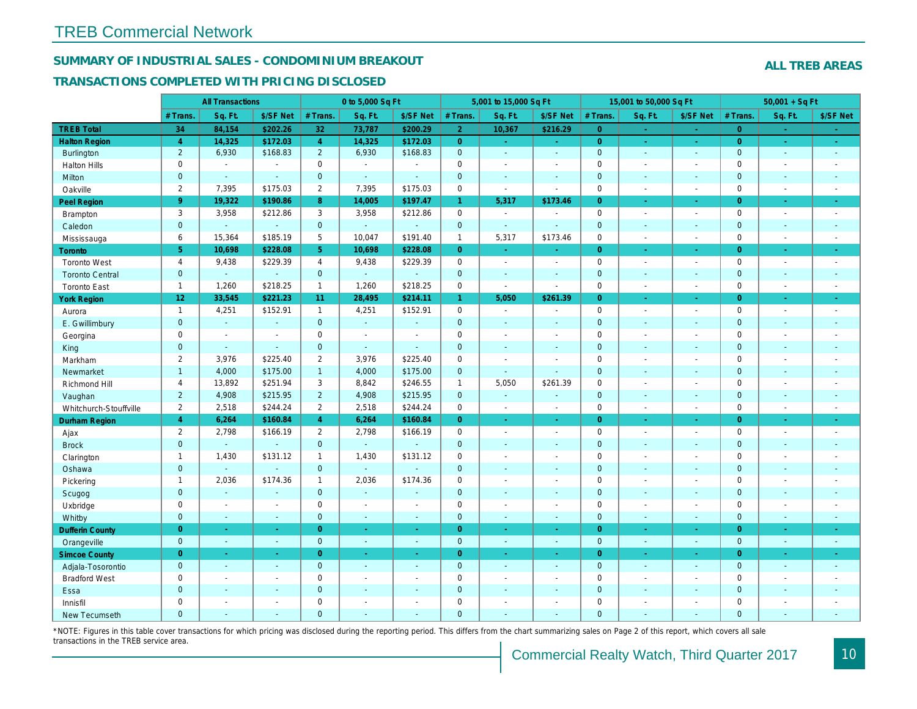# TREB Commercial Network

## SUMMARY OF INDUSTRIAL SALES - CONDOMINIUM BREAKOUT

### TRANSACTIONS COMPLETED WITH PRICING DISCLOSED

**ALL TREB AREAS**

| | All Transactions | | | 0 to 5,000 Sq Ft | | | 5,001 to 15,000 Sq Ft | | | 15,001 to 50,000 Sq Ft | | | 50,001 + Sq Ft | | |
|---|---|---|---|---|---|---|---|---|---|---|---|---|---|---|---|
| | # Trans. | Sq. Ft. | $/SF Net | # Trans. | Sq. Ft. | $/SF Net | # Trans. | Sq. Ft. | $/SF Net | # Trans. | Sq. Ft. | $/SF Net | # Trans. | Sq. Ft. | $/SF Net |
| **TREB Total** | **34** | **84,154** | **$202.26** | **32** | **73,787** | **$200.29** | **2** | **10,367** | **$216.29** | **0** | **-** | **-** | **0** | **-** | **-** |
| **Halton Region** | **4** | **14,325** | **$172.03** | **4** | **14,325** | **$172.03** | **0** | **-** | **-** | **0** | **-** | **-** | **0** | **-** | **-** |
| Burlington | 2 | 6,930 | $168.83 | 2 | 6,930 | $168.83 | 0 | - | - | 0 | - | - | 0 | - | - |
| Halton Hills | 0 | - | - | 0 | - | - | 0 | - | - | 0 | - | - | 0 | - | - |
| Milton | 0 | - | - | 0 | - | - | 0 | - | - | 0 | - | - | 0 | - | - |
| Oakville | 2 | 7,395 | $175.03 | 2 | 7,395 | $175.03 | 0 | - | - | 0 | - | - | 0 | - | - |
| **Peel Region** | **9** | **19,322** | **$190.86** | **8** | **14,005** | **$197.47** | **1** | **5,317** | **$173.46** | **0** | **-** | **-** | **0** | **-** | **-** |
| Brampton | 3 | 3,958 | $212.86 | 3 | 3,958 | $212.86 | 0 | - | - | 0 | - | - | 0 | - | - |
| Caledon | 0 | - | - | 0 | - | - | 0 | - | - | 0 | - | - | 0 | - | - |
| Mississauga | 6 | 15,364 | $185.19 | 5 | 10,047 | $191.40 | 1 | 5,317 | $173.46 | 0 | - | - | 0 | - | - |
| **Toronto** | **5** | **10,698** | **$228.08** | **5** | **10,698** | **$228.08** | **0** | **-** | **-** | **0** | **-** | **-** | **0** | **-** | **-** |
| Toronto West | 4 | 9,438 | $229.39 | 4 | 9,438 | $229.39 | 0 | - | - | 0 | - | - | 0 | - | - |
| Toronto Central | 0 | - | - | 0 | - | - | 0 | - | - | 0 | - | - | 0 | - | - |
| Toronto East | 1 | 1,260 | $218.25 | 1 | 1,260 | $218.25 | 0 | - | - | 0 | - | - | 0 | - | - |
| **York Region** | **12** | **33,545** | **$221.23** | **11** | **28,495** | **$214.11** | **1** | **5,050** | **$261.39** | **0** | **-** | **-** | **0** | **-** | **-** |
| Aurora | 1 | 4,251 | $152.91 | 1 | 4,251 | $152.91 | 0 | - | - | 0 | - | - | 0 | - | - |
| E. Gwillimbury | 0 | - | - | 0 | - | - | 0 | - | - | 0 | - | - | 0 | - | - |
| Georgina | 0 | - | - | 0 | - | - | 0 | - | - | 0 | - | - | 0 | - | - |
| King | 0 | - | - | 0 | - | - | 0 | - | - | 0 | - | - | 0 | - | - |
| Markham | 2 | 3,976 | $225.40 | 2 | 3,976 | $225.40 | 0 | - | - | 0 | - | - | 0 | - | - |
| Newmarket | 1 | 4,000 | $175.00 | 1 | 4,000 | $175.00 | 0 | - | - | 0 | - | - | 0 | - | - |
| Richmond Hill | 4 | 13,892 | $251.94 | 3 | 8,842 | $246.55 | 1 | 5,050 | $261.39 | 0 | - | - | 0 | - | - |
| Vaughan | 2 | 4,908 | $215.95 | 2 | 4,908 | $215.95 | 0 | - | - | 0 | - | - | 0 | - | - |
| Whitchurch-Stouffville | 2 | 2,518 | $244.24 | 2 | 2,518 | $244.24 | 0 | - | - | 0 | - | - | 0 | - | - |
| **Durham Region** | **4** | **6,264** | **$160.84** | **4** | **6,264** | **$160.84** | **0** | **-** | **-** | **0** | **-** | **-** | **0** | **-** | **-** |
| Ajax | 2 | 2,798 | $166.19 | 2 | 2,798 | $166.19 | 0 | - | - | 0 | - | - | 0 | - | - |
| Brock | 0 | - | - | 0 | - | - | 0 | - | - | 0 | - | - | 0 | - | - |
| Clarington | 1 | 1,430 | $131.12 | 1 | 1,430 | $131.12 | 0 | - | - | 0 | - | - | 0 | - | - |
| Oshawa | 0 | - | - | 0 | - | - | 0 | - | - | 0 | - | - | 0 | - | - |
| Pickering | 1 | 2,036 | $174.36 | 1 | 2,036 | $174.36 | 0 | - | - | 0 | - | - | 0 | - | - |
| Scugog | 0 | - | - | 0 | - | - | 0 | - | - | 0 | - | - | 0 | - | - |
| Uxbridge | 0 | - | - | 0 | - | - | 0 | - | - | 0 | - | - | 0 | - | - |
| Whitby | 0 | - | - | 0 | - | - | 0 | - | - | 0 | - | - | 0 | - | - |
| **Dufferin County** | **0** | **-** | **-** | **0** | **-** | **-** | **0** | **-** | **-** | **0** | **-** | **-** | **0** | **-** | **-** |
| Orangeville | 0 | - | - | 0 | - | - | 0 | - | - | 0 | - | - | 0 | - | - |
| **Simcoe County** | **0** | **-** | **-** | **0** | **-** | **-** | **0** | **-** | **-** | **0** | **-** | **-** | **0** | **-** | **-** |
| Adjala-Tosorontio | 0 | - | - | 0 | - | - | 0 | - | - | 0 | - | - | 0 | - | - |
| Bradford West | 0 | - | - | 0 | - | - | 0 | - | - | 0 | - | - | 0 | - | - |
| Essa | 0 | - | - | 0 | - | - | 0 | - | - | 0 | - | - | 0 | - | - |
| Innisfil | 0 | - | - | 0 | - | - | 0 | - | - | 0 | - | - | 0 | - | - |
| New Tecumseth | 0 | - | - | 0 | - | - | 0 | - | - | 0 | - | - | 0 | - | - |

*NOTE: Figures in this table cover transactions for which pricing was disclosed during the reporting period. This differs from the chart summarizing sales on Page 2 of this report, which covers all sale transactions in the TREB service area.

Commercial Realty Watch, Third Quarter 2017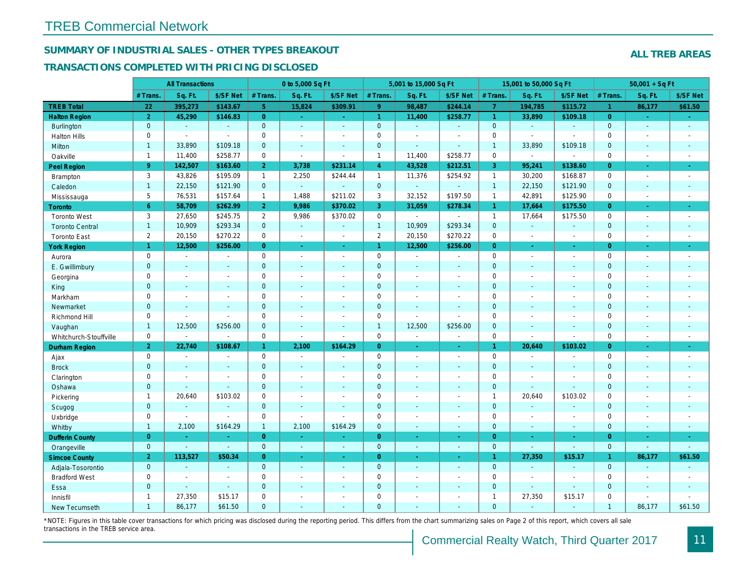TREB Commercial Network

## SUMMARY OF INDUSTRIAL SALES - OTHER TYPES BREAKOUT

## TRANSACTIONS COMPLETED WITH PRICING DISCLOSED

**ALL TREB AREAS**

| | All Transactions | | | 0 to 5,000 Sq Ft | | | 5,001 to 15,000 Sq Ft | | | 15,001 to 50,000 Sq Ft | | | 50,001 + Sq Ft | | |
|---|---|---|---|---|---|---|---|---|---|---|---|---|---|---|---|
| | # Trans. | Sq. Ft. | $/SF Net | # Trans. | Sq. Ft. | $/SF Net | # Trans. | Sq. Ft. | $/SF Net | # Trans. | Sq. Ft. | $/SF Net | # Trans. | Sq. Ft. | $/SF Net |
| **TREB Total** | **22** | **395,273** | **$143.67** | **5** | **15,824** | **$309.91** | **9** | **98,487** | **$244.14** | **7** | **194,785** | **$115.72** | **1** | **86,177** | **$61.50** |
| **Halton Region** | **2** | **45,290** | **$146.83** | **0** | **-** | **-** | **1** | **11,400** | **$258.77** | **1** | **33,890** | **$109.18** | **0** | **-** | **-** |
| Burlington | 0 | - | - | 0 | - | - | 0 | - | - | 0 | - | - | 0 | - | - |
| Halton Hills | 0 | - | - | 0 | - | - | 0 | - | - | 0 | - | - | 0 | - | - |
| Milton | 1 | 33,890 | $109.18 | 0 | - | - | 0 | - | - | 1 | 33,890 | $109.18 | 0 | - | - |
| Oakville | 1 | 11,400 | $258.77 | 0 | - | - | 1 | 11,400 | $258.77 | 0 | - | - | 0 | - | - |
| **Peel Region** | **9** | **142,507** | **$163.60** | **2** | **3,738** | **$231.14** | **4** | **43,528** | **$212.51** | **3** | **95,241** | **$138.60** | **0** | **-** | **-** |
| Brampton | 3 | 43,826 | $195.09 | 1 | 2,250 | $244.44 | 1 | 11,376 | $254.92 | 1 | 30,200 | $168.87 | 0 | - | - |
| Caledon | 1 | 22,150 | $121.90 | 0 | - | - | 0 | - | - | 1 | 22,150 | $121.90 | 0 | - | - |
| Mississauga | 5 | 76,531 | $157.64 | 1 | 1,488 | $211.02 | 3 | 32,152 | $197.50 | 1 | 42,891 | $125.90 | 0 | - | - |
| **Toronto** | **6** | **58,709** | **$262.99** | **2** | **9,986** | **$370.02** | **3** | **31,059** | **$278.34** | **1** | **17,664** | **$175.50** | **0** | **-** | **-** |
| Toronto West | 3 | 27,650 | $245.75 | 2 | 9,986 | $370.02 | 0 | - | - | 1 | 17,664 | $175.50 | 0 | - | - |
| Toronto Central | 1 | 10,909 | $293.34 | 0 | - | - | 1 | 10,909 | $293.34 | 0 | - | - | 0 | - | - |
| Toronto East | 2 | 20,150 | $270.22 | 0 | - | - | 2 | 20,150 | $270.22 | 0 | - | - | 0 | - | - |
| **York Region** | **1** | **12,500** | **$256.00** | **0** | **-** | **-** | **1** | **12,500** | **$256.00** | **0** | **-** | **-** | **0** | **-** | **-** |
| Aurora | 0 | - | - | 0 | - | - | 0 | - | - | 0 | - | - | 0 | - | - |
| E. Gwillimbury | 0 | - | - | 0 | - | - | 0 | - | - | 0 | - | - | 0 | - | - |
| Georgina | 0 | - | - | 0 | - | - | 0 | - | - | 0 | - | - | 0 | - | - |
| King | 0 | - | - | 0 | - | - | 0 | - | - | 0 | - | - | 0 | - | - |
| Markham | 0 | - | - | 0 | - | - | 0 | - | - | 0 | - | - | 0 | - | - |
| Newmarket | 0 | - | - | 0 | - | - | 0 | - | - | 0 | - | - | 0 | - | - |
| Richmond Hill | 0 | - | - | 0 | - | - | 0 | - | - | 0 | - | - | 0 | - | - |
| Vaughan | 1 | 12,500 | $256.00 | 0 | - | - | 1 | 12,500 | $256.00 | 0 | - | - | 0 | - | - |
| Whitchurch-Stouffville | 0 | - | - | 0 | - | - | 0 | - | - | 0 | - | - | 0 | - | - |
| **Durham Region** | **2** | **22,740** | **$108.67** | **1** | **2,100** | **$164.29** | **0** | **-** | **-** | **1** | **20,640** | **$103.02** | **0** | **-** | **-** |
| Ajax | 0 | - | - | 0 | - | - | 0 | - | - | 0 | - | - | 0 | - | - |
| Brock | 0 | - | - | 0 | - | - | 0 | - | - | 0 | - | - | 0 | - | - |
| Clarington | 0 | - | - | 0 | - | - | 0 | - | - | 0 | - | - | 0 | - | - |
| Oshawa | 0 | - | - | 0 | - | - | 0 | - | - | 0 | - | - | 0 | - | - |
| Pickering | 1 | 20,640 | $103.02 | 0 | - | - | 0 | - | - | 1 | 20,640 | $103.02 | 0 | - | - |
| Scugog | 0 | - | - | 0 | - | - | 0 | - | - | 0 | - | - | 0 | - | - |
| Uxbridge | 0 | - | - | 0 | - | - | 0 | - | - | 0 | - | - | 0 | - | - |
| Whitby | 1 | 2,100 | $164.29 | 1 | 2,100 | $164.29 | 0 | - | - | 0 | - | - | 0 | - | - |
| **Dufferin County** | **0** | **-** | **-** | **0** | **-** | **-** | **0** | **-** | **-** | **0** | **-** | **-** | **0** | **-** | **-** |
| Orangeville | 0 | - | - | 0 | - | - | 0 | - | - | 0 | - | - | 0 | - | - |
| **Simcoe County** | **2** | **113,527** | **$50.34** | **0** | **-** | **-** | **0** | **-** | **-** | **1** | **27,350** | **$15.17** | **1** | **86,177** | **$61.50** |
| Adjala-Tosorontio | 0 | - | - | 0 | - | - | 0 | - | - | 0 | - | - | 0 | - | - |
| Bradford West | 0 | - | - | 0 | - | - | 0 | - | - | 0 | - | - | 0 | - | - |
| Essa | 0 | - | - | 0 | - | - | 0 | - | - | 0 | - | - | 0 | - | - |
| Innisfil | 1 | 27,350 | $15.17 | 0 | - | - | 0 | - | - | 1 | 27,350 | $15.17 | 0 | - | - |
| New Tecumseth | 1 | 86,177 | $61.50 | 0 | - | - | 0 | - | - | 0 | - | - | 1 | 86,177 | $61.50 |

*NOTE: Figures in this table cover transactions for which pricing was disclosed during the reporting period. This differs from the chart summarizing sales on Page 2 of this report, which covers all sale transactions in the TREB service area.

Commercial Realty Watch, Third Quarter 2017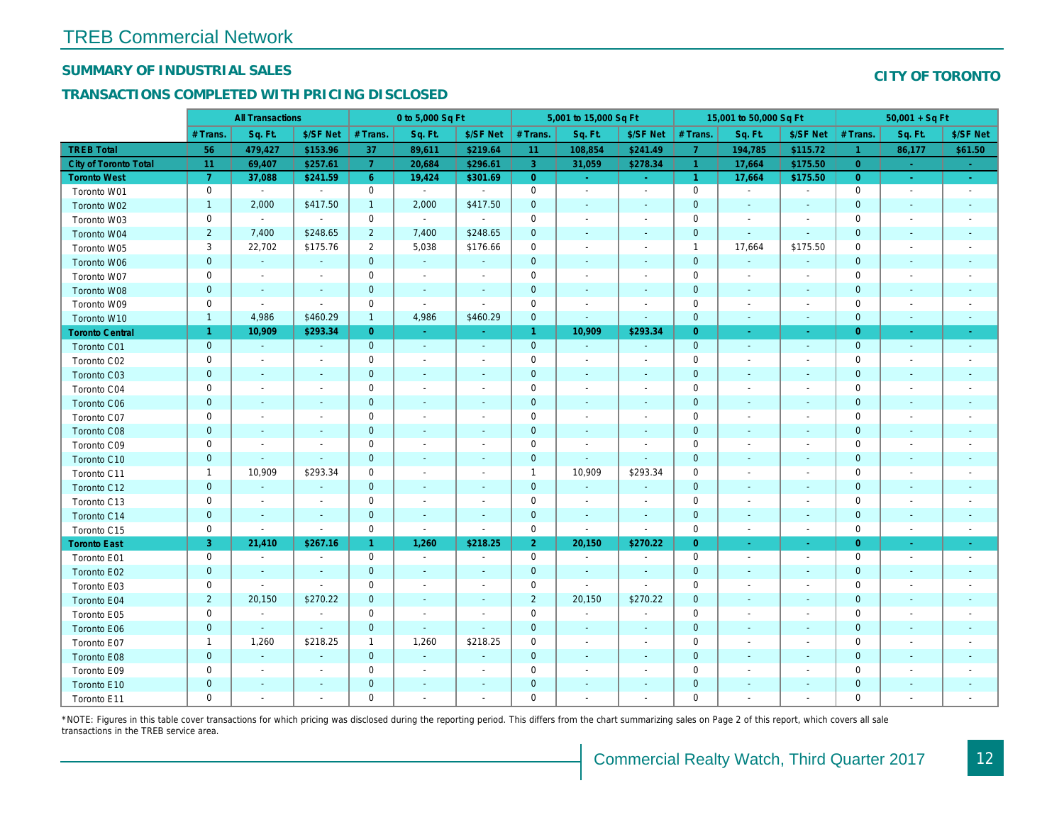# TREB Commercial Network

## SUMMARY OF INDUSTRIAL SALES

## TRANSACTIONS COMPLETED WITH PRICING DISCLOSED

## CITY OF TORONTO

| | All Transactions | | | 0 to 5,000 Sq Ft | | | 5,001 to 15,000 Sq Ft | | | 15,001 to 50,000 Sq Ft | | | 50,001 + Sq Ft | | |
|---|---|---|---|---|---|---|---|---|---|---|---|---|---|---|---|
| | # Trans. | Sq. Ft. | $/SF Net | # Trans. | Sq. Ft. | $/SF Net | # Trans. | Sq. Ft. | $/SF Net | # Trans. | Sq. Ft. | $/SF Net | # Trans. | Sq. Ft. | $/SF Net |
| **TREB Total** | **56** | **479,427** | **$153.96** | **37** | **89,611** | **$219.64** | **11** | **108,854** | **$241.49** | **7** | **194,785** | **$115.72** | **1** | **86,177** | **$61.50** |
| **City of Toronto Total** | **11** | **69,407** | **$257.61** | **7** | **20,684** | **$296.61** | **3** | **31,059** | **$278.34** | **1** | **17,664** | **$175.50** | **0** | **-** | **-** |
| **Toronto West** | **7** | **37,088** | **$241.59** | **6** | **19,424** | **$301.69** | **0** | **-** | **-** | **1** | **17,664** | **$175.50** | **0** | **-** | **-** |
| Toronto W01 | 0 | - | - | 0 | - | - | 0 | - | - | 0 | - | - | 0 | - | - |
| Toronto W02 | 1 | 2,000 | $417.50 | 1 | 2,000 | $417.50 | 0 | - | - | 0 | - | - | 0 | - | - |
| Toronto W03 | 0 | - | - | 0 | - | - | 0 | - | - | 0 | - | - | 0 | - | - |
| Toronto W04 | 2 | 7,400 | $248.65 | 2 | 7,400 | $248.65 | 0 | - | - | 0 | - | - | 0 | - | - |
| Toronto W05 | 3 | 22,702 | $175.76 | 2 | 5,038 | $176.66 | 0 | - | - | 1 | 17,664 | $175.50 | 0 | - | - |
| Toronto W06 | 0 | - | - | 0 | - | - | 0 | - | - | 0 | - | - | 0 | - | - |
| Toronto W07 | 0 | - | - | 0 | - | - | 0 | - | - | 0 | - | - | 0 | - | - |
| Toronto W08 | 0 | - | - | 0 | - | - | 0 | - | - | 0 | - | - | 0 | - | - |
| Toronto W09 | 0 | - | - | 0 | - | - | 0 | - | - | 0 | - | - | 0 | - | - |
| Toronto W10 | 1 | 4,986 | $460.29 | 1 | 4,986 | $460.29 | 0 | - | - | 0 | - | - | 0 | - | - |
| **Toronto Central** | **1** | **10,909** | **$293.34** | **0** | **-** | **-** | **1** | **10,909** | **$293.34** | **0** | **-** | **-** | **0** | **-** | **-** |
| Toronto C01 | 0 | - | - | 0 | - | - | 0 | - | - | 0 | - | - | 0 | - | - |
| Toronto C02 | 0 | - | - | 0 | - | - | 0 | - | - | 0 | - | - | 0 | - | - |
| Toronto C03 | 0 | - | - | 0 | - | - | 0 | - | - | 0 | - | - | 0 | - | - |
| Toronto C04 | 0 | - | - | 0 | - | - | 0 | - | - | 0 | - | - | 0 | - | - |
| Toronto C06 | 0 | - | - | 0 | - | - | 0 | - | - | 0 | - | - | 0 | - | - |
| Toronto C07 | 0 | - | - | 0 | - | - | 0 | - | - | 0 | - | - | 0 | - | - |
| Toronto C08 | 0 | - | - | 0 | - | - | 0 | - | - | 0 | - | - | 0 | - | - |
| Toronto C09 | 0 | - | - | 0 | - | - | 0 | - | - | 0 | - | - | 0 | - | - |
| Toronto C10 | 0 | - | - | 0 | - | - | 0 | - | - | 0 | - | - | 0 | - | - |
| Toronto C11 | 1 | 10,909 | $293.34 | 0 | - | - | 1 | 10,909 | $293.34 | 0 | - | - | 0 | - | - |
| Toronto C12 | 0 | - | - | 0 | - | - | 0 | - | - | 0 | - | - | 0 | - | - |
| Toronto C13 | 0 | - | - | 0 | - | - | 0 | - | - | 0 | - | - | 0 | - | - |
| Toronto C14 | 0 | - | - | 0 | - | - | 0 | - | - | 0 | - | - | 0 | - | - |
| Toronto C15 | 0 | - | - | 0 | - | - | 0 | - | - | 0 | - | - | 0 | - | - |
| **Toronto East** | **3** | **21,410** | **$267.16** | **1** | **1,260** | **$218.25** | **2** | **20,150** | **$270.22** | **0** | **-** | **-** | **0** | **-** | **-** |
| Toronto E01 | 0 | - | - | 0 | - | - | 0 | - | - | 0 | - | - | 0 | - | - |
| Toronto E02 | 0 | - | - | 0 | - | - | 0 | - | - | 0 | - | - | 0 | - | - |
| Toronto E03 | 0 | - | - | 0 | - | - | 0 | - | - | 0 | - | - | 0 | - | - |
| Toronto E04 | 2 | 20,150 | $270.22 | 0 | - | - | 2 | 20,150 | $270.22 | 0 | - | - | 0 | - | - |
| Toronto E05 | 0 | - | - | 0 | - | - | 0 | - | - | 0 | - | - | 0 | - | - |
| Toronto E06 | 0 | - | - | 0 | - | - | 0 | - | - | 0 | - | - | 0 | - | - |
| Toronto E07 | 1 | 1,260 | $218.25 | 1 | 1,260 | $218.25 | 0 | - | - | 0 | - | - | 0 | - | - |
| Toronto E08 | 0 | - | - | 0 | - | - | 0 | - | - | 0 | - | - | 0 | - | - |
| Toronto E09 | 0 | - | - | 0 | - | - | 0 | - | - | 0 | - | - | 0 | - | - |
| Toronto E10 | 0 | - | - | 0 | - | - | 0 | - | - | 0 | - | - | 0 | - | - |
| Toronto E11 | 0 | - | - | 0 | - | - | 0 | - | - | 0 | - | - | 0 | - | - |

*NOTE: Figures in this table cover transactions for which pricing was disclosed during the reporting period. This differs from the chart summarizing sales on Page 2 of this report, which covers all sale transactions in the TREB service area.

Commercial Realty Watch, Third Quarter 2017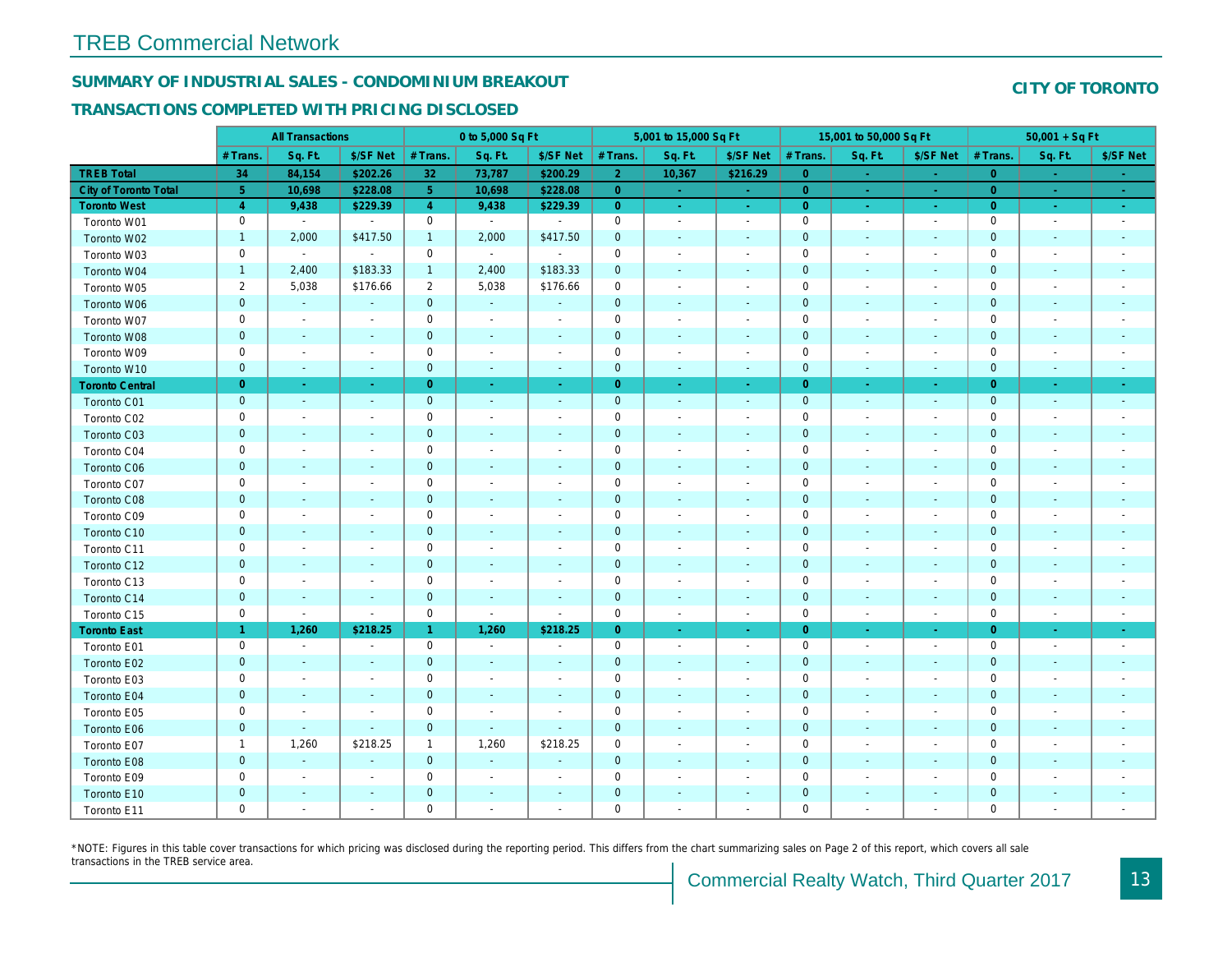## TREB Commercial Network

### SUMMARY OF INDUSTRIAL SALES - CONDOMINIUM BREAKOUT

**CITY OF TORONTO**

### TRANSACTIONS COMPLETED WITH PRICING DISCLOSED

| | All Transactions | | | 0 to 5,000 Sq Ft | | | 5,001 to 15,000 Sq Ft | | | 15,001 to 50,000 Sq Ft | | | 50,001 + Sq Ft | | |
|---|---|---|---|---|---|---|---|---|---|---|---|---|---|---|---|
| | # Trans. | Sq. Ft. | $/SF Net | # Trans. | Sq. Ft. | $/SF Net | # Trans. | Sq. Ft. | $/SF Net | # Trans. | Sq. Ft. | $/SF Net | # Trans. | Sq. Ft. | $/SF Net |
| **TREB Total** | **34** | **84,154** | **$202.26** | **32** | **73,787** | **$200.29** | **2** | **10,367** | **$216.29** | **0** | **-** | **-** | **0** | **-** | **-** |
| **City of Toronto Total** | **5** | **10,698** | **$228.08** | **5** | **10,698** | **$228.08** | **0** | **-** | **-** | **0** | **-** | **-** | **0** | **-** | **-** |
| **Toronto West** | **4** | **9,438** | **$229.39** | **4** | **9,438** | **$229.39** | **0** | **-** | **-** | **0** | **-** | **-** | **0** | **-** | **-** |
| Toronto W01 | 0 | - | - | 0 | - | - | 0 | - | - | 0 | - | - | 0 | - | - |
| Toronto W02 | 1 | 2,000 | $417.50 | 1 | 2,000 | $417.50 | 0 | - | - | 0 | - | - | 0 | - | - |
| Toronto W03 | 0 | - | - | 0 | - | - | 0 | - | - | 0 | - | - | 0 | - | - |
| Toronto W04 | 1 | 2,400 | $183.33 | 1 | 2,400 | $183.33 | 0 | - | - | 0 | - | - | 0 | - | - |
| Toronto W05 | 2 | 5,038 | $176.66 | 2 | 5,038 | $176.66 | 0 | - | - | 0 | - | - | 0 | - | - |
| Toronto W06 | 0 | - | - | 0 | - | - | 0 | - | - | 0 | - | - | 0 | - | - |
| Toronto W07 | 0 | - | - | 0 | - | - | 0 | - | - | 0 | - | - | 0 | - | - |
| Toronto W08 | 0 | - | - | 0 | - | - | 0 | - | - | 0 | - | - | 0 | - | - |
| Toronto W09 | 0 | - | - | 0 | - | - | 0 | - | - | 0 | - | - | 0 | - | - |
| Toronto W10 | 0 | - | - | 0 | - | - | 0 | - | - | 0 | - | - | 0 | - | - |
| **Toronto Central** | **0** | **-** | **-** | **0** | **-** | **-** | **0** | **-** | **-** | **0** | **-** | **-** | **0** | **-** | **-** |
| Toronto C01 | 0 | - | - | 0 | - | - | 0 | - | - | 0 | - | - | 0 | - | - |
| Toronto C02 | 0 | - | - | 0 | - | - | 0 | - | - | 0 | - | - | 0 | - | - |
| Toronto C03 | 0 | - | - | 0 | - | - | 0 | - | - | 0 | - | - | 0 | - | - |
| Toronto C04 | 0 | - | - | 0 | - | - | 0 | - | - | 0 | - | - | 0 | - | - |
| Toronto C06 | 0 | - | - | 0 | - | - | 0 | - | - | 0 | - | - | 0 | - | - |
| Toronto C07 | 0 | - | - | 0 | - | - | 0 | - | - | 0 | - | - | 0 | - | - |
| Toronto C08 | 0 | - | - | 0 | - | - | 0 | - | - | 0 | - | - | 0 | - | - |
| Toronto C09 | 0 | - | - | 0 | - | - | 0 | - | - | 0 | - | - | 0 | - | - |
| Toronto C10 | 0 | - | - | 0 | - | - | 0 | - | - | 0 | - | - | 0 | - | - |
| Toronto C11 | 0 | - | - | 0 | - | - | 0 | - | - | 0 | - | - | 0 | - | - |
| Toronto C12 | 0 | - | - | 0 | - | - | 0 | - | - | 0 | - | - | 0 | - | - |
| Toronto C13 | 0 | - | - | 0 | - | - | 0 | - | - | 0 | - | - | 0 | - | - |
| Toronto C14 | 0 | - | - | 0 | - | - | 0 | - | - | 0 | - | - | 0 | - | - |
| Toronto C15 | 0 | - | - | 0 | - | - | 0 | - | - | 0 | - | - | 0 | - | - |
| **Toronto East** | **1** | **1,260** | **$218.25** | **1** | **1,260** | **$218.25** | **0** | **-** | **-** | **0** | **-** | **-** | **0** | **-** | **-** |
| Toronto E01 | 0 | - | - | 0 | - | - | 0 | - | - | 0 | - | - | 0 | - | - |
| Toronto E02 | 0 | - | - | 0 | - | - | 0 | - | - | 0 | - | - | 0 | - | - |
| Toronto E03 | 0 | - | - | 0 | - | - | 0 | - | - | 0 | - | - | 0 | - | - |
| Toronto E04 | 0 | - | - | 0 | - | - | 0 | - | - | 0 | - | - | 0 | - | - |
| Toronto E05 | 0 | - | - | 0 | - | - | 0 | - | - | 0 | - | - | 0 | - | - |
| Toronto E06 | 0 | - | - | 0 | - | - | 0 | - | - | 0 | - | - | 0 | - | - |
| Toronto E07 | 1 | 1,260 | $218.25 | 1 | 1,260 | $218.25 | 0 | - | - | 0 | - | - | 0 | - | - |
| Toronto E08 | 0 | - | - | 0 | - | - | 0 | - | - | 0 | - | - | 0 | - | - |
| Toronto E09 | 0 | - | - | 0 | - | - | 0 | - | - | 0 | - | - | 0 | - | - |
| Toronto E10 | 0 | - | - | 0 | - | - | 0 | - | - | 0 | - | - | 0 | - | - |
| Toronto E11 | 0 | - | - | 0 | - | - | 0 | - | - | 0 | - | - | 0 | - | - |

*NOTE: Figures in this table cover transactions for which pricing was disclosed during the reporting period. This differs from the chart summarizing sales on Page 2 of this report, which covers all sale transactions in the TREB service area.

Commercial Realty Watch, Third Quarter 2017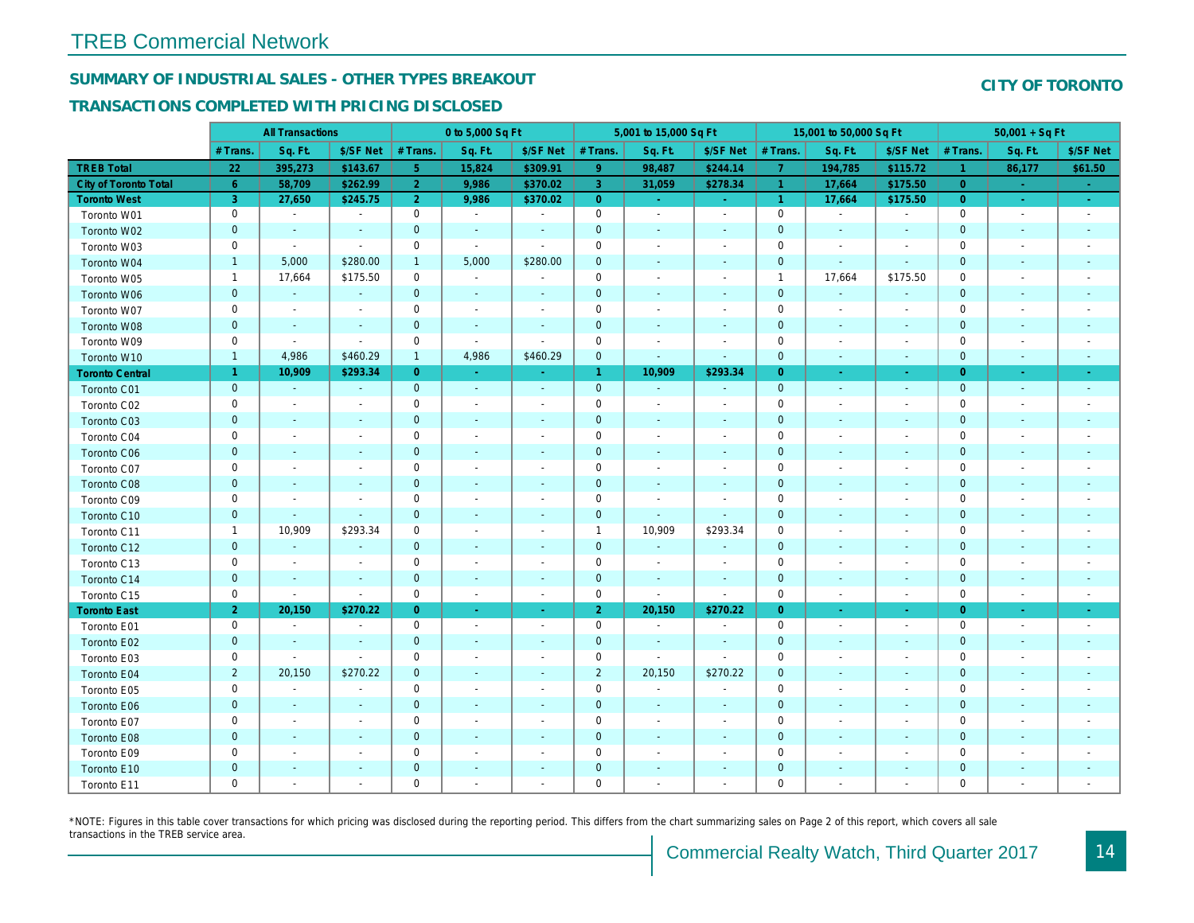# TREB Commercial Network

## SUMMARY OF INDUSTRIAL SALES - OTHER TYPES BREAKOUT

## TRANSACTIONS COMPLETED WITH PRICING DISCLOSED

## CITY OF TORONTO

| | All Transactions | | | 0 to 5,000 Sq Ft | | | 5,001 to 15,000 Sq Ft | | | 15,001 to 50,000 Sq Ft | | | 50,001 + Sq Ft | | |
|---|---|---|---|---|---|---|---|---|---|---|---|---|---|---|---|
| | # Trans. | Sq. Ft. | $/SF Net | # Trans. | Sq. Ft. | $/SF Net | # Trans. | Sq. Ft. | $/SF Net | # Trans. | Sq. Ft. | $/SF Net | # Trans. | Sq. Ft. | $/SF Net |
| **TREB Total** | **22** | **395,273** | **$143.67** | **5** | **15,824** | **$309.91** | **9** | **98,487** | **$244.14** | **7** | **194,785** | **$115.72** | **1** | **86,177** | **$61.50** |
| **City of Toronto Total** | **6** | **58,709** | **$262.99** | **2** | **9,986** | **$370.02** | **3** | **31,059** | **$278.34** | **1** | **17,664** | **$175.50** | **0** | **-** | **-** |
| **Toronto West** | **3** | **27,650** | **$245.75** | **2** | **9,986** | **$370.02** | **0** | **-** | **-** | **1** | **17,664** | **$175.50** | **0** | **-** | **-** |
| Toronto W01 | 0 | - | - | 0 | - | - | 0 | - | - | 0 | - | - | 0 | - | - |
| Toronto W02 | 0 | - | - | 0 | - | - | 0 | - | - | 0 | - | - | 0 | - | - |
| Toronto W03 | 0 | - | - | 0 | - | - | 0 | - | - | 0 | - | - | 0 | - | - |
| Toronto W04 | 1 | 5,000 | $280.00 | 1 | 5,000 | $280.00 | 0 | - | - | 0 | - | - | 0 | - | - |
| Toronto W05 | 1 | 17,664 | $175.50 | 0 | - | - | 0 | - | - | 1 | 17,664 | $175.50 | 0 | - | - |
| Toronto W06 | 0 | - | - | 0 | - | - | 0 | - | - | 0 | - | - | 0 | - | - |
| Toronto W07 | 0 | - | - | 0 | - | - | 0 | - | - | 0 | - | - | 0 | - | - |
| Toronto W08 | 0 | - | - | 0 | - | - | 0 | - | - | 0 | - | - | 0 | - | - |
| Toronto W09 | 0 | - | - | 0 | - | - | 0 | - | - | 0 | - | - | 0 | - | - |
| Toronto W10 | 1 | 4,986 | $460.29 | 1 | 4,986 | $460.29 | 0 | - | - | 0 | - | - | 0 | - | - |
| **Toronto Central** | **1** | **10,909** | **$293.34** | **0** | **-** | **-** | **1** | **10,909** | **$293.34** | **0** | **-** | **-** | **0** | **-** | **-** |
| Toronto C01 | 0 | - | - | 0 | - | - | 0 | - | - | 0 | - | - | 0 | - | - |
| Toronto C02 | 0 | - | - | 0 | - | - | 0 | - | - | 0 | - | - | 0 | - | - |
| Toronto C03 | 0 | - | - | 0 | - | - | 0 | - | - | 0 | - | - | 0 | - | - |
| Toronto C04 | 0 | - | - | 0 | - | - | 0 | - | - | 0 | - | - | 0 | - | - |
| Toronto C06 | 0 | - | - | 0 | - | - | 0 | - | - | 0 | - | - | 0 | - | - |
| Toronto C07 | 0 | - | - | 0 | - | - | 0 | - | - | 0 | - | - | 0 | - | - |
| Toronto C08 | 0 | - | - | 0 | - | - | 0 | - | - | 0 | - | - | 0 | - | - |
| Toronto C09 | 0 | - | - | 0 | - | - | 0 | - | - | 0 | - | - | 0 | - | - |
| Toronto C10 | 0 | - | - | 0 | - | - | 0 | - | - | 0 | - | - | 0 | - | - |
| Toronto C11 | 1 | 10,909 | $293.34 | 0 | - | - | 1 | 10,909 | $293.34 | 0 | - | - | 0 | - | - |
| Toronto C12 | 0 | - | - | 0 | - | - | 0 | - | - | 0 | - | - | 0 | - | - |
| Toronto C13 | 0 | - | - | 0 | - | - | 0 | - | - | 0 | - | - | 0 | - | - |
| Toronto C14 | 0 | - | - | 0 | - | - | 0 | - | - | 0 | - | - | 0 | - | - |
| Toronto C15 | 0 | - | - | 0 | - | - | 0 | - | - | 0 | - | - | 0 | - | - |
| **Toronto East** | **2** | **20,150** | **$270.22** | **0** | **-** | **-** | **2** | **20,150** | **$270.22** | **0** | **-** | **-** | **0** | **-** | **-** |
| Toronto E01 | 0 | - | - | 0 | - | - | 0 | - | - | 0 | - | - | 0 | - | - |
| Toronto E02 | 0 | - | - | 0 | - | - | 0 | - | - | 0 | - | - | 0 | - | - |
| Toronto E03 | 0 | - | - | 0 | - | - | 0 | - | - | 0 | - | - | 0 | - | - |
| Toronto E04 | 2 | 20,150 | $270.22 | 0 | - | - | 2 | 20,150 | $270.22 | 0 | - | - | 0 | - | - |
| Toronto E05 | 0 | - | - | 0 | - | - | 0 | - | - | 0 | - | - | 0 | - | - |
| Toronto E06 | 0 | - | - | 0 | - | - | 0 | - | - | 0 | - | - | 0 | - | - |
| Toronto E07 | 0 | - | - | 0 | - | - | 0 | - | - | 0 | - | - | 0 | - | - |
| Toronto E08 | 0 | - | - | 0 | - | - | 0 | - | - | 0 | - | - | 0 | - | - |
| Toronto E09 | 0 | - | - | 0 | - | - | 0 | - | - | 0 | - | - | 0 | - | - |
| Toronto E10 | 0 | - | - | 0 | - | - | 0 | - | - | 0 | - | - | 0 | - | - |
| Toronto E11 | 0 | - | - | 0 | - | - | 0 | - | - | 0 | - | - | 0 | - | - |

*NOTE: Figures in this table cover transactions for which pricing was disclosed during the reporting period. This differs from the chart summarizing sales on Page 2 of this report, which covers all sale transactions in the TREB service area.

Commercial Realty Watch, Third Quarter 2017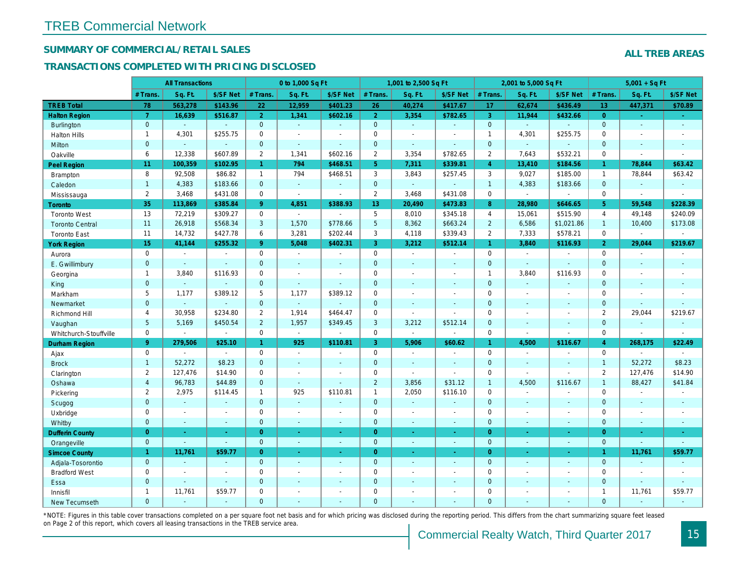# TREB Commercial Network

## SUMMARY OF COMMERCIAL/RETAIL SALES

## TRANSACTIONS COMPLETED WITH PRICING DISCLOSED

**ALL TREB AREAS**

| | All Transactions | | | 0 to 1,000 Sq Ft | | | 1,001 to 2,500 Sq Ft | | | 2,001 to 5,000 Sq Ft | | | 5,001 + Sq Ft | | |
|---|---|---|---|---|---|---|---|---|---|---|---|---|---|---|---|
| | # Trans. | Sq. Ft. | $/SF Net | # Trans. | Sq. Ft. | $/SF Net | # Trans. | Sq. Ft. | $/SF Net | # Trans. | Sq. Ft. | $/SF Net | # Trans. | Sq. Ft. | $/SF Net |
| **TREB Total** | **78** | **563,278** | **$143.96** | **22** | **12,959** | **$401.23** | **26** | **40,274** | **$417.67** | **17** | **62,674** | **$436.49** | **13** | **447,371** | **$70.89** |
| **Halton Region** | **7** | **16,639** | **$516.87** | **2** | **1,341** | **$602.16** | **2** | **3,354** | **$782.65** | **3** | **11,944** | **$432.66** | **0** | **-** | **-** |
| Burlington | 0 | - | - | 0 | - | - | 0 | - | - | 0 | - | - | 0 | - | - |
| Halton Hills | 1 | 4,301 | $255.75 | 0 | - | - | 0 | - | - | 1 | 4,301 | $255.75 | 0 | - | - |
| Milton | 0 | - | - | 0 | - | - | 0 | - | - | 0 | - | - | 0 | - | - |
| Oakville | 6 | 12,338 | $607.89 | 2 | 1,341 | $602.16 | 2 | 3,354 | $782.65 | 2 | 7,643 | $532.21 | 0 | - | - |
| **Peel Region** | **11** | **100,359** | **$102.95** | **1** | **794** | **$468.51** | **5** | **7,311** | **$339.81** | **4** | **13,410** | **$184.56** | **1** | **78,844** | **$63.42** |
| Brampton | 8 | 92,508 | $86.82 | 1 | 794 | $468.51 | 3 | 3,843 | $257.45 | 3 | 9,027 | $185.00 | 1 | 78,844 | $63.42 |
| Caledon | 1 | 4,383 | $183.66 | 0 | - | - | 0 | - | - | 1 | 4,383 | $183.66 | 0 | - | - |
| Mississauga | 2 | 3,468 | $431.08 | 0 | - | - | 2 | 3,468 | $431.08 | 0 | - | - | 0 | - | - |
| **Toronto** | **35** | **113,869** | **$385.84** | **9** | **4,851** | **$388.93** | **13** | **20,490** | **$473.83** | **8** | **28,980** | **$646.65** | **5** | **59,548** | **$228.39** |
| Toronto West | 13 | 72,219 | $309.27 | 0 | - | - | 5 | 8,010 | $345.18 | 4 | 15,061 | $515.90 | 4 | 49,148 | $240.09 |
| Toronto Central | 11 | 26,918 | $568.34 | 3 | 1,570 | $778.66 | 5 | 8,362 | $663.24 | 2 | 6,586 | $1,021.86 | 1 | 10,400 | $173.08 |
| Toronto East | 11 | 14,732 | $427.78 | 6 | 3,281 | $202.44 | 3 | 4,118 | $339.43 | 2 | 7,333 | $578.21 | 0 | - | - |
| **York Region** | **15** | **41,144** | **$255.32** | **9** | **5,048** | **$402.31** | **3** | **3,212** | **$512.14** | **1** | **3,840** | **$116.93** | **2** | **29,044** | **$219.67** |
| Aurora | 0 | - | - | 0 | - | - | 0 | - | - | 0 | - | - | 0 | - | - |
| E. Gwillimbury | 0 | - | - | 0 | - | - | 0 | - | - | 0 | - | - | 0 | - | - |
| Georgina | 1 | 3,840 | $116.93 | 0 | - | - | 0 | - | - | 1 | 3,840 | $116.93 | 0 | - | - |
| King | 0 | - | - | 0 | - | - | 0 | - | - | 0 | - | - | 0 | - | - |
| Markham | 5 | 1,177 | $389.12 | 5 | 1,177 | $389.12 | 0 | - | - | 0 | - | - | 0 | - | - |
| Newmarket | 0 | - | - | 0 | - | - | 0 | - | - | 0 | - | - | 0 | - | - |
| Richmond Hill | 4 | 30,958 | $234.80 | 2 | 1,914 | $464.47 | 0 | - | - | 0 | - | - | 2 | 29,044 | $219.67 |
| Vaughan | 5 | 5,169 | $450.54 | 2 | 1,957 | $349.45 | 3 | 3,212 | $512.14 | 0 | - | - | 0 | - | - |
| Whitchurch-Stouffville | 0 | - | - | 0 | - | - | 0 | - | - | 0 | - | - | 0 | - | - |
| **Durham Region** | **9** | **279,506** | **$25.10** | **1** | **925** | **$110.81** | **3** | **5,906** | **$60.62** | **1** | **4,500** | **$116.67** | **4** | **268,175** | **$22.49** |
| Ajax | 0 | - | - | 0 | - | - | 0 | - | - | 0 | - | - | 0 | - | - |
| Brock | 1 | 52,272 | $8.23 | 0 | - | - | 0 | - | - | 0 | - | - | 1 | 52,272 | $8.23 |
| Clarington | 2 | 127,476 | $14.90 | 0 | - | - | 0 | - | - | 0 | - | - | 2 | 127,476 | $14.90 |
| Oshawa | 4 | 96,783 | $44.89 | 0 | - | - | 2 | 3,856 | $31.12 | 1 | 4,500 | $116.67 | 1 | 88,427 | $41.84 |
| Pickering | 2 | 2,975 | $114.45 | 1 | 925 | $110.81 | 1 | 2,050 | $116.10 | 0 | - | - | 0 | - | - |
| Scugog | 0 | - | - | 0 | - | - | 0 | - | - | 0 | - | - | 0 | - | - |
| Uxbridge | 0 | - | - | 0 | - | - | 0 | - | - | 0 | - | - | 0 | - | - |
| Whitby | 0 | - | - | 0 | - | - | 0 | - | - | 0 | - | - | 0 | - | - |
| **Dufferin County** | **0** | **-** | **-** | **0** | **-** | **-** | **0** | **-** | **-** | **0** | **-** | **-** | **0** | **-** | **-** |
| Orangeville | 0 | - | - | 0 | - | - | 0 | - | - | 0 | - | - | 0 | - | - |
| **Simcoe County** | **1** | **11,761** | **$59.77** | **0** | **-** | **-** | **0** | **-** | **-** | **0** | **-** | **-** | **1** | **11,761** | **$59.77** |
| Adjala-Tosorontio | 0 | - | - | 0 | - | - | 0 | - | - | 0 | - | - | 0 | - | - |
| Bradford West | 0 | - | - | 0 | - | - | 0 | - | - | 0 | - | - | 0 | - | - |
| Essa | 0 | - | - | 0 | - | - | 0 | - | - | 0 | - | - | 0 | - | - |
| Innisfil | 1 | 11,761 | $59.77 | 0 | - | - | 0 | - | - | 0 | - | - | 1 | 11,761 | $59.77 |
| New Tecumseth | 0 | - | - | 0 | - | - | 0 | - | - | 0 | - | - | 0 | - | - |

*NOTE: Figures in this table cover transactions completed on a per square foot net basis and for which pricing was disclosed during the reporting period. This differs from the chart summarizing square feet leased on Page 2 of this report, which covers all leasing transactions in the TREB service area.

Commercial Realty Watch, Third Quarter 2017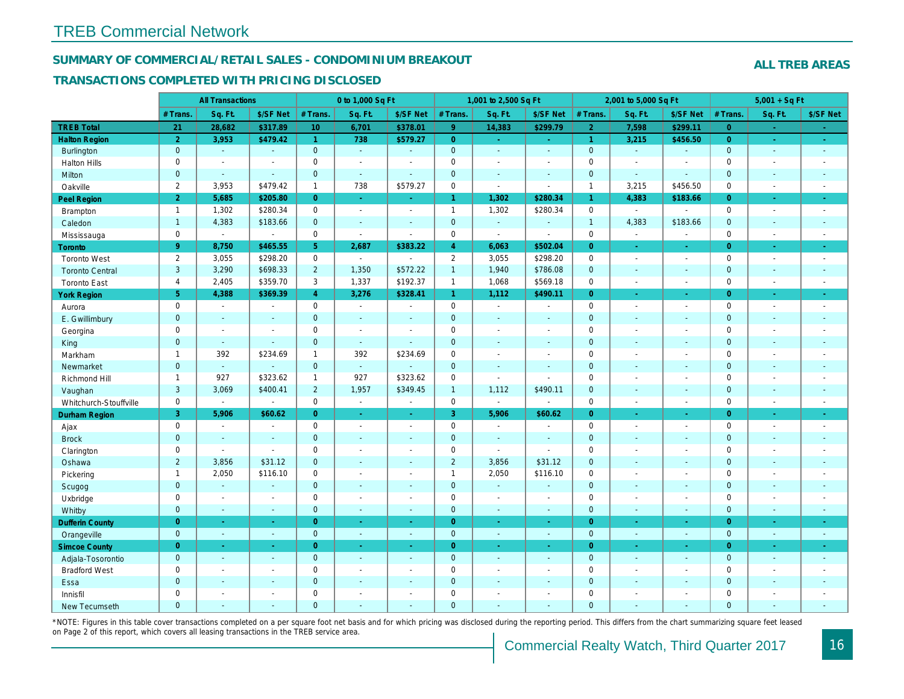# TREB Commercial Network

## SUMMARY OF COMMERCIAL/RETAIL SALES - CONDOMINIUM BREAKOUT

## TRANSACTIONS COMPLETED WITH PRICING DISCLOSED

**ALL TREB AREAS**

| | All Transactions | | | 0 to 1,000 Sq Ft | | | 1,001 to 2,500 Sq Ft | | | 2,001 to 5,000 Sq Ft | | | 5,001 + Sq Ft | | |
|---|---|---|---|---|---|---|---|---|---|---|---|---|---|---|---|
| | # Trans. | Sq. Ft. | $/SF Net | # Trans. | Sq. Ft. | $/SF Net | # Trans. | Sq. Ft. | $/SF Net | # Trans. | Sq. Ft. | $/SF Net | # Trans. | Sq. Ft. | $/SF Net |
| **TREB Total** | **21** | **28,682** | **$317.89** | **10** | **6,701** | **$378.01** | **9** | **14,383** | **$299.79** | **2** | **7,598** | **$299.11** | **0** | **-** | **-** |
| **Halton Region** | **2** | **3,953** | **$479.42** | **1** | **738** | **$579.27** | **0** | **-** | **-** | **1** | **3,215** | **$456.50** | **0** | **-** | **-** |
| Burlington | 0 | - | - | 0 | - | - | 0 | - | - | 0 | - | - | 0 | - | - |
| Halton Hills | 0 | - | - | 0 | - | - | 0 | - | - | 0 | - | - | 0 | - | - |
| Milton | 0 | - | - | 0 | - | - | 0 | - | - | 0 | - | - | 0 | - | - |
| Oakville | 2 | 3,953 | $479.42 | 1 | 738 | $579.27 | 0 | - | - | 1 | 3,215 | $456.50 | 0 | - | - |
| **Peel Region** | **2** | **5,685** | **$205.80** | **0** | **-** | **-** | **1** | **1,302** | **$280.34** | **1** | **4,383** | **$183.66** | **0** | **-** | **-** |
| Brampton | 1 | 1,302 | $280.34 | 0 | - | - | 1 | 1,302 | $280.34 | 0 | - | - | 0 | - | - |
| Caledon | 1 | 4,383 | $183.66 | 0 | - | - | 0 | - | - | 1 | 4,383 | $183.66 | 0 | - | - |
| Mississauga | 0 | - | - | 0 | - | - | 0 | - | - | 0 | - | - | 0 | - | - |
| **Toronto** | **9** | **8,750** | **$465.55** | **5** | **2,687** | **$383.22** | **4** | **6,063** | **$502.04** | **0** | **-** | **-** | **0** | **-** | **-** |
| Toronto West | 2 | 3,055 | $298.20 | 0 | - | - | 2 | 3,055 | $298.20 | 0 | - | - | 0 | - | - |
| Toronto Central | 3 | 3,290 | $698.33 | 2 | 1,350 | $572.22 | 1 | 1,940 | $786.08 | 0 | - | - | 0 | - | - |
| Toronto East | 4 | 2,405 | $359.70 | 3 | 1,337 | $192.37 | 1 | 1,068 | $569.18 | 0 | - | - | 0 | - | - |
| **York Region** | **5** | **4,388** | **$369.39** | **4** | **3,276** | **$328.41** | **1** | **1,112** | **$490.11** | **0** | **-** | **-** | **0** | **-** | **-** |
| Aurora | 0 | - | - | 0 | - | - | 0 | - | - | 0 | - | - | 0 | - | - |
| E. Gwillimbury | 0 | - | - | 0 | - | - | 0 | - | - | 0 | - | - | 0 | - | - |
| Georgina | 0 | - | - | 0 | - | - | 0 | - | - | 0 | - | - | 0 | - | - |
| King | 0 | - | - | 0 | - | - | 0 | - | - | 0 | - | - | 0 | - | - |
| Markham | 1 | 392 | $234.69 | 1 | 392 | $234.69 | 0 | - | - | 0 | - | - | 0 | - | - |
| Newmarket | 0 | - | - | 0 | - | - | 0 | - | - | 0 | - | - | 0 | - | - |
| Richmond Hill | 1 | 927 | $323.62 | 1 | 927 | $323.62 | 0 | - | - | 0 | - | - | 0 | - | - |
| Vaughan | 3 | 3,069 | $400.41 | 2 | 1,957 | $349.45 | 1 | 1,112 | $490.11 | 0 | - | - | 0 | - | - |
| Whitchurch-Stouffville | 0 | - | - | 0 | - | - | 0 | - | - | 0 | - | - | 0 | - | - |
| **Durham Region** | **3** | **5,906** | **$60.62** | **0** | **-** | **-** | **3** | **5,906** | **$60.62** | **0** | **-** | **-** | **0** | **-** | **-** |
| Ajax | 0 | - | - | 0 | - | - | 0 | - | - | 0 | - | - | 0 | - | - |
| Brock | 0 | - | - | 0 | - | - | 0 | - | - | 0 | - | - | 0 | - | - |
| Clarington | 0 | - | - | 0 | - | - | 0 | - | - | 0 | - | - | 0 | - | - |
| Oshawa | 2 | 3,856 | $31.12 | 0 | - | - | 2 | 3,856 | $31.12 | 0 | - | - | 0 | - | - |
| Pickering | 1 | 2,050 | $116.10 | 0 | - | - | 1 | 2,050 | $116.10 | 0 | - | - | 0 | - | - |
| Scugog | 0 | - | - | 0 | - | - | 0 | - | - | 0 | - | - | 0 | - | - |
| Uxbridge | 0 | - | - | 0 | - | - | 0 | - | - | 0 | - | - | 0 | - | - |
| Whitby | 0 | - | - | 0 | - | - | 0 | - | - | 0 | - | - | 0 | - | - |
| **Dufferin County** | **0** | **-** | **-** | **0** | **-** | **-** | **0** | **-** | **-** | **0** | **-** | **-** | **0** | **-** | **-** |
| Orangeville | 0 | - | - | 0 | - | - | 0 | - | - | 0 | - | - | 0 | - | - |
| **Simcoe County** | **0** | **-** | **-** | **0** | **-** | **-** | **0** | **-** | **-** | **0** | **-** | **-** | **0** | **-** | **-** |
| Adjala-Tosorontio | 0 | - | - | 0 | - | - | 0 | - | - | 0 | - | - | 0 | - | - |
| Bradford West | 0 | - | - | 0 | - | - | 0 | - | - | 0 | - | - | 0 | - | - |
| Essa | 0 | - | - | 0 | - | - | 0 | - | - | 0 | - | - | 0 | - | - |
| Innisfil | 0 | - | - | 0 | - | - | 0 | - | - | 0 | - | - | 0 | - | - |
| New Tecumseth | 0 | - | - | 0 | - | - | 0 | - | - | 0 | - | - | 0 | - | - |

*NOTE: Figures in this table cover transactions completed on a per square foot net basis and for which pricing was disclosed during the reporting period. This differs from the chart summarizing square feet leased on Page 2 of this report, which covers all leasing transactions in the TREB service area.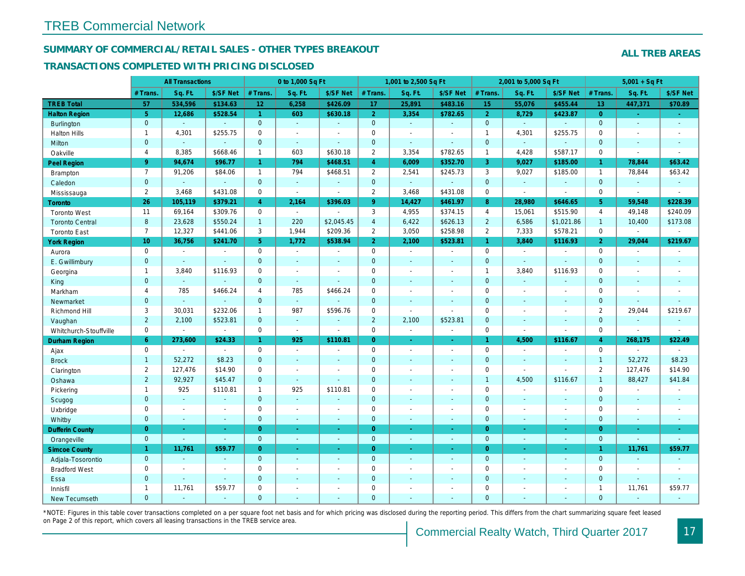# TREB Commercial Network

## SUMMARY OF COMMERCIAL/RETAIL SALES - OTHER TYPES BREAKOUT

### TRANSACTIONS COMPLETED WITH PRICING DISCLOSED

**ALL TREB AREAS**

| | All Transactions | | | 0 to 1,000 Sq Ft | | | 1,001 to 2,500 Sq Ft | | | 2,001 to 5,000 Sq Ft | | | 5,001 + Sq Ft | | |
|---|---|---|---|---|---|---|---|---|---|---|---|---|---|---|---|
| | # Trans. | Sq. Ft. | $/SF Net | # Trans. | Sq. Ft. | $/SF Net | # Trans. | Sq. Ft. | $/SF Net | # Trans. | Sq. Ft. | $/SF Net | # Trans. | Sq. Ft. | $/SF Net |
| **TREB Total** | **57** | **534,596** | **$134.63** | **12** | **6,258** | **$426.09** | **17** | **25,891** | **$483.16** | **15** | **55,076** | **$455.44** | **13** | **447,371** | **$70.89** |
| **Halton Region** | **5** | **12,686** | **$528.54** | **1** | **603** | **$630.18** | **2** | **3,354** | **$782.65** | **2** | **8,729** | **$423.87** | **0** | **-** | **-** |
| Burlington | 0 | - | - | 0 | - | - | 0 | - | - | 0 | - | - | 0 | - | - |
| Halton Hills | 1 | 4,301 | $255.75 | 0 | - | - | 0 | - | - | 1 | 4,301 | $255.75 | 0 | - | - |
| Milton | 0 | - | - | 0 | - | - | 0 | - | - | 0 | - | - | 0 | - | - |
| Oakville | 4 | 8,385 | $668.46 | 1 | 603 | $630.18 | 2 | 3,354 | $782.65 | 1 | 4,428 | $587.17 | 0 | - | - |
| **Peel Region** | **9** | **94,674** | **$96.77** | **1** | **794** | **$468.51** | **4** | **6,009** | **$352.70** | **3** | **9,027** | **$185.00** | **1** | **78,844** | **$63.42** |
| Brampton | 7 | 91,206 | $84.06 | 1 | 794 | $468.51 | 2 | 2,541 | $245.73 | 3 | 9,027 | $185.00 | 1 | 78,844 | $63.42 |
| Caledon | 0 | - | - | 0 | - | - | 0 | - | - | 0 | - | - | 0 | - | - |
| Mississauga | 2 | 3,468 | $431.08 | 0 | - | - | 2 | 3,468 | $431.08 | 0 | - | - | 0 | - | - |
| **Toronto** | **26** | **105,119** | **$379.21** | **4** | **2,164** | **$396.03** | **9** | **14,427** | **$461.97** | **8** | **28,980** | **$646.65** | **5** | **59,548** | **$228.39** |
| Toronto West | 11 | 69,164 | $309.76 | 0 | - | - | 3 | 4,955 | $374.15 | 4 | 15,061 | $515.90 | 4 | 49,148 | $240.09 |
| Toronto Central | 8 | 23,628 | $550.24 | 1 | 220 | $2,045.45 | 4 | 6,422 | $626.13 | 2 | 6,586 | $1,021.86 | 1 | 10,400 | $173.08 |
| Toronto East | 7 | 12,327 | $441.06 | 3 | 1,944 | $209.36 | 2 | 3,050 | $258.98 | 2 | 7,333 | $578.21 | 0 | - | - |
| **York Region** | **10** | **36,756** | **$241.70** | **5** | **1,772** | **$538.94** | **2** | **2,100** | **$523.81** | **1** | **3,840** | **$116.93** | **2** | **29,044** | **$219.67** |
| Aurora | 0 | - | - | 0 | - | - | 0 | - | - | 0 | - | - | 0 | - | - |
| E. Gwillimbury | 0 | - | - | 0 | - | - | 0 | - | - | 0 | - | - | 0 | - | - |
| Georgina | 1 | 3,840 | $116.93 | 0 | - | - | 0 | - | - | 1 | 3,840 | $116.93 | 0 | - | - |
| King | 0 | - | - | 0 | - | - | 0 | - | - | 0 | - | - | 0 | - | - |
| Markham | 4 | 785 | $466.24 | 4 | 785 | $466.24 | 0 | - | - | 0 | - | - | 0 | - | - |
| Newmarket | 0 | - | - | 0 | - | - | 0 | - | - | 0 | - | - | 0 | - | - |
| Richmond Hill | 3 | 30,031 | $232.06 | 1 | 987 | $596.76 | 0 | - | - | 0 | - | - | 2 | 29,044 | $219.67 |
| Vaughan | 2 | 2,100 | $523.81 | 0 | - | - | 2 | 2,100 | $523.81 | 0 | - | - | 0 | - | - |
| Whitchurch-Stouffville | 0 | - | - | 0 | - | - | 0 | - | - | 0 | - | - | 0 | - | - |
| **Durham Region** | **6** | **273,600** | **$24.33** | **1** | **925** | **$110.81** | **0** | **-** | **-** | **1** | **4,500** | **$116.67** | **4** | **268,175** | **$22.49** |
| Ajax | 0 | - | - | 0 | - | - | 0 | - | - | 0 | - | - | 0 | - | - |
| Brock | 1 | 52,272 | $8.23 | 0 | - | - | 0 | - | - | 0 | - | - | 1 | 52,272 | $8.23 |
| Clarington | 2 | 127,476 | $14.90 | 0 | - | - | 0 | - | - | 0 | - | - | 2 | 127,476 | $14.90 |
| Oshawa | 2 | 92,927 | $45.47 | 0 | - | - | 0 | - | - | 1 | 4,500 | $116.67 | 1 | 88,427 | $41.84 |
| Pickering | 1 | 925 | $110.81 | 1 | 925 | $110.81 | 0 | - | - | 0 | - | - | 0 | - | - |
| Scugog | 0 | - | - | 0 | - | - | 0 | - | - | 0 | - | - | 0 | - | - |
| Uxbridge | 0 | - | - | 0 | - | - | 0 | - | - | 0 | - | - | 0 | - | - |
| Whitby | 0 | - | - | 0 | - | - | 0 | - | - | 0 | - | - | 0 | - | - |
| **Dufferin County** | **0** | **-** | **-** | **0** | **-** | **-** | **0** | **-** | **-** | **0** | **-** | **-** | **0** | **-** | **-** |
| Orangeville | 0 | - | - | 0 | - | - | 0 | - | - | 0 | - | - | 0 | - | - |
| **Simcoe County** | **1** | **11,761** | **$59.77** | **0** | **-** | **-** | **0** | **-** | **-** | **0** | **-** | **-** | **1** | **11,761** | **$59.77** |
| Adjala-Tosorontio | 0 | - | - | 0 | - | - | 0 | - | - | 0 | - | - | 0 | - | - |
| Bradford West | 0 | - | - | 0 | - | - | 0 | - | - | 0 | - | - | 0 | - | - |
| Essa | 0 | - | - | 0 | - | - | 0 | - | - | 0 | - | - | 0 | - | - |
| Innisfil | 1 | 11,761 | $59.77 | 0 | - | - | 0 | - | - | 0 | - | - | 1 | 11,761 | $59.77 |
| New Tecumseth | 0 | - | - | 0 | - | - | 0 | - | - | 0 | - | - | 0 | - | - |

*NOTE: Figures in this table cover transactions completed on a per square foot net basis and for which pricing was disclosed during the reporting period. This differs from the chart summarizing square feet leased on Page 2 of this report, which covers all leasing transactions in the TREB service area.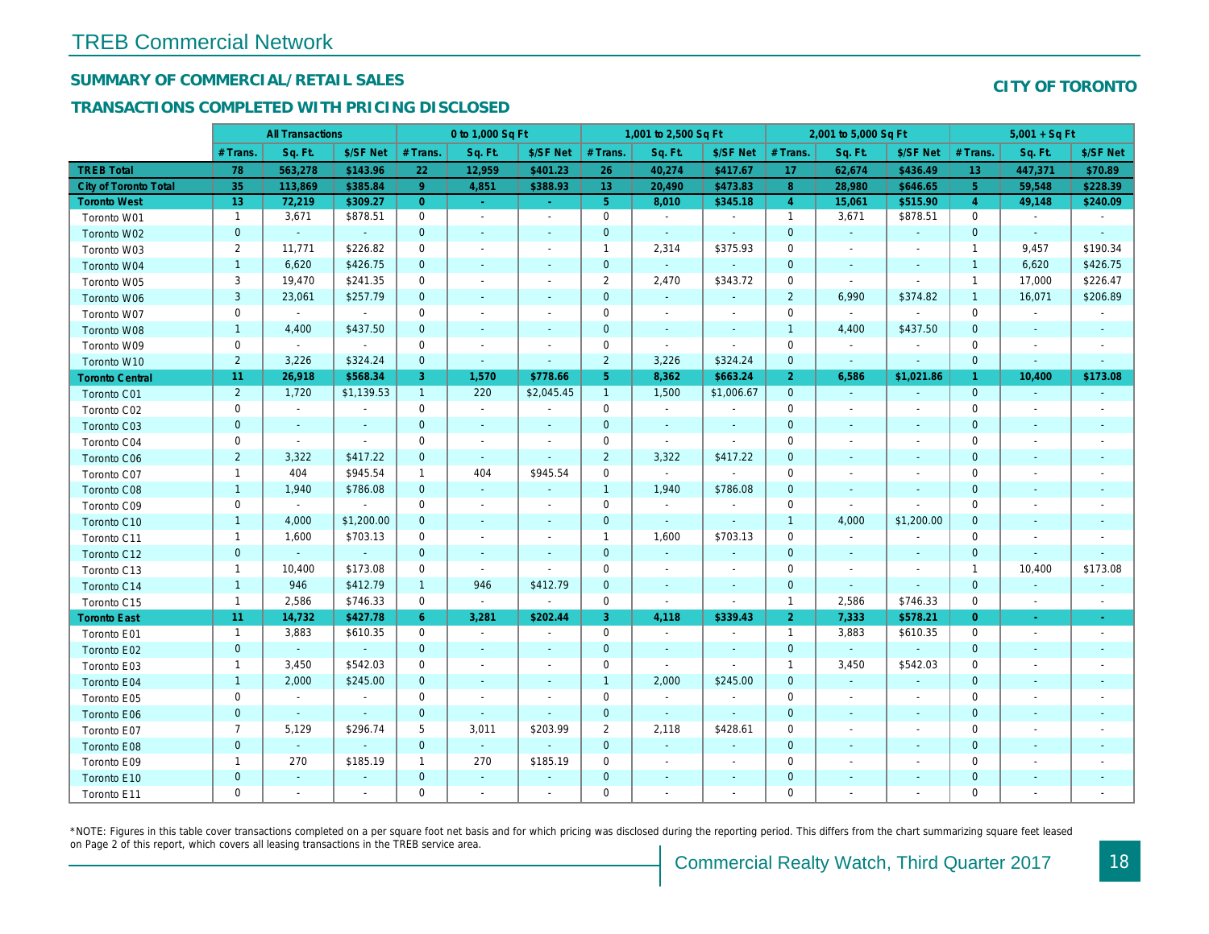## SUMMARY OF COMMERCIAL/RETAIL SALES

## TRANSACTIONS COMPLETED WITH PRICING DISCLOSED

**CITY OF TORONTO**

| | All Transactions | | | 0 to 1,000 Sq Ft | | | 1,001 to 2,500 Sq Ft | | | 2,001 to 5,000 Sq Ft | | | 5,001 + Sq Ft | | |
|---|---|---|---|---|---|---|---|---|---|---|---|---|---|---|---|
| | # Trans. | Sq. Ft. | $/SF Net | # Trans. | Sq. Ft. | $/SF Net | # Trans. | Sq. Ft. | $/SF Net | # Trans. | Sq. Ft. | $/SF Net | # Trans. | Sq. Ft. | $/SF Net |
| **TREB Total** | **78** | **563,278** | **$143.96** | **22** | **12,959** | **$401.23** | **26** | **40,274** | **$417.67** | **17** | **62,674** | **$436.49** | **13** | **447,371** | **$70.89** |
| **City of Toronto Total** | **35** | **113,869** | **$385.84** | **9** | **4,851** | **$388.93** | **13** | **20,490** | **$473.83** | **8** | **28,980** | **$646.65** | **5** | **59,548** | **$228.39** |
| **Toronto West** | **13** | **72,219** | **$309.27** | **0** | **-** | **-** | **5** | **8,010** | **$345.18** | **4** | **15,061** | **$515.90** | **4** | **49,148** | **$240.09** |
| Toronto W01 | 1 | 3,671 | $878.51 | 0 | - | - | 0 | - | - | 1 | 3,671 | $878.51 | 0 | - | - |
| Toronto W02 | 0 | - | - | 0 | - | - | 0 | - | - | 0 | - | - | 0 | - | - |
| Toronto W03 | 2 | 11,771 | $226.82 | 0 | - | - | 1 | 2,314 | $375.93 | 0 | - | - | 1 | 9,457 | $190.34 |
| Toronto W04 | 1 | 6,620 | $426.75 | 0 | - | - | 0 | - | - | 0 | - | - | 1 | 6,620 | $426.75 |
| Toronto W05 | 3 | 19,470 | $241.35 | 0 | - | - | 2 | 2,470 | $343.72 | 0 | - | - | 1 | 17,000 | $226.47 |
| Toronto W06 | 3 | 23,061 | $257.79 | 0 | - | - | 0 | - | - | 2 | 6,990 | $374.82 | 1 | 16,071 | $206.89 |
| Toronto W07 | 0 | - | - | 0 | - | - | 0 | - | - | 0 | - | - | 0 | - | - |
| Toronto W08 | 1 | 4,400 | $437.50 | 0 | - | - | 0 | - | - | 1 | 4,400 | $437.50 | 0 | - | - |
| Toronto W09 | 0 | - | - | 0 | - | - | 0 | - | - | 0 | - | - | 0 | - | - |
| Toronto W10 | 2 | 3,226 | $324.24 | 0 | - | - | 2 | 3,226 | $324.24 | 0 | - | - | 0 | - | - |
| **Toronto Central** | **11** | **26,918** | **$568.34** | **3** | **1,570** | **$778.66** | **5** | **8,362** | **$663.24** | **2** | **6,586** | **$1,021.86** | **1** | **10,400** | **$173.08** |
| Toronto C01 | 2 | 1,720 | $1,139.53 | 1 | 220 | $2,045.45 | 1 | 1,500 | $1,006.67 | 0 | - | - | 0 | - | - |
| Toronto C02 | 0 | - | - | 0 | - | - | 0 | - | - | 0 | - | - | 0 | - | - |
| Toronto C03 | 0 | - | - | 0 | - | - | 0 | - | - | 0 | - | - | 0 | - | - |
| Toronto C04 | 0 | - | - | 0 | - | - | 0 | - | - | 0 | - | - | 0 | - | - |
| Toronto C06 | 2 | 3,322 | $417.22 | 0 | - | - | 2 | 3,322 | $417.22 | 0 | - | - | 0 | - | - |
| Toronto C07 | 1 | 404 | $945.54 | 1 | 404 | $945.54 | 0 | - | - | 0 | - | - | 0 | - | - |
| Toronto C08 | 1 | 1,940 | $786.08 | 0 | - | - | 1 | 1,940 | $786.08 | 0 | - | - | 0 | - | - |
| Toronto C09 | 0 | - | - | 0 | - | - | 0 | - | - | 0 | - | - | 0 | - | - |
| Toronto C10 | 1 | 4,000 | $1,200.00 | 0 | - | - | 0 | - | - | 1 | 4,000 | $1,200.00 | 0 | - | - |
| Toronto C11 | 1 | 1,600 | $703.13 | 0 | - | - | 1 | 1,600 | $703.13 | 0 | - | - | 0 | - | - |
| Toronto C12 | 0 | - | - | 0 | - | - | 0 | - | - | 0 | - | - | 0 | - | - |
| Toronto C13 | 1 | 10,400 | $173.08 | 0 | - | - | 0 | - | - | 0 | - | - | 1 | 10,400 | $173.08 |
| Toronto C14 | 1 | 946 | $412.79 | 1 | 946 | $412.79 | 0 | - | - | 0 | - | - | 0 | - | - |
| Toronto C15 | 1 | 2,586 | $746.33 | 0 | - | - | 0 | - | - | 1 | 2,586 | $746.33 | 0 | - | - |
| **Toronto East** | **11** | **14,732** | **$427.78** | **6** | **3,281** | **$202.44** | **3** | **4,118** | **$339.43** | **2** | **7,333** | **$578.21** | **0** | **-** | **-** |
| Toronto E01 | 1 | 3,883 | $610.35 | 0 | - | - | 0 | - | - | 1 | 3,883 | $610.35 | 0 | - | - |
| Toronto E02 | 0 | - | - | 0 | - | - | 0 | - | - | 0 | - | - | 0 | - | - |
| Toronto E03 | 1 | 3,450 | $542.03 | 0 | - | - | 0 | - | - | 1 | 3,450 | $542.03 | 0 | - | - |
| Toronto E04 | 1 | 2,000 | $245.00 | 0 | - | - | 1 | 2,000 | $245.00 | 0 | - | - | 0 | - | - |
| Toronto E05 | 0 | - | - | 0 | - | - | 0 | - | - | 0 | - | - | 0 | - | - |
| Toronto E06 | 0 | - | - | 0 | - | - | 0 | - | - | 0 | - | - | 0 | - | - |
| Toronto E07 | 7 | 5,129 | $296.74 | 5 | 3,011 | $203.99 | 2 | 2,118 | $428.61 | 0 | - | - | 0 | - | - |
| Toronto E08 | 0 | - | - | 0 | - | - | 0 | - | - | 0 | - | - | 0 | - | - |
| Toronto E09 | 1 | 270 | $185.19 | 1 | 270 | $185.19 | 0 | - | - | 0 | - | - | 0 | - | - |
| Toronto E10 | 0 | - | - | 0 | - | - | 0 | - | - | 0 | - | - | 0 | - | - |
| Toronto E11 | 0 | - | - | 0 | - | - | 0 | - | - | 0 | - | - | 0 | - | - |

*NOTE: Figures in this table cover transactions completed on a per square foot net basis and for which pricing was disclosed during the reporting period. This differs from the chart summarizing square feet leased on Page 2 of this report, which covers all leasing transactions in the TREB service area.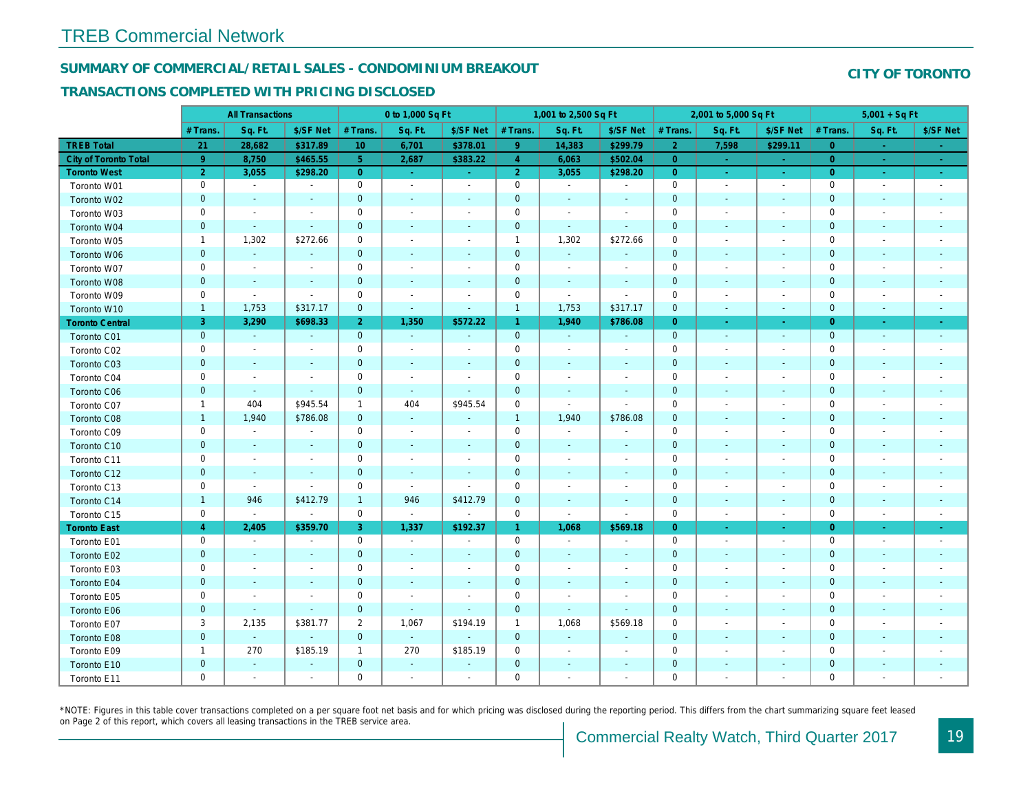# TREB Commercial Network

## SUMMARY OF COMMERCIAL/RETAIL SALES - CONDOMINIUM BREAKOUT

## TRANSACTIONS COMPLETED WITH PRICING DISCLOSED

**CITY OF TORONTO**

| | All Transactions | | | 0 to 1,000 Sq Ft | | | 1,001 to 2,500 Sq Ft | | | 2,001 to 5,000 Sq Ft | | | 5,001 + Sq Ft | | |
|---|---|---|---|---|---|---|---|---|---|---|---|---|---|---|---|
| | # Trans. | Sq. Ft. | $/SF Net | # Trans. | Sq. Ft. | $/SF Net | # Trans. | Sq. Ft. | $/SF Net | # Trans. | Sq. Ft. | $/SF Net | # Trans. | Sq. Ft. | $/SF Net |
| **TREB Total** | **21** | **28,682** | **$317.89** | **10** | **6,701** | **$378.01** | **9** | **14,383** | **$299.79** | **2** | **7,598** | **$299.11** | **0** | **-** | **-** |
| **City of Toronto Total** | **9** | **8,750** | **$465.55** | **5** | **2,687** | **$383.22** | **4** | **6,063** | **$502.04** | **0** | **-** | **-** | **0** | **-** | **-** |
| **Toronto West** | **2** | **3,055** | **$298.20** | **0** | **-** | **-** | **2** | **3,055** | **$298.20** | **0** | **-** | **-** | **0** | **-** | **-** |
| Toronto W01 | 0 | - | - | 0 | - | - | 0 | - | - | 0 | - | - | 0 | - | - |
| Toronto W02 | 0 | - | - | 0 | - | - | 0 | - | - | 0 | - | - | 0 | - | - |
| Toronto W03 | 0 | - | - | 0 | - | - | 0 | - | - | 0 | - | - | 0 | - | - |
| Toronto W04 | 0 | - | - | 0 | - | - | 0 | - | - | 0 | - | - | 0 | - | - |
| Toronto W05 | 1 | 1,302 | $272.66 | 0 | - | - | 1 | 1,302 | $272.66 | 0 | - | - | 0 | - | - |
| Toronto W06 | 0 | - | - | 0 | - | - | 0 | - | - | 0 | - | - | 0 | - | - |
| Toronto W07 | 0 | - | - | 0 | - | - | 0 | - | - | 0 | - | - | 0 | - | - |
| Toronto W08 | 0 | - | - | 0 | - | - | 0 | - | - | 0 | - | - | 0 | - | - |
| Toronto W09 | 0 | - | - | 0 | - | - | 0 | - | - | 0 | - | - | 0 | - | - |
| Toronto W10 | 1 | 1,753 | $317.17 | 0 | - | - | 1 | 1,753 | $317.17 | 0 | - | - | 0 | - | - |
| **Toronto Central** | **3** | **3,290** | **$698.33** | **2** | **1,350** | **$572.22** | **1** | **1,940** | **$786.08** | **0** | **-** | **-** | **0** | **-** | **-** |
| Toronto C01 | 0 | - | - | 0 | - | - | 0 | - | - | 0 | - | - | 0 | - | - |
| Toronto C02 | 0 | - | - | 0 | - | - | 0 | - | - | 0 | - | - | 0 | - | - |
| Toronto C03 | 0 | - | - | 0 | - | - | 0 | - | - | 0 | - | - | 0 | - | - |
| Toronto C04 | 0 | - | - | 0 | - | - | 0 | - | - | 0 | - | - | 0 | - | - |
| Toronto C06 | 0 | - | - | 0 | - | - | 0 | - | - | 0 | - | - | 0 | - | - |
| Toronto C07 | 1 | 404 | $945.54 | 1 | 404 | $945.54 | 0 | - | - | 0 | - | - | 0 | - | - |
| Toronto C08 | 1 | 1,940 | $786.08 | 0 | - | - | 1 | 1,940 | $786.08 | 0 | - | - | 0 | - | - |
| Toronto C09 | 0 | - | - | 0 | - | - | 0 | - | - | 0 | - | - | 0 | - | - |
| Toronto C10 | 0 | - | - | 0 | - | - | 0 | - | - | 0 | - | - | 0 | - | - |
| Toronto C11 | 0 | - | - | 0 | - | - | 0 | - | - | 0 | - | - | 0 | - | - |
| Toronto C12 | 0 | - | - | 0 | - | - | 0 | - | - | 0 | - | - | 0 | - | - |
| Toronto C13 | 0 | - | - | 0 | - | - | 0 | - | - | 0 | - | - | 0 | - | - |
| Toronto C14 | 1 | 946 | $412.79 | 1 | 946 | $412.79 | 0 | - | - | 0 | - | - | 0 | - | - |
| Toronto C15 | 0 | - | - | 0 | - | - | 0 | - | - | 0 | - | - | 0 | - | - |
| **Toronto East** | **4** | **2,405** | **$359.70** | **3** | **1,337** | **$192.37** | **1** | **1,068** | **$569.18** | **0** | **-** | **-** | **0** | **-** | **-** |
| Toronto E01 | 0 | - | - | 0 | - | - | 0 | - | - | 0 | - | - | 0 | - | - |
| Toronto E02 | 0 | - | - | 0 | - | - | 0 | - | - | 0 | - | - | 0 | - | - |
| Toronto E03 | 0 | - | - | 0 | - | - | 0 | - | - | 0 | - | - | 0 | - | - |
| Toronto E04 | 0 | - | - | 0 | - | - | 0 | - | - | 0 | - | - | 0 | - | - |
| Toronto E05 | 0 | - | - | 0 | - | - | 0 | - | - | 0 | - | - | 0 | - | - |
| Toronto E06 | 0 | - | - | 0 | - | - | 0 | - | - | 0 | - | - | 0 | - | - |
| Toronto E07 | 3 | 2,135 | $381.77 | 2 | 1,067 | $194.19 | 1 | 1,068 | $569.18 | 0 | - | - | 0 | - | - |
| Toronto E08 | 0 | - | - | 0 | - | - | 0 | - | - | 0 | - | - | 0 | - | - |
| Toronto E09 | 1 | 270 | $185.19 | 1 | 270 | $185.19 | 0 | - | - | 0 | - | - | 0 | - | - |
| Toronto E10 | 0 | - | - | 0 | - | - | 0 | - | - | 0 | - | - | 0 | - | - |
| Toronto E11 | 0 | - | - | 0 | - | - | 0 | - | - | 0 | - | - | 0 | - | - |

*NOTE: Figures in this table cover transactions completed on a per square foot net basis and for which pricing was disclosed during the reporting period. This differs from the chart summarizing square feet leased on Page 2 of this report, which covers all leasing transactions in the TREB service area.

Commercial Realty Watch, Third Quarter 2017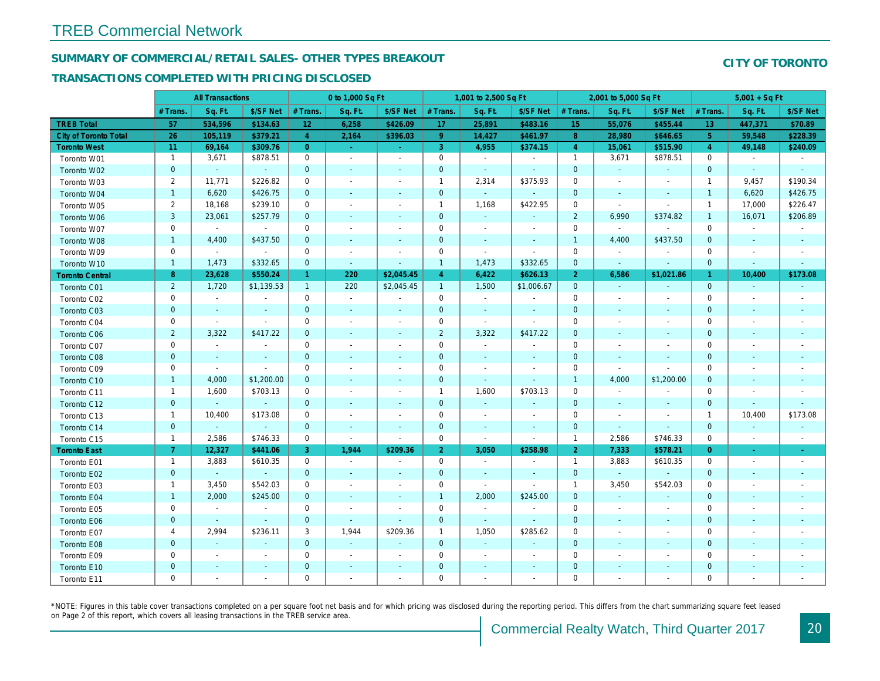# TREB Commercial Network

## SUMMARY OF COMMERCIAL/RETAIL SALES- OTHER TYPES BREAKOUT

## TRANSACTIONS COMPLETED WITH PRICING DISCLOSED

**CITY OF TORONTO**

| | All Transactions | | | 0 to 1,000 Sq Ft | | | 1,001 to 2,500 Sq Ft | | | 2,001 to 5,000 Sq Ft | | | 5,001 + Sq Ft | | |
|---|---|---|---|---|---|---|---|---|---|---|---|---|---|---|---|
| | # Trans. | Sq. Ft. | $/SF Net | # Trans. | Sq. Ft. | $/SF Net | # Trans. | Sq. Ft. | $/SF Net | # Trans. | Sq. Ft. | $/SF Net | # Trans. | Sq. Ft. | $/SF Net |
| **TREB Total** | **57** | **534,596** | **$134.63** | **12** | **6,258** | **$426.09** | **17** | **25,891** | **$483.16** | **15** | **55,076** | **$455.44** | **13** | **447,371** | **$70.89** |
| **City of Toronto Total** | **26** | **105,119** | **$379.21** | **4** | **2,164** | **$396.03** | **9** | **14,427** | **$461.97** | **8** | **28,980** | **$646.65** | **5** | **59,548** | **$228.39** |
| **Toronto West** | **11** | **69,164** | **$309.76** | **0** | **-** | **-** | **3** | **4,955** | **$374.15** | **4** | **15,061** | **$515.90** | **4** | **49,148** | **$240.09** |
| Toronto W01 | 1 | 3,671 | $878.51 | 0 | - | - | 0 | - | - | 1 | 3,671 | $878.51 | 0 | - | - |
| Toronto W02 | 0 | - | - | 0 | - | - | 0 | - | - | 0 | - | - | 0 | - | - |
| Toronto W03 | 2 | 11,771 | $226.82 | 0 | - | - | 1 | 2,314 | $375.93 | 0 | - | - | 1 | 9,457 | $190.34 |
| Toronto W04 | 1 | 6,620 | $426.75 | 0 | - | - | 0 | - | - | 0 | - | - | 1 | 6,620 | $426.75 |
| Toronto W05 | 2 | 18,168 | $239.10 | 0 | - | - | 1 | 1,168 | $422.95 | 0 | - | - | 1 | 17,000 | $226.47 |
| Toronto W06 | 3 | 23,061 | $257.79 | 0 | - | - | 0 | - | - | 2 | 6,990 | $374.82 | 1 | 16,071 | $206.89 |
| Toronto W07 | 0 | - | - | 0 | - | - | 0 | - | - | 0 | - | - | 0 | - | - |
| Toronto W08 | 1 | 4,400 | $437.50 | 0 | - | - | 0 | - | - | 1 | 4,400 | $437.50 | 0 | - | - |
| Toronto W09 | 0 | - | - | 0 | - | - | 0 | - | - | 0 | - | - | 0 | - | - |
| Toronto W10 | 1 | 1,473 | $332.65 | 0 | - | - | 1 | 1,473 | $332.65 | 0 | - | - | 0 | - | - |
| **Toronto Central** | **8** | **23,628** | **$550.24** | **1** | **220** | **$2,045.45** | **4** | **6,422** | **$626.13** | **2** | **6,586** | **$1,021.86** | **1** | **10,400** | **$173.08** |
| Toronto C01 | 2 | 1,720 | $1,139.53 | 1 | 220 | $2,045.45 | 1 | 1,500 | $1,006.67 | 0 | - | - | 0 | - | - |
| Toronto C02 | 0 | - | - | 0 | - | - | 0 | - | - | 0 | - | - | 0 | - | - |
| Toronto C03 | 0 | - | - | 0 | - | - | 0 | - | - | 0 | - | - | 0 | - | - |
| Toronto C04 | 0 | - | - | 0 | - | - | 0 | - | - | 0 | - | - | 0 | - | - |
| Toronto C06 | 2 | 3,322 | $417.22 | 0 | - | - | 2 | 3,322 | $417.22 | 0 | - | - | 0 | - | - |
| Toronto C07 | 0 | - | - | 0 | - | - | 0 | - | - | 0 | - | - | 0 | - | - |
| Toronto C08 | 0 | - | - | 0 | - | - | 0 | - | - | 0 | - | - | 0 | - | - |
| Toronto C09 | 0 | - | - | 0 | - | - | 0 | - | - | 0 | - | - | 0 | - | - |
| Toronto C10 | 1 | 4,000 | $1,200.00 | 0 | - | - | 0 | - | - | 1 | 4,000 | $1,200.00 | 0 | - | - |
| Toronto C11 | 1 | 1,600 | $703.13 | 0 | - | - | 1 | 1,600 | $703.13 | 0 | - | - | 0 | - | - |
| Toronto C12 | 0 | - | - | 0 | - | - | 0 | - | - | 0 | - | - | 0 | - | - |
| Toronto C13 | 1 | 10,400 | $173.08 | 0 | - | - | 0 | - | - | 0 | - | - | 1 | 10,400 | $173.08 |
| Toronto C14 | 0 | - | - | 0 | - | - | 0 | - | - | 0 | - | - | 0 | - | - |
| Toronto C15 | 1 | 2,586 | $746.33 | 0 | - | - | 0 | - | - | 1 | 2,586 | $746.33 | 0 | - | - |
| **Toronto East** | **7** | **12,327** | **$441.06** | **3** | **1,944** | **$209.36** | **2** | **3,050** | **$258.98** | **2** | **7,333** | **$578.21** | **0** | **-** | **-** |
| Toronto E01 | 1 | 3,883 | $610.35 | 0 | - | - | 0 | - | - | 1 | 3,883 | $610.35 | 0 | - | - |
| Toronto E02 | 0 | - | - | 0 | - | - | 0 | - | - | 0 | - | - | 0 | - | - |
| Toronto E03 | 1 | 3,450 | $542.03 | 0 | - | - | 0 | - | - | 1 | 3,450 | $542.03 | 0 | - | - |
| Toronto E04 | 1 | 2,000 | $245.00 | 0 | - | - | 1 | 2,000 | $245.00 | 0 | - | - | 0 | - | - |
| Toronto E05 | 0 | - | - | 0 | - | - | 0 | - | - | 0 | - | - | 0 | - | - |
| Toronto E06 | 0 | - | - | 0 | - | - | 0 | - | - | 0 | - | - | 0 | - | - |
| Toronto E07 | 4 | 2,994 | $236.11 | 3 | 1,944 | $209.36 | 1 | 1,050 | $285.62 | 0 | - | - | 0 | - | - |
| Toronto E08 | 0 | - | - | 0 | - | - | 0 | - | - | 0 | - | - | 0 | - | - |
| Toronto E09 | 0 | - | - | 0 | - | - | 0 | - | - | 0 | - | - | 0 | - | - |
| Toronto E10 | 0 | - | - | 0 | - | - | 0 | - | - | 0 | - | - | 0 | - | - |
| Toronto E11 | 0 | - | - | 0 | - | - | 0 | - | - | 0 | - | - | 0 | - | - |

*NOTE: Figures in this table cover transactions completed on a per square foot net basis and for which pricing was disclosed during the reporting period. This differs from the chart summarizing square feet leased on Page 2 of this report, which covers all leasing transactions in the TREB service area.

Commercial Realty Watch, Third Quarter 2017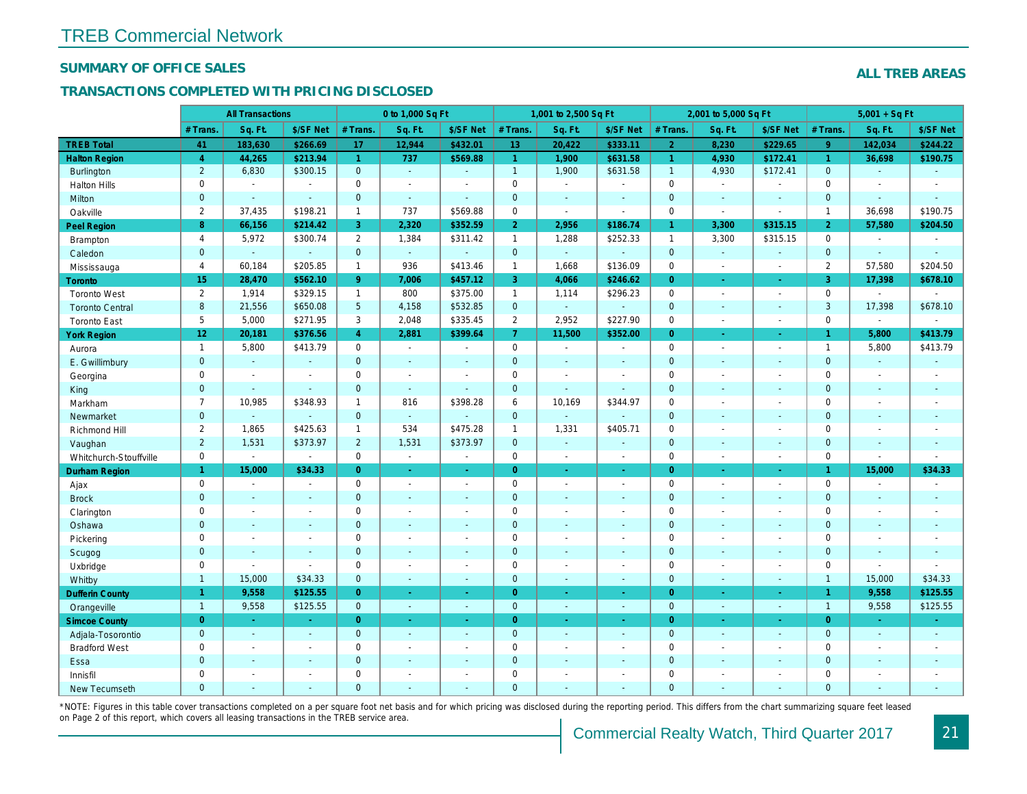# TREB Commercial Network

## SUMMARY OF OFFICE SALES

## TRANSACTIONS COMPLETED WITH PRICING DISCLOSED

**ALL TREB AREAS**

| | All Transactions | | | 0 to 1,000 Sq Ft | | | 1,001 to 2,500 Sq Ft | | | 2,001 to 5,000 Sq Ft | | | 5,001 + Sq Ft | | |
|---|---|---|---|---|---|---|---|---|---|---|---|---|---|---|---|
| | # Trans. | Sq. Ft. | $/SF Net | # Trans. | Sq. Ft. | $/SF Net | # Trans. | Sq. Ft. | $/SF Net | # Trans. | Sq. Ft. | $/SF Net | # Trans. | Sq. Ft. | $/SF Net |
| **TREB Total** | **41** | **183,630** | **$266.69** | **17** | **12,944** | **$432.01** | **13** | **20,422** | **$333.11** | **2** | **8,230** | **$229.65** | **9** | **142,034** | **$244.22** |
| **Halton Region** | **4** | **44,265** | **$213.94** | **1** | **737** | **$569.88** | **1** | **1,900** | **$631.58** | **1** | **4,930** | **$172.41** | **1** | **36,698** | **$190.75** |
| Burlington | 2 | 6,830 | $300.15 | 0 | - | - | 1 | 1,900 | $631.58 | 1 | 4,930 | $172.41 | 0 | - | - |
| Halton Hills | 0 | - | - | 0 | - | - | 0 | - | - | 0 | - | - | 0 | - | - |
| Milton | 0 | - | - | 0 | - | - | 0 | - | - | 0 | - | - | 0 | - | - |
| Oakville | 2 | 37,435 | $198.21 | 1 | 737 | $569.88 | 0 | - | - | 0 | - | - | 1 | 36,698 | $190.75 |
| **Peel Region** | **8** | **66,156** | **$214.42** | **3** | **2,320** | **$352.59** | **2** | **2,956** | **$186.74** | **1** | **3,300** | **$315.15** | **2** | **57,580** | **$204.50** |
| Brampton | 4 | 5,972 | $300.74 | 2 | 1,384 | $311.42 | 1 | 1,288 | $252.33 | 1 | 3,300 | $315.15 | 0 | - | - |
| Caledon | 0 | - | - | 0 | - | - | 0 | - | - | 0 | - | - | 0 | - | - |
| Mississauga | 4 | 60,184 | $205.85 | 1 | 936 | $413.46 | 1 | 1,668 | $136.09 | 0 | - | - | 2 | 57,580 | $204.50 |
| **Toronto** | **15** | **28,470** | **$562.10** | **9** | **7,006** | **$457.12** | **3** | **4,066** | **$246.62** | **0** | **-** | **-** | **3** | **17,398** | **$678.10** |
| Toronto West | 2 | 1,914 | $329.15 | 1 | 800 | $375.00 | 1 | 1,114 | $296.23 | 0 | - | - | 0 | - | - |
| Toronto Central | 8 | 21,556 | $650.08 | 5 | 4,158 | $532.85 | 0 | - | - | 0 | - | - | 3 | 17,398 | $678.10 |
| Toronto East | 5 | 5,000 | $271.95 | 3 | 2,048 | $335.45 | 2 | 2,952 | $227.90 | 0 | - | - | 0 | - | - |
| **York Region** | **12** | **20,181** | **$376.56** | **4** | **2,881** | **$399.64** | **7** | **11,500** | **$352.00** | **0** | **-** | **-** | **1** | **5,800** | **$413.79** |
| Aurora | 1 | 5,800 | $413.79 | 0 | - | - | 0 | - | - | 0 | - | - | 1 | 5,800 | $413.79 |
| E. Gwillimbury | 0 | - | - | 0 | - | - | 0 | - | - | 0 | - | - | 0 | - | - |
| Georgina | 0 | - | - | 0 | - | - | 0 | - | - | 0 | - | - | 0 | - | - |
| King | 0 | - | - | 0 | - | - | 0 | - | - | 0 | - | - | 0 | - | - |
| Markham | 7 | 10,985 | $348.93 | 1 | 816 | $398.28 | 6 | 10,169 | $344.97 | 0 | - | - | 0 | - | - |
| Newmarket | 0 | - | - | 0 | - | - | 0 | - | - | 0 | - | - | 0 | - | - |
| Richmond Hill | 2 | 1,865 | $425.63 | 1 | 534 | $475.28 | 1 | 1,331 | $405.71 | 0 | - | - | 0 | - | - |
| Vaughan | 2 | 1,531 | $373.97 | 2 | 1,531 | $373.97 | 0 | - | - | 0 | - | - | 0 | - | - |
| Whitchurch-Stouffville | 0 | - | - | 0 | - | - | 0 | - | - | 0 | - | - | 0 | - | - |
| **Durham Region** | **1** | **15,000** | **$34.33** | **0** | **-** | **-** | **0** | **-** | **-** | **0** | **-** | **-** | **1** | **15,000** | **$34.33** |
| Ajax | 0 | - | - | 0 | - | - | 0 | - | - | 0 | - | - | 0 | - | - |
| Brock | 0 | - | - | 0 | - | - | 0 | - | - | 0 | - | - | 0 | - | - |
| Clarington | 0 | - | - | 0 | - | - | 0 | - | - | 0 | - | - | 0 | - | - |
| Oshawa | 0 | - | - | 0 | - | - | 0 | - | - | 0 | - | - | 0 | - | - |
| Pickering | 0 | - | - | 0 | - | - | 0 | - | - | 0 | - | - | 0 | - | - |
| Scugog | 0 | - | - | 0 | - | - | 0 | - | - | 0 | - | - | 0 | - | - |
| Uxbridge | 0 | - | - | 0 | - | - | 0 | - | - | 0 | - | - | 0 | - | - |
| Whitby | 1 | 15,000 | $34.33 | 0 | - | - | 0 | - | - | 0 | - | - | 1 | 15,000 | $34.33 |
| **Dufferin County** | **1** | **9,558** | **$125.55** | **0** | **-** | **-** | **0** | **-** | **-** | **0** | **-** | **-** | **1** | **9,558** | **$125.55** |
| Orangeville | 1 | 9,558 | $125.55 | 0 | - | - | 0 | - | - | 0 | - | - | 1 | 9,558 | $125.55 |
| **Simcoe County** | **0** | **-** | **-** | **0** | **-** | **-** | **0** | **-** | **-** | **0** | **-** | **-** | **0** | **-** | **-** |
| Adjala-Tosorontio | 0 | - | - | 0 | - | - | 0 | - | - | 0 | - | - | 0 | - | - |
| Bradford West | 0 | - | - | 0 | - | - | 0 | - | - | 0 | - | - | 0 | - | - |
| Essa | 0 | - | - | 0 | - | - | 0 | - | - | 0 | - | - | 0 | - | - |
| Innisfil | 0 | - | - | 0 | - | - | 0 | - | - | 0 | - | - | 0 | - | - |
| New Tecumseth | 0 | - | - | 0 | - | - | 0 | - | - | 0 | - | - | 0 | - | - |

*NOTE: Figures in this table cover transactions completed on a per square foot net basis and for which pricing was disclosed during the reporting period. This differs from the chart summarizing square feet leased on Page 2 of this report, which covers all leasing transactions in the TREB service area.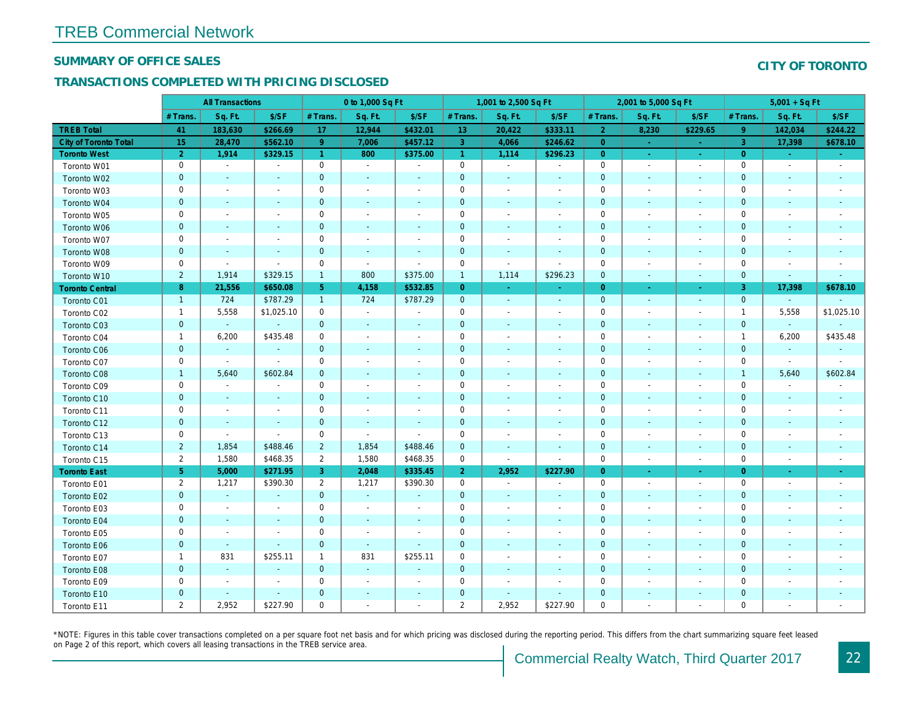# TREB Commercial Network

## SUMMARY OF OFFICE SALES

## TRANSACTIONS COMPLETED WITH PRICING DISCLOSED

## CITY OF TORONTO

| | All Transactions | | | 0 to 1,000 Sq Ft | | | 1,001 to 2,500 Sq Ft | | | 2,001 to 5,000 Sq Ft | | | 5,001 + Sq Ft | | |
|---|---|---|---|---|---|---|---|---|---|---|---|---|---|---|---|
| | # Trans. | Sq. Ft. | $/SF | # Trans. | Sq. Ft. | $/SF | # Trans. | Sq. Ft. | $/SF | # Trans. | Sq. Ft. | $/SF | # Trans. | Sq. Ft. | $/SF |
| **TREB Total** | **41** | **183,630** | **$266.69** | **17** | **12,944** | **$432.01** | **13** | **20,422** | **$333.11** | **2** | **8,230** | **$229.65** | **9** | **142,034** | **$244.22** |
| **City of Toronto Total** | **15** | **28,470** | **$562.10** | **9** | **7,006** | **$457.12** | **3** | **4,066** | **$246.62** | **0** | **-** | **-** | **3** | **17,398** | **$678.10** |
| **Toronto West** | **2** | **1,914** | **$329.15** | **1** | **800** | **$375.00** | **1** | **1,114** | **$296.23** | **0** | **-** | **-** | **0** | **-** | **-** |
| Toronto W01 | 0 | - | - | 0 | - | - | 0 | - | - | 0 | - | - | 0 | - | - |
| Toronto W02 | 0 | - | - | 0 | - | - | 0 | - | - | 0 | - | - | 0 | - | - |
| Toronto W03 | 0 | - | - | 0 | - | - | 0 | - | - | 0 | - | - | 0 | - | - |
| Toronto W04 | 0 | - | - | 0 | - | - | 0 | - | - | 0 | - | - | 0 | - | - |
| Toronto W05 | 0 | - | - | 0 | - | - | 0 | - | - | 0 | - | - | 0 | - | - |
| Toronto W06 | 0 | - | - | 0 | - | - | 0 | - | - | 0 | - | - | 0 | - | - |
| Toronto W07 | 0 | - | - | 0 | - | - | 0 | - | - | 0 | - | - | 0 | - | - |
| Toronto W08 | 0 | - | - | 0 | - | - | 0 | - | - | 0 | - | - | 0 | - | - |
| Toronto W09 | 0 | - | - | 0 | - | - | 0 | - | - | 0 | - | - | 0 | - | - |
| Toronto W10 | 2 | 1,914 | $329.15 | 1 | 800 | $375.00 | 1 | 1,114 | $296.23 | 0 | - | - | 0 | - | - |
| **Toronto Central** | **8** | **21,556** | **$650.08** | **5** | **4,158** | **$532.85** | **0** | **-** | **-** | **0** | **-** | **-** | **3** | **17,398** | **$678.10** |
| Toronto C01 | 1 | 724 | $787.29 | 1 | 724 | $787.29 | 0 | - | - | 0 | - | - | 0 | - | - |
| Toronto C02 | 1 | 5,558 | $1,025.10 | 0 | - | - | 0 | - | - | 0 | - | - | 1 | 5,558 | $1,025.10 |
| Toronto C03 | 0 | - | - | 0 | - | - | 0 | - | - | 0 | - | - | 0 | - | - |
| Toronto C04 | 1 | 6,200 | $435.48 | 0 | - | - | 0 | - | - | 0 | - | - | 1 | 6,200 | $435.48 |
| Toronto C06 | 0 | - | - | 0 | - | - | 0 | - | - | 0 | - | - | 0 | - | - |
| Toronto C07 | 0 | - | - | 0 | - | - | 0 | - | - | 0 | - | - | 0 | - | - |
| Toronto C08 | 1 | 5,640 | $602.84 | 0 | - | - | 0 | - | - | 0 | - | - | 1 | 5,640 | $602.84 |
| Toronto C09 | 0 | - | - | 0 | - | - | 0 | - | - | 0 | - | - | 0 | - | - |
| Toronto C10 | 0 | - | - | 0 | - | - | 0 | - | - | 0 | - | - | 0 | - | - |
| Toronto C11 | 0 | - | - | 0 | - | - | 0 | - | - | 0 | - | - | 0 | - | - |
| Toronto C12 | 0 | - | - | 0 | - | - | 0 | - | - | 0 | - | - | 0 | - | - |
| Toronto C13 | 0 | - | - | 0 | - | - | 0 | - | - | 0 | - | - | 0 | - | - |
| Toronto C14 | 2 | 1,854 | $488.46 | 2 | 1,854 | $488.46 | 0 | - | - | 0 | - | - | 0 | - | - |
| Toronto C15 | 2 | 1,580 | $468.35 | 2 | 1,580 | $468.35 | 0 | - | - | 0 | - | - | 0 | - | - |
| **Toronto East** | **5** | **5,000** | **$271.95** | **3** | **2,048** | **$335.45** | **2** | **2,952** | **$227.90** | **0** | **-** | **-** | **0** | **-** | **-** |
| Toronto E01 | 2 | 1,217 | $390.30 | 2 | 1,217 | $390.30 | 0 | - | - | 0 | - | - | 0 | - | - |
| Toronto E02 | 0 | - | - | 0 | - | - | 0 | - | - | 0 | - | - | 0 | - | - |
| Toronto E03 | 0 | - | - | 0 | - | - | 0 | - | - | 0 | - | - | 0 | - | - |
| Toronto E04 | 0 | - | - | 0 | - | - | 0 | - | - | 0 | - | - | 0 | - | - |
| Toronto E05 | 0 | - | - | 0 | - | - | 0 | - | - | 0 | - | - | 0 | - | - |
| Toronto E06 | 0 | - | - | 0 | - | - | 0 | - | - | 0 | - | - | 0 | - | - |
| Toronto E07 | 1 | 831 | $255.11 | 1 | 831 | $255.11 | 0 | - | - | 0 | - | - | 0 | - | - |
| Toronto E08 | 0 | - | - | 0 | - | - | 0 | - | - | 0 | - | - | 0 | - | - |
| Toronto E09 | 0 | - | - | 0 | - | - | 0 | - | - | 0 | - | - | 0 | - | - |
| Toronto E10 | 0 | - | - | 0 | - | - | 0 | - | - | 0 | - | - | 0 | - | - |
| Toronto E11 | 2 | 2,952 | $227.90 | 0 | - | - | 2 | 2,952 | $227.90 | 0 | - | - | 0 | - | - |

*NOTE: Figures in this table cover transactions completed on a per square foot net basis and for which pricing was disclosed during the reporting period. This differs from the chart summarizing square feet leased on Page 2 of this report, which covers all leasing transactions in the TREB service area.

Commercial Realty Watch, Third Quarter 2017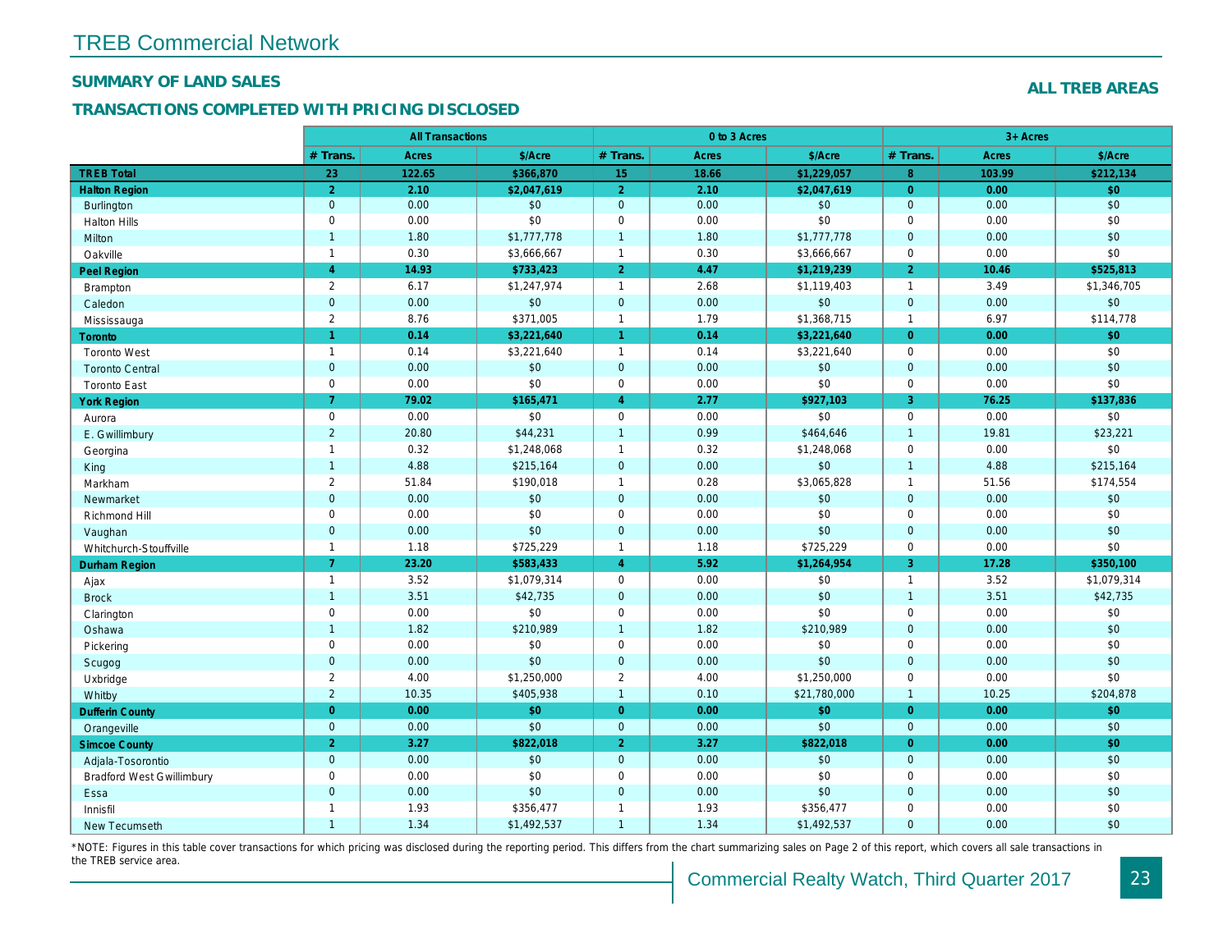# TREB Commercial Network

## SUMMARY OF LAND SALES

## ALL TREB AREAS

### TRANSACTIONS COMPLETED WITH PRICING DISCLOSED

| | All Transactions | | | 0 to 3 Acres | | | 3+ Acres | | |
|---|---|---|---|---|---|---|---|---|---|
| | # Trans. | Acres | $/Acre | # Trans. | Acres | $/Acre | # Trans. | Acres | $/Acre |
| **TREB Total** | **23** | **122.65** | **$366,870** | **15** | **18.66** | **$1,229,057** | **8** | **103.99** | **$212,134** |
| **Halton Region** | **2** | **2.10** | **$2,047,619** | **2** | **2.10** | **$2,047,619** | **0** | **0.00** | **$0** |
| Burlington | 0 | 0.00 | $0 | 0 | 0.00 | $0 | 0 | 0.00 | $0 |
| Halton Hills | 0 | 0.00 | $0 | 0 | 0.00 | $0 | 0 | 0.00 | $0 |
| Milton | 1 | 1.80 | $1,777,778 | 1 | 1.80 | $1,777,778 | 0 | 0.00 | $0 |
| Oakville | 1 | 0.30 | $3,666,667 | 1 | 0.30 | $3,666,667 | 0 | 0.00 | $0 |
| **Peel Region** | **4** | **14.93** | **$733,423** | **2** | **4.47** | **$1,219,239** | **2** | **10.46** | **$525,813** |
| Brampton | 2 | 6.17 | $1,247,974 | 1 | 2.68 | $1,119,403 | 1 | 3.49 | $1,346,705 |
| Caledon | 0 | 0.00 | $0 | 0 | 0.00 | $0 | 0 | 0.00 | $0 |
| Mississauga | 2 | 8.76 | $371,005 | 1 | 1.79 | $1,368,715 | 1 | 6.97 | $114,778 |
| **Toronto** | **1** | **0.14** | **$3,221,640** | **1** | **0.14** | **$3,221,640** | **0** | **0.00** | **$0** |
| Toronto West | 1 | 0.14 | $3,221,640 | 1 | 0.14 | $3,221,640 | 0 | 0.00 | $0 |
| Toronto Central | 0 | 0.00 | $0 | 0 | 0.00 | $0 | 0 | 0.00 | $0 |
| Toronto East | 0 | 0.00 | $0 | 0 | 0.00 | $0 | 0 | 0.00 | $0 |
| **York Region** | **7** | **79.02** | **$165,471** | **4** | **2.77** | **$927,103** | **3** | **76.25** | **$137,836** |
| Aurora | 0 | 0.00 | $0 | 0 | 0.00 | $0 | 0 | 0.00 | $0 |
| E. Gwillimbury | 2 | 20.80 | $44,231 | 1 | 0.99 | $464,646 | 1 | 19.81 | $23,221 |
| Georgina | 1 | 0.32 | $1,248,068 | 1 | 0.32 | $1,248,068 | 0 | 0.00 | $0 |
| King | 1 | 4.88 | $215,164 | 0 | 0.00 | $0 | 1 | 4.88 | $215,164 |
| Markham | 2 | 51.84 | $190,018 | 1 | 0.28 | $3,065,828 | 1 | 51.56 | $174,554 |
| Newmarket | 0 | 0.00 | $0 | 0 | 0.00 | $0 | 0 | 0.00 | $0 |
| Richmond Hill | 0 | 0.00 | $0 | 0 | 0.00 | $0 | 0 | 0.00 | $0 |
| Vaughan | 0 | 0.00 | $0 | 0 | 0.00 | $0 | 0 | 0.00 | $0 |
| Whitchurch-Stouffville | 1 | 1.18 | $725,229 | 1 | 1.18 | $725,229 | 0 | 0.00 | $0 |
| **Durham Region** | **7** | **23.20** | **$583,433** | **4** | **5.92** | **$1,264,954** | **3** | **17.28** | **$350,100** |
| Ajax | 1 | 3.52 | $1,079,314 | 0 | 0.00 | $0 | 1 | 3.52 | $1,079,314 |
| Brock | 1 | 3.51 | $42,735 | 0 | 0.00 | $0 | 1 | 3.51 | $42,735 |
| Clarington | 0 | 0.00 | $0 | 0 | 0.00 | $0 | 0 | 0.00 | $0 |
| Oshawa | 1 | 1.82 | $210,989 | 1 | 1.82 | $210,989 | 0 | 0.00 | $0 |
| Pickering | 0 | 0.00 | $0 | 0 | 0.00 | $0 | 0 | 0.00 | $0 |
| Scugog | 0 | 0.00 | $0 | 0 | 0.00 | $0 | 0 | 0.00 | $0 |
| Uxbridge | 2 | 4.00 | $1,250,000 | 2 | 4.00 | $1,250,000 | 0 | 0.00 | $0 |
| Whitby | 2 | 10.35 | $405,938 | 1 | 0.10 | $21,780,000 | 1 | 10.25 | $204,878 |
| **Dufferin County** | **0** | **0.00** | **$0** | **0** | **0.00** | **$0** | **0** | **0.00** | **$0** |
| Orangeville | 0 | 0.00 | $0 | 0 | 0.00 | $0 | 0 | 0.00 | $0 |
| **Simcoe County** | **2** | **3.27** | **$822,018** | **2** | **3.27** | **$822,018** | **0** | **0.00** | **$0** |
| Adjala-Tosorontio | 0 | 0.00 | $0 | 0 | 0.00 | $0 | 0 | 0.00 | $0 |
| Bradford West Gwillimbury | 0 | 0.00 | $0 | 0 | 0.00 | $0 | 0 | 0.00 | $0 |
| Essa | 0 | 0.00 | $0 | 0 | 0.00 | $0 | 0 | 0.00 | $0 |
| Innisfil | 1 | 1.93 | $356,477 | 1 | 1.93 | $356,477 | 0 | 0.00 | $0 |
| New Tecumseth | 1 | 1.34 | $1,492,537 | 1 | 1.34 | $1,492,537 | 0 | 0.00 | $0 |

*NOTE: Figures in this table cover transactions for which pricing was disclosed during the reporting period. This differs from the chart summarizing sales on Page 2 of this report, which covers all sale transactions in the TREB service area.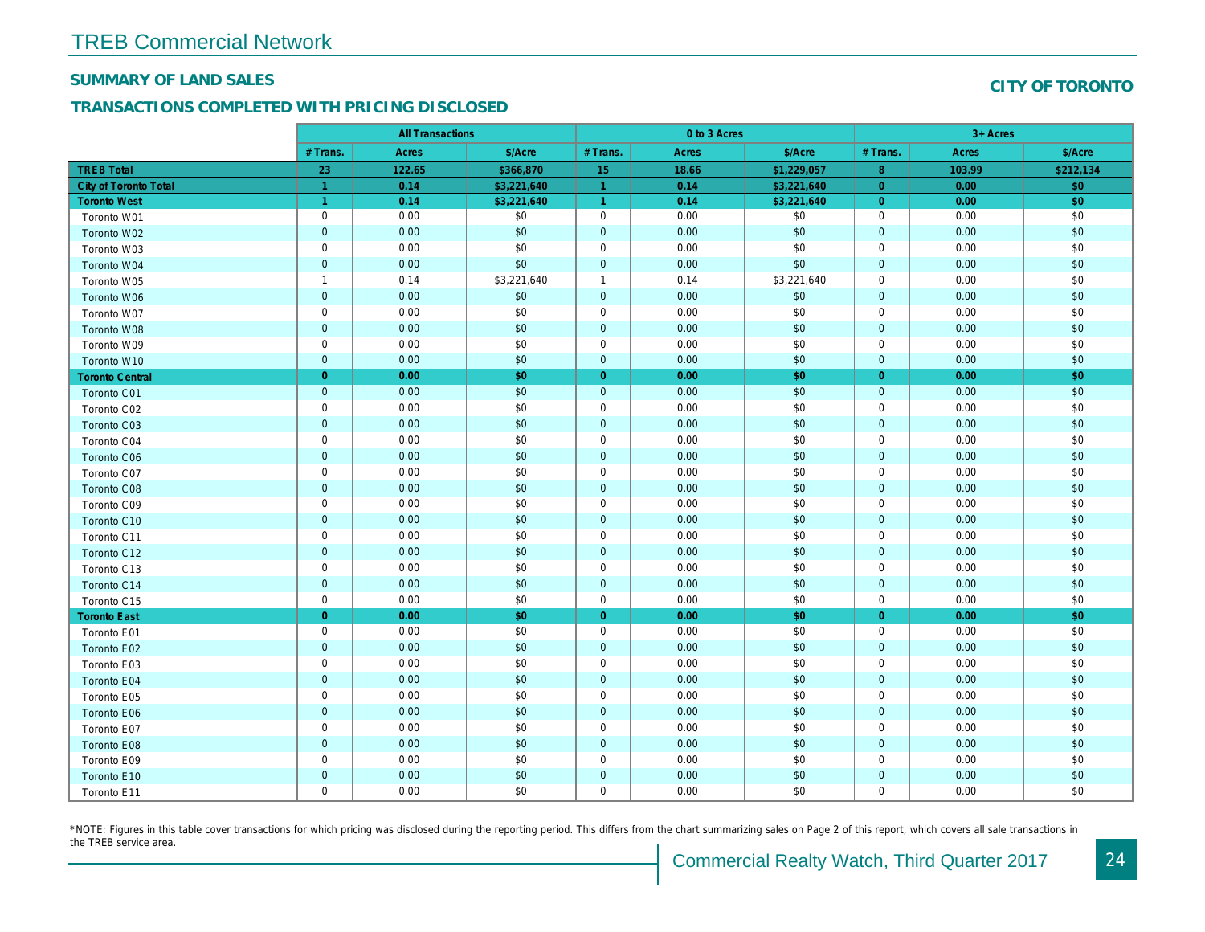## TREB Commercial Network

### SUMMARY OF LAND SALES

**CITY OF TORONTO**

### TRANSACTIONS COMPLETED WITH PRICING DISCLOSED

| | All Transactions | | | 0 to 3 Acres | | | 3+ Acres | | |
|---|---|---|---|---|---|---|---|---|---|
| | # Trans. | Acres | $/Acre | # Trans. | Acres | $/Acre | # Trans. | Acres | $/Acre |
| **TREB Total** | **23** | **122.65** | **$366,870** | **15** | **18.66** | **$1,229,057** | **8** | **103.99** | **$212,134** |
| **City of Toronto Total** | **1** | **0.14** | **$3,221,640** | **1** | **0.14** | **$3,221,640** | **0** | **0.00** | **$0** |
| **Toronto West** | **1** | **0.14** | **$3,221,640** | **1** | **0.14** | **$3,221,640** | **0** | **0.00** | **$0** |
| Toronto W01 | 0 | 0.00 | $0 | 0 | 0.00 | $0 | 0 | 0.00 | $0 |
| Toronto W02 | 0 | 0.00 | $0 | 0 | 0.00 | $0 | 0 | 0.00 | $0 |
| Toronto W03 | 0 | 0.00 | $0 | 0 | 0.00 | $0 | 0 | 0.00 | $0 |
| Toronto W04 | 0 | 0.00 | $0 | 0 | 0.00 | $0 | 0 | 0.00 | $0 |
| Toronto W05 | 1 | 0.14 | $3,221,640 | 1 | 0.14 | $3,221,640 | 0 | 0.00 | $0 |
| Toronto W06 | 0 | 0.00 | $0 | 0 | 0.00 | $0 | 0 | 0.00 | $0 |
| Toronto W07 | 0 | 0.00 | $0 | 0 | 0.00 | $0 | 0 | 0.00 | $0 |
| Toronto W08 | 0 | 0.00 | $0 | 0 | 0.00 | $0 | 0 | 0.00 | $0 |
| Toronto W09 | 0 | 0.00 | $0 | 0 | 0.00 | $0 | 0 | 0.00 | $0 |
| Toronto W10 | 0 | 0.00 | $0 | 0 | 0.00 | $0 | 0 | 0.00 | $0 |
| **Toronto Central** | **0** | **0.00** | **$0** | **0** | **0.00** | **$0** | **0** | **0.00** | **$0** |
| Toronto C01 | 0 | 0.00 | $0 | 0 | 0.00 | $0 | 0 | 0.00 | $0 |
| Toronto C02 | 0 | 0.00 | $0 | 0 | 0.00 | $0 | 0 | 0.00 | $0 |
| Toronto C03 | 0 | 0.00 | $0 | 0 | 0.00 | $0 | 0 | 0.00 | $0 |
| Toronto C04 | 0 | 0.00 | $0 | 0 | 0.00 | $0 | 0 | 0.00 | $0 |
| Toronto C06 | 0 | 0.00 | $0 | 0 | 0.00 | $0 | 0 | 0.00 | $0 |
| Toronto C07 | 0 | 0.00 | $0 | 0 | 0.00 | $0 | 0 | 0.00 | $0 |
| Toronto C08 | 0 | 0.00 | $0 | 0 | 0.00 | $0 | 0 | 0.00 | $0 |
| Toronto C09 | 0 | 0.00 | $0 | 0 | 0.00 | $0 | 0 | 0.00 | $0 |
| Toronto C10 | 0 | 0.00 | $0 | 0 | 0.00 | $0 | 0 | 0.00 | $0 |
| Toronto C11 | 0 | 0.00 | $0 | 0 | 0.00 | $0 | 0 | 0.00 | $0 |
| Toronto C12 | 0 | 0.00 | $0 | 0 | 0.00 | $0 | 0 | 0.00 | $0 |
| Toronto C13 | 0 | 0.00 | $0 | 0 | 0.00 | $0 | 0 | 0.00 | $0 |
| Toronto C14 | 0 | 0.00 | $0 | 0 | 0.00 | $0 | 0 | 0.00 | $0 |
| Toronto C15 | 0 | 0.00 | $0 | 0 | 0.00 | $0 | 0 | 0.00 | $0 |
| **Toronto East** | **0** | **0.00** | **$0** | **0** | **0.00** | **$0** | **0** | **0.00** | **$0** |
| Toronto E01 | 0 | 0.00 | $0 | 0 | 0.00 | $0 | 0 | 0.00 | $0 |
| Toronto E02 | 0 | 0.00 | $0 | 0 | 0.00 | $0 | 0 | 0.00 | $0 |
| Toronto E03 | 0 | 0.00 | $0 | 0 | 0.00 | $0 | 0 | 0.00 | $0 |
| Toronto E04 | 0 | 0.00 | $0 | 0 | 0.00 | $0 | 0 | 0.00 | $0 |
| Toronto E05 | 0 | 0.00 | $0 | 0 | 0.00 | $0 | 0 | 0.00 | $0 |
| Toronto E06 | 0 | 0.00 | $0 | 0 | 0.00 | $0 | 0 | 0.00 | $0 |
| Toronto E07 | 0 | 0.00 | $0 | 0 | 0.00 | $0 | 0 | 0.00 | $0 |
| Toronto E08 | 0 | 0.00 | $0 | 0 | 0.00 | $0 | 0 | 0.00 | $0 |
| Toronto E09 | 0 | 0.00 | $0 | 0 | 0.00 | $0 | 0 | 0.00 | $0 |
| Toronto E10 | 0 | 0.00 | $0 | 0 | 0.00 | $0 | 0 | 0.00 | $0 |
| Toronto E11 | 0 | 0.00 | $0 | 0 | 0.00 | $0 | 0 | 0.00 | $0 |

*NOTE: Figures in this table cover transactions for which pricing was disclosed during the reporting period. This differs from the chart summarizing sales on Page 2 of this report, which covers all sale transactions in the TREB service area.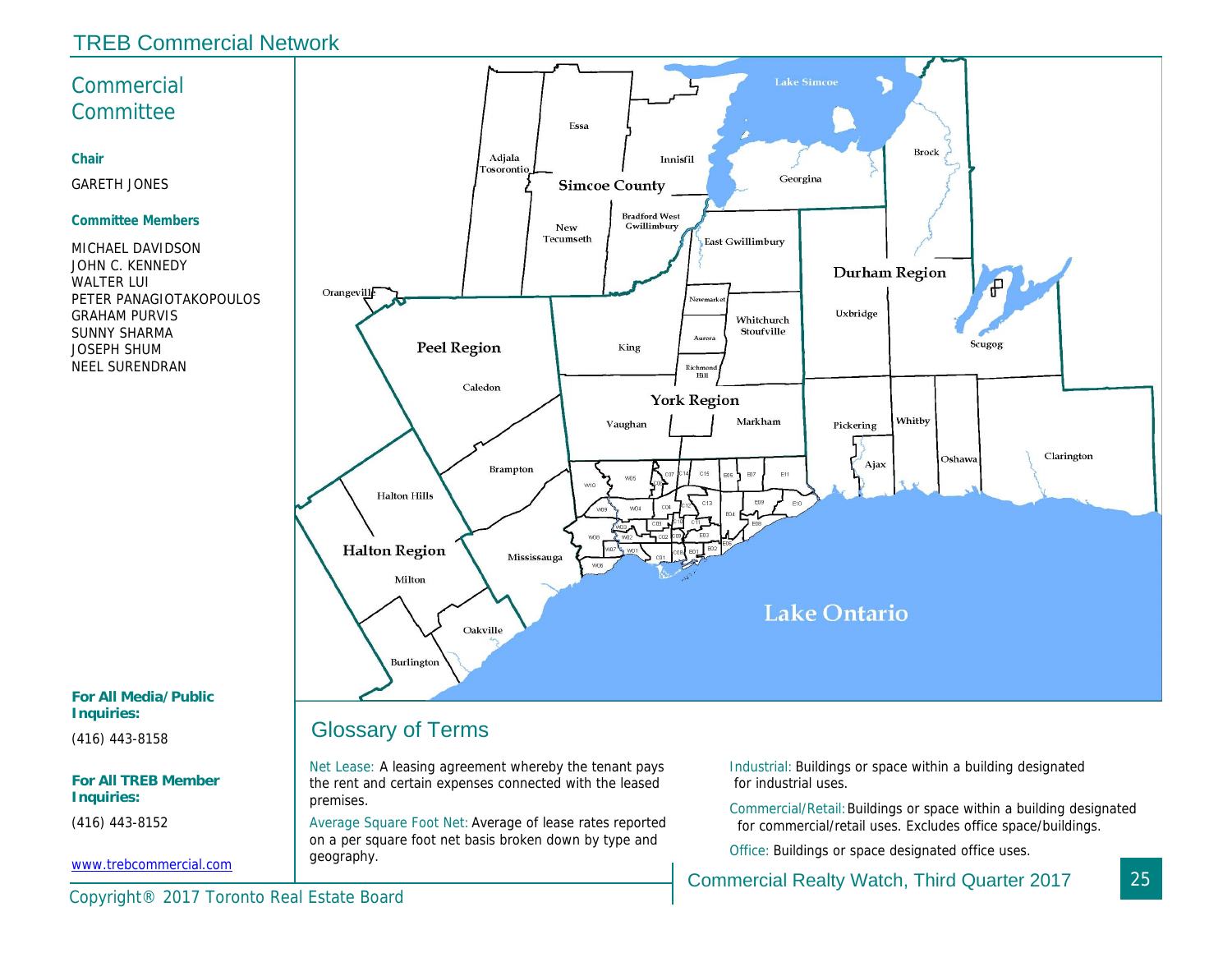# TREB Commercial Network

## Commercial Committee

**Chair**

GARETH JONES

**Committee Members**

MICHAEL DAVIDSON
JOHN C. KENNEDY
WALTER LUI
PETER PANAGIOTAKOPOULOS
GRAHAM PURVIS
SUNNY SHARMA
JOSEPH SHUM
NEEL SURENDRAN

**For All Media/Public Inquiries:**

(416) 443-8158

**For All TREB Member Inquiries:**

(416) 443-8152

www.trebcommercial.com

Lake Simcoe
Essa
Adjala Tosorontio
Innisfil
Simcoe County
Brock
Georgina
New Tecumseth
Bradford West Gwillimbury
East Gwillimbury
Durham Region
Orangeville
Uxbridge
Newmarket
Whitchurch Stoufville
Aurora
Scugog
Peel Region
King
Richmond Hill
Caledon
York Region
Vaughan
Markham
Pickering
Whitby
Oshawa
Clarington
Ajax
Brampton
Halton Hills
Halton Region
Mississauga
Milton
Oakville
Burlington
Lake Ontario
W10 W05 W09 W04 W03 W06 W02 W07 W01 W08
C07 C14 C15 C06 C04 C12 C13 C03 C10 C11 C02 C09 C01 C08
E05 E07 E11 E09 E10 E04 E08 E03 E06 E02 E01

## Glossary of Terms

Net Lease: A leasing agreement whereby the tenant pays the rent and certain expenses connected with the leased premises.

Average Square Foot Net: Average of lease rates reported on a per square foot net basis broken down by type and geography.

Industrial: Buildings or space within a building designated for industrial uses.

Commercial/Retail: Buildings or space within a building designated for commercial/retail uses. Excludes office space/buildings.

Office: Buildings or space designated office uses.

Copyright® 2017 Toronto Real Estate Board